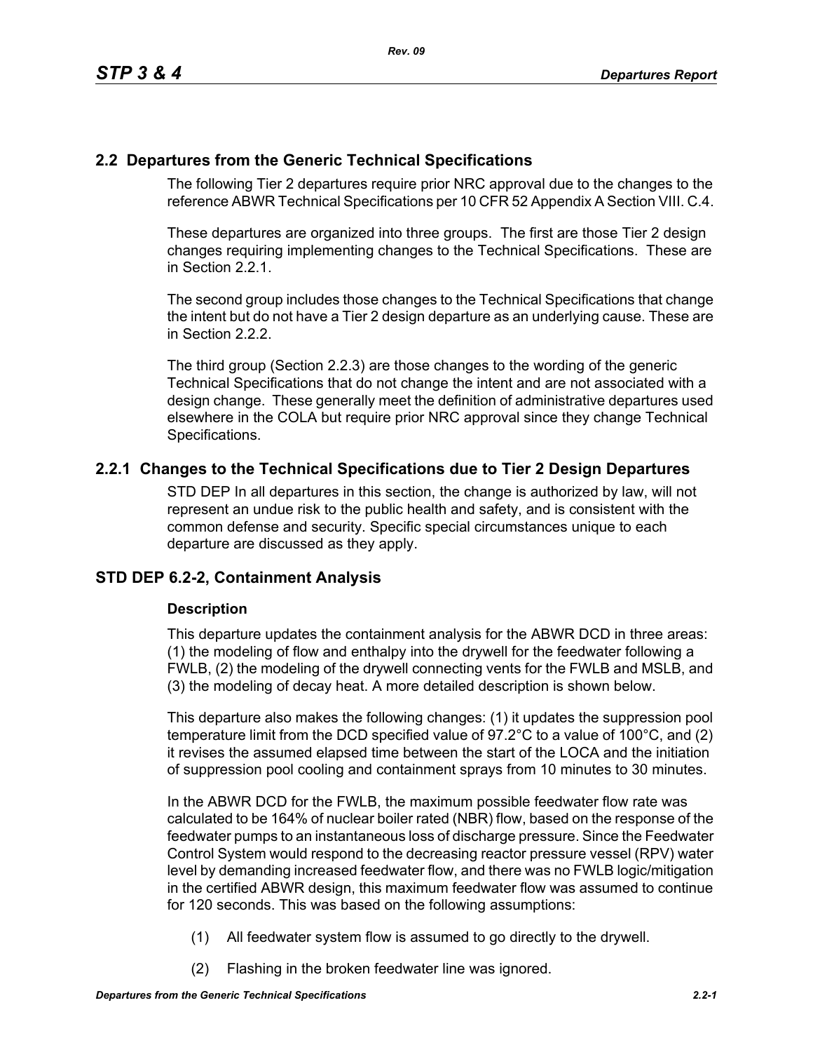## 2.2 Departures from the Generic Technical Specifications

The following Tier 2 departures require prior NRC approval due to the changes to the reference ABWR Technical Specifications per 10 CFR 52 Appendix A Section VIII. C.4.

These departures are organized into three groups. The first are those Tier 2 design changes requiring implementing changes to the Technical Specifications. These are in Section 2.2.1.

The second group includes those changes to the Technical Specifications that change the intent but do not have a Tier 2 design departure as an underlying cause. These are in Section 2.2.2.

The third group (Section 2.2.3) are those changes to the wording of the generic Technical Specifications that do not change the intent and are not associated with a design change. These generally meet the definition of administrative departures used elsewhere in the COLA but require prior NRC approval since they change Technical Specifications.

### 2.2.1 Changes to the Technical Specifications due to Tier 2 Design Departures

STD DEP In all departures in this section, the change is authorized by law, will not represent an undue risk to the public health and safety, and is consistent with the common defense and security. Specific special circumstances unique to each departure are discussed as they apply.

### STD DEP 6.2-2, Containment Analysis

**Description**

This departure updates the containment analysis for the ABWR DCD in three areas: (1) the modeling of flow and enthalpy into the drywell for the feedwater following a FWLB, (2) the modeling of the drywell connecting vents for the FWLB and MSLB, and (3) the modeling of decay heat. A more detailed description is shown below.

This departure also makes the following changes: (1) it updates the suppression pool temperature limit from the DCD specified value of 97.2°C to a value of 100°C, and (2) it revises the assumed elapsed time between the start of the LOCA and the initiation of suppression pool cooling and containment sprays from 10 minutes to 30 minutes.

In the ABWR DCD for the FWLB, the maximum possible feedwater flow rate was calculated to be 164% of nuclear boiler rated (NBR) flow, based on the response of the feedwater pumps to an instantaneous loss of discharge pressure. Since the Feedwater Control System would respond to the decreasing reactor pressure vessel (RPV) water level by demanding increased feedwater flow, and there was no FWLB logic/mitigation in the certified ABWR design, this maximum feedwater flow was assumed to continue for 120 seconds. This was based on the following assumptions:

(1) All feedwater system flow is assumed to go directly to the drywell.

(2) Flashing in the broken feedwater line was ignored.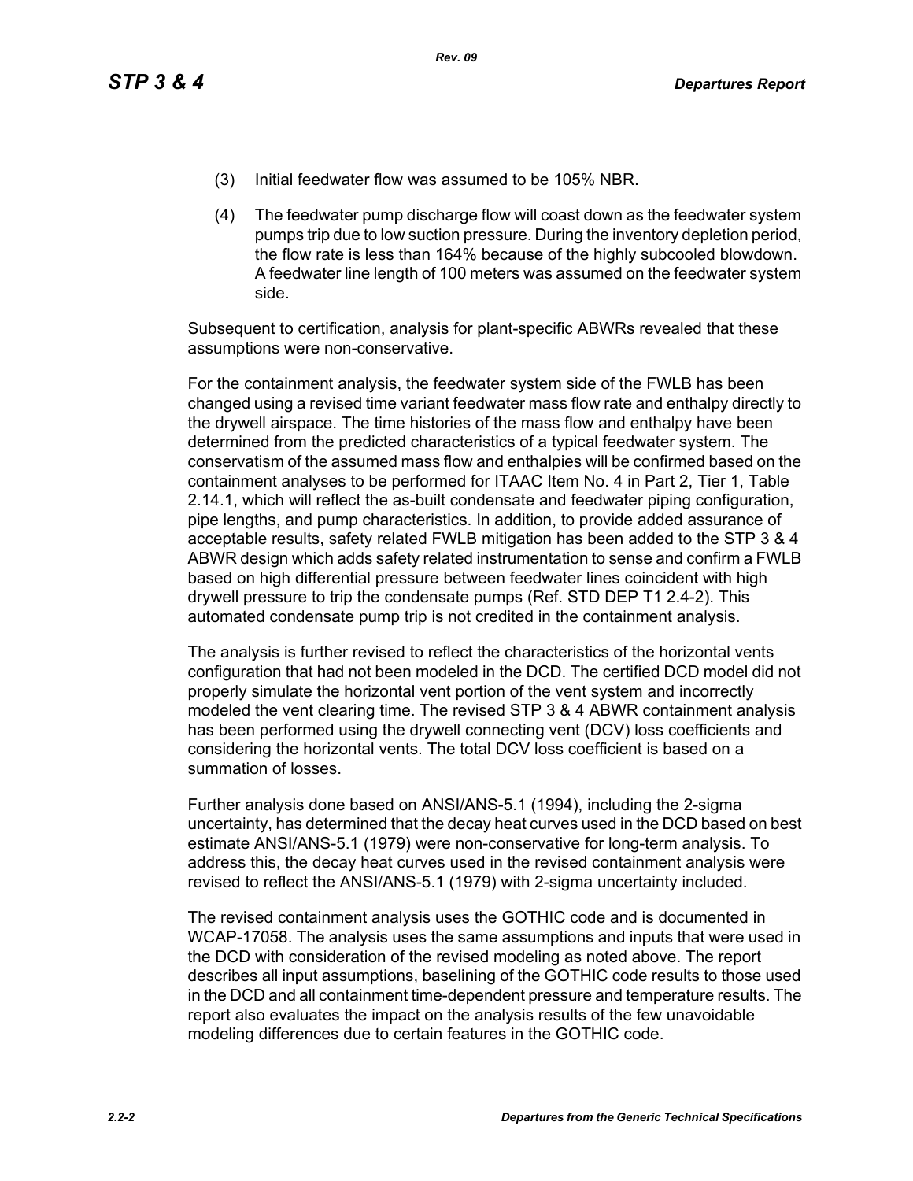(3) Initial feedwater flow was assumed to be 105% NBR.

(4) The feedwater pump discharge flow will coast down as the feedwater system pumps trip due to low suction pressure. During the inventory depletion period, the flow rate is less than 164% because of the highly subcooled blowdown. A feedwater line length of 100 meters was assumed on the feedwater system side.

Subsequent to certification, analysis for plant-specific ABWRs revealed that these assumptions were non-conservative.

For the containment analysis, the feedwater system side of the FWLB has been changed using a revised time variant feedwater mass flow rate and enthalpy directly to the drywell airspace. The time histories of the mass flow and enthalpy have been determined from the predicted characteristics of a typical feedwater system. The conservatism of the assumed mass flow and enthalpies will be confirmed based on the containment analyses to be performed for ITAAC Item No. 4 in Part 2, Tier 1, Table 2.14.1, which will reflect the as-built condensate and feedwater piping configuration, pipe lengths, and pump characteristics. In addition, to provide added assurance of acceptable results, safety related FWLB mitigation has been added to the STP 3 & 4 ABWR design which adds safety related instrumentation to sense and confirm a FWLB based on high differential pressure between feedwater lines coincident with high drywell pressure to trip the condensate pumps (Ref. STD DEP T1 2.4-2). This automated condensate pump trip is not credited in the containment analysis.

The analysis is further revised to reflect the characteristics of the horizontal vents configuration that had not been modeled in the DCD. The certified DCD model did not properly simulate the horizontal vent portion of the vent system and incorrectly modeled the vent clearing time. The revised STP 3 & 4 ABWR containment analysis has been performed using the drywell connecting vent (DCV) loss coefficients and considering the horizontal vents. The total DCV loss coefficient is based on a summation of losses.

Further analysis done based on ANSI/ANS-5.1 (1994), including the 2-sigma uncertainty, has determined that the decay heat curves used in the DCD based on best estimate ANSI/ANS-5.1 (1979) were non-conservative for long-term analysis. To address this, the decay heat curves used in the revised containment analysis were revised to reflect the ANSI/ANS-5.1 (1979) with 2-sigma uncertainty included.

The revised containment analysis uses the GOTHIC code and is documented in WCAP-17058. The analysis uses the same assumptions and inputs that were used in the DCD with consideration of the revised modeling as noted above. The report describes all input assumptions, baselining of the GOTHIC code results to those used in the DCD and all containment time-dependent pressure and temperature results. The report also evaluates the impact on the analysis results of the few unavoidable modeling differences due to certain features in the GOTHIC code.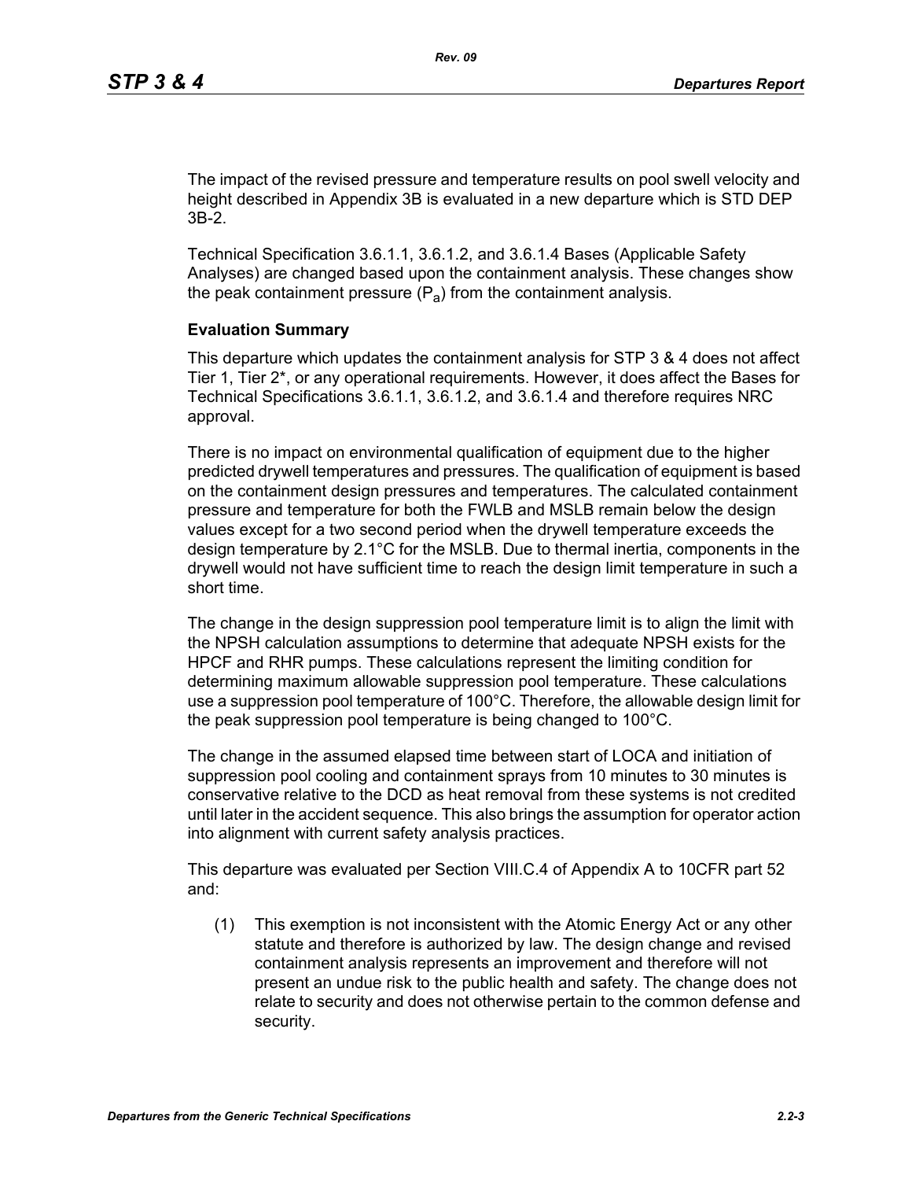The impact of the revised pressure and temperature results on pool swell velocity and height described in Appendix 3B is evaluated in a new departure which is STD DEP 3B-2.

Technical Specification 3.6.1.1, 3.6.1.2, and 3.6.1.4 Bases (Applicable Safety Analyses) are changed based upon the containment analysis. These changes show the peak containment pressure ($P_a$) from the containment analysis.

**Evaluation Summary**

This departure which updates the containment analysis for STP 3 & 4 does not affect Tier 1, Tier 2*, or any operational requirements. However, it does affect the Bases for Technical Specifications 3.6.1.1, 3.6.1.2, and 3.6.1.4 and therefore requires NRC approval.

There is no impact on environmental qualification of equipment due to the higher predicted drywell temperatures and pressures. The qualification of equipment is based on the containment design pressures and temperatures. The calculated containment pressure and temperature for both the FWLB and MSLB remain below the design values except for a two second period when the drywell temperature exceeds the design temperature by 2.1°C for the MSLB. Due to thermal inertia, components in the drywell would not have sufficient time to reach the design limit temperature in such a short time.

The change in the design suppression pool temperature limit is to align the limit with the NPSH calculation assumptions to determine that adequate NPSH exists for the HPCF and RHR pumps. These calculations represent the limiting condition for determining maximum allowable suppression pool temperature. These calculations use a suppression pool temperature of 100°C. Therefore, the allowable design limit for the peak suppression pool temperature is being changed to 100°C.

The change in the assumed elapsed time between start of LOCA and initiation of suppression pool cooling and containment sprays from 10 minutes to 30 minutes is conservative relative to the DCD as heat removal from these systems is not credited until later in the accident sequence. This also brings the assumption for operator action into alignment with current safety analysis practices.

This departure was evaluated per Section VIII.C.4 of Appendix A to 10CFR part 52 and:

(1) This exemption is not inconsistent with the Atomic Energy Act or any other statute and therefore is authorized by law. The design change and revised containment analysis represents an improvement and therefore will not present an undue risk to the public health and safety. The change does not relate to security and does not otherwise pertain to the common defense and security.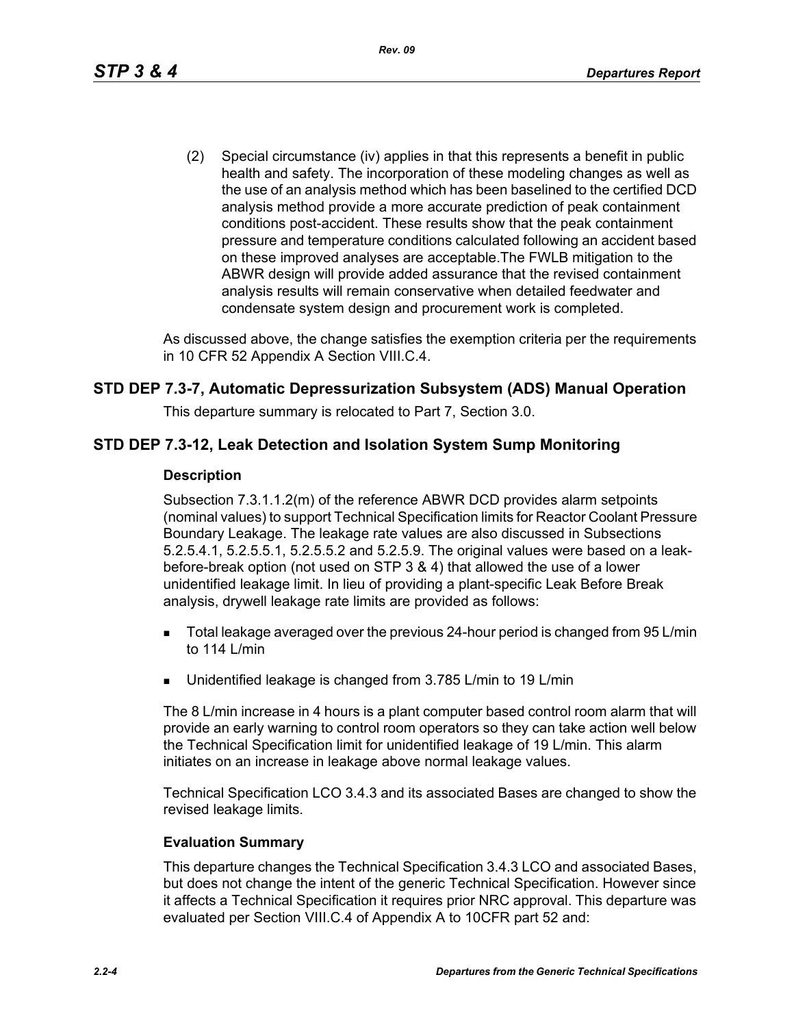(2) Special circumstance (iv) applies in that this represents a benefit in public health and safety. The incorporation of these modeling changes as well as the use of an analysis method which has been baselined to the certified DCD analysis method provide a more accurate prediction of peak containment conditions post-accident. These results show that the peak containment pressure and temperature conditions calculated following an accident based on these improved analyses are acceptable.The FWLB mitigation to the ABWR design will provide added assurance that the revised containment analysis results will remain conservative when detailed feedwater and condensate system design and procurement work is completed.

As discussed above, the change satisfies the exemption criteria per the requirements in 10 CFR 52 Appendix A Section VIII.C.4.

## STD DEP 7.3-7, Automatic Depressurization Subsystem (ADS) Manual Operation

This departure summary is relocated to Part 7, Section 3.0.

## STD DEP 7.3-12, Leak Detection and Isolation System Sump Monitoring

### Description

Subsection 7.3.1.1.2(m) of the reference ABWR DCD provides alarm setpoints (nominal values) to support Technical Specification limits for Reactor Coolant Pressure Boundary Leakage. The leakage rate values are also discussed in Subsections 5.2.5.4.1, 5.2.5.5.1, 5.2.5.5.2 and 5.2.5.9. The original values were based on a leak-before-break option (not used on STP 3 & 4) that allowed the use of a lower unidentified leakage limit. In lieu of providing a plant-specific Leak Before Break analysis, drywell leakage rate limits are provided as follows:

- Total leakage averaged over the previous 24-hour period is changed from 95 L/min to 114 L/min
- Unidentified leakage is changed from 3.785 L/min to 19 L/min

The 8 L/min increase in 4 hours is a plant computer based control room alarm that will provide an early warning to control room operators so they can take action well below the Technical Specification limit for unidentified leakage of 19 L/min. This alarm initiates on an increase in leakage above normal leakage values.

Technical Specification LCO 3.4.3 and its associated Bases are changed to show the revised leakage limits.

### Evaluation Summary

This departure changes the Technical Specification 3.4.3 LCO and associated Bases, but does not change the intent of the generic Technical Specification. However since it affects a Technical Specification it requires prior NRC approval. This departure was evaluated per Section VIII.C.4 of Appendix A to 10CFR part 52 and: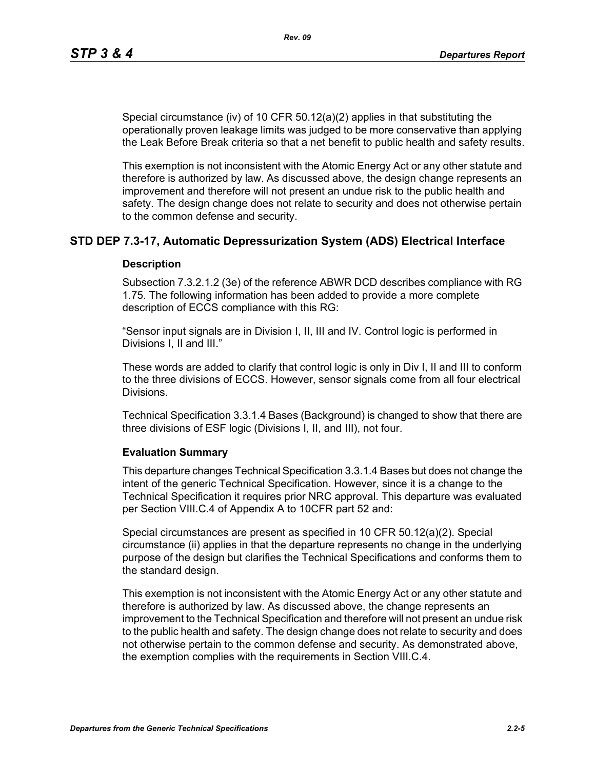Special circumstance (iv) of 10 CFR 50.12(a)(2) applies in that substituting the operationally proven leakage limits was judged to be more conservative than applying the Leak Before Break criteria so that a net benefit to public health and safety results.

This exemption is not inconsistent with the Atomic Energy Act or any other statute and therefore is authorized by law. As discussed above, the design change represents an improvement and therefore will not present an undue risk to the public health and safety. The design change does not relate to security and does not otherwise pertain to the common defense and security.

## STD DEP 7.3-17, Automatic Depressurization System (ADS) Electrical Interface

### Description

Subsection 7.3.2.1.2 (3e) of the reference ABWR DCD describes compliance with RG 1.75. The following information has been added to provide a more complete description of ECCS compliance with this RG:

"Sensor input signals are in Division I, II, III and IV. Control logic is performed in Divisions I, II and III."

These words are added to clarify that control logic is only in Div I, II and III to conform to the three divisions of ECCS. However, sensor signals come from all four electrical Divisions.

Technical Specification 3.3.1.4 Bases (Background) is changed to show that there are three divisions of ESF logic (Divisions I, II, and III), not four.

### Evaluation Summary

This departure changes Technical Specification 3.3.1.4 Bases but does not change the intent of the generic Technical Specification. However, since it is a change to the Technical Specification it requires prior NRC approval. This departure was evaluated per Section VIII.C.4 of Appendix A to 10CFR part 52 and:

Special circumstances are present as specified in 10 CFR 50.12(a)(2). Special circumstance (ii) applies in that the departure represents no change in the underlying purpose of the design but clarifies the Technical Specifications and conforms them to the standard design.

This exemption is not inconsistent with the Atomic Energy Act or any other statute and therefore is authorized by law. As discussed above, the change represents an improvement to the Technical Specification and therefore will not present an undue risk to the public health and safety. The design change does not relate to security and does not otherwise pertain to the common defense and security. As demonstrated above, the exemption complies with the requirements in Section VIII.C.4.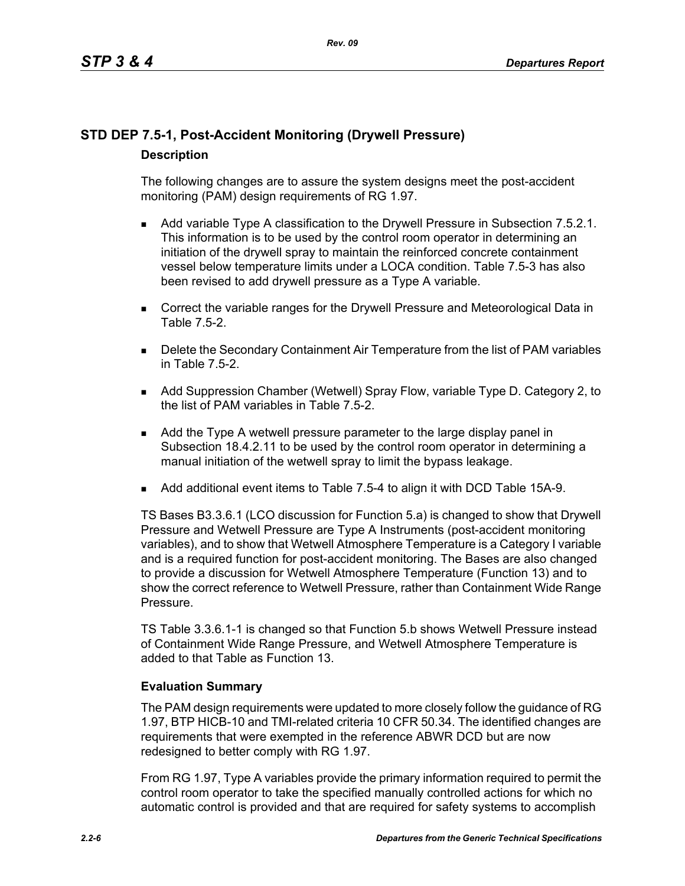## STD DEP 7.5-1, Post-Accident Monitoring (Drywell Pressure)

### Description

The following changes are to assure the system designs meet the post-accident monitoring (PAM) design requirements of RG 1.97.

- Add variable Type A classification to the Drywell Pressure in Subsection 7.5.2.1. This information is to be used by the control room operator in determining an initiation of the drywell spray to maintain the reinforced concrete containment vessel below temperature limits under a LOCA condition. Table 7.5-3 has also been revised to add drywell pressure as a Type A variable.
- Correct the variable ranges for the Drywell Pressure and Meteorological Data in Table 7.5-2.
- Delete the Secondary Containment Air Temperature from the list of PAM variables in Table 7.5-2.
- Add Suppression Chamber (Wetwell) Spray Flow, variable Type D. Category 2, to the list of PAM variables in Table 7.5-2.
- Add the Type A wetwell pressure parameter to the large display panel in Subsection 18.4.2.11 to be used by the control room operator in determining a manual initiation of the wetwell spray to limit the bypass leakage.
- Add additional event items to Table 7.5-4 to align it with DCD Table 15A-9.

TS Bases B3.3.6.1 (LCO discussion for Function 5.a) is changed to show that Drywell Pressure and Wetwell Pressure are Type A Instruments (post-accident monitoring variables), and to show that Wetwell Atmosphere Temperature is a Category I variable and is a required function for post-accident monitoring. The Bases are also changed to provide a discussion for Wetwell Atmosphere Temperature (Function 13) and to show the correct reference to Wetwell Pressure, rather than Containment Wide Range Pressure.

TS Table 3.3.6.1-1 is changed so that Function 5.b shows Wetwell Pressure instead of Containment Wide Range Pressure, and Wetwell Atmosphere Temperature is added to that Table as Function 13.

### Evaluation Summary

The PAM design requirements were updated to more closely follow the guidance of RG 1.97, BTP HICB-10 and TMI-related criteria 10 CFR 50.34. The identified changes are requirements that were exempted in the reference ABWR DCD but are now redesigned to better comply with RG 1.97.

From RG 1.97, Type A variables provide the primary information required to permit the control room operator to take the specified manually controlled actions for which no automatic control is provided and that are required for safety systems to accomplish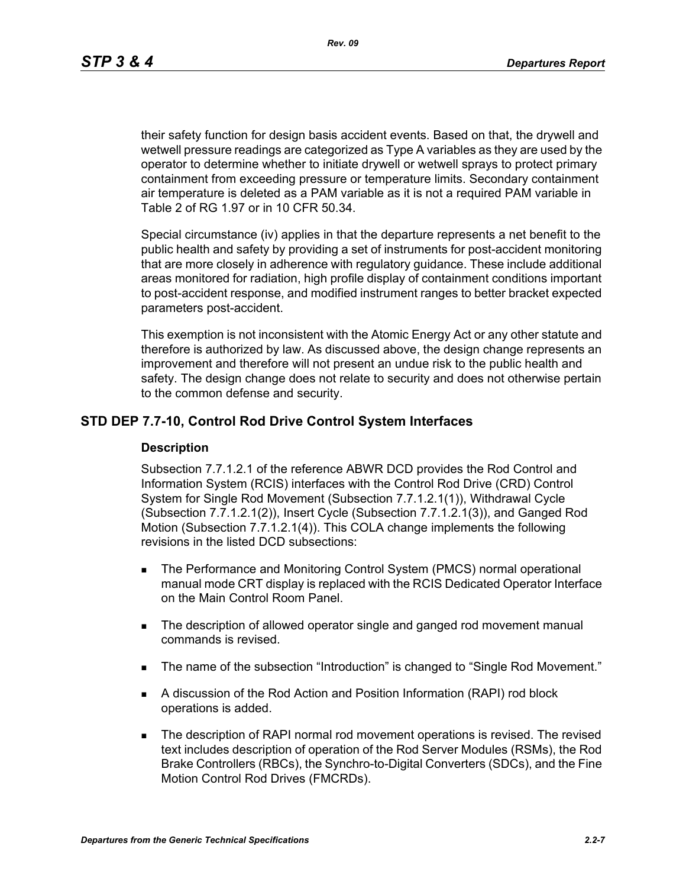their safety function for design basis accident events. Based on that, the drywell and wetwell pressure readings are categorized as Type A variables as they are used by the operator to determine whether to initiate drywell or wetwell sprays to protect primary containment from exceeding pressure or temperature limits. Secondary containment air temperature is deleted as a PAM variable as it is not a required PAM variable in Table 2 of RG 1.97 or in 10 CFR 50.34.

Special circumstance (iv) applies in that the departure represents a net benefit to the public health and safety by providing a set of instruments for post-accident monitoring that are more closely in adherence with regulatory guidance. These include additional areas monitored for radiation, high profile display of containment conditions important to post-accident response, and modified instrument ranges to better bracket expected parameters post-accident.

This exemption is not inconsistent with the Atomic Energy Act or any other statute and therefore is authorized by law. As discussed above, the design change represents an improvement and therefore will not present an undue risk to the public health and safety. The design change does not relate to security and does not otherwise pertain to the common defense and security.

## STD DEP 7.7-10, Control Rod Drive Control System Interfaces

### Description

Subsection 7.7.1.2.1 of the reference ABWR DCD provides the Rod Control and Information System (RCIS) interfaces with the Control Rod Drive (CRD) Control System for Single Rod Movement (Subsection 7.7.1.2.1(1)), Withdrawal Cycle (Subsection 7.7.1.2.1(2)), Insert Cycle (Subsection 7.7.1.2.1(3)), and Ganged Rod Motion (Subsection 7.7.1.2.1(4)). This COLA change implements the following revisions in the listed DCD subsections:

- The Performance and Monitoring Control System (PMCS) normal operational manual mode CRT display is replaced with the RCIS Dedicated Operator Interface on the Main Control Room Panel.
- The description of allowed operator single and ganged rod movement manual commands is revised.
- The name of the subsection “Introduction” is changed to “Single Rod Movement.”
- A discussion of the Rod Action and Position Information (RAPI) rod block operations is added.
- The description of RAPI normal rod movement operations is revised. The revised text includes description of operation of the Rod Server Modules (RSMs), the Rod Brake Controllers (RBCs), the Synchro-to-Digital Converters (SDCs), and the Fine Motion Control Rod Drives (FMCRDs).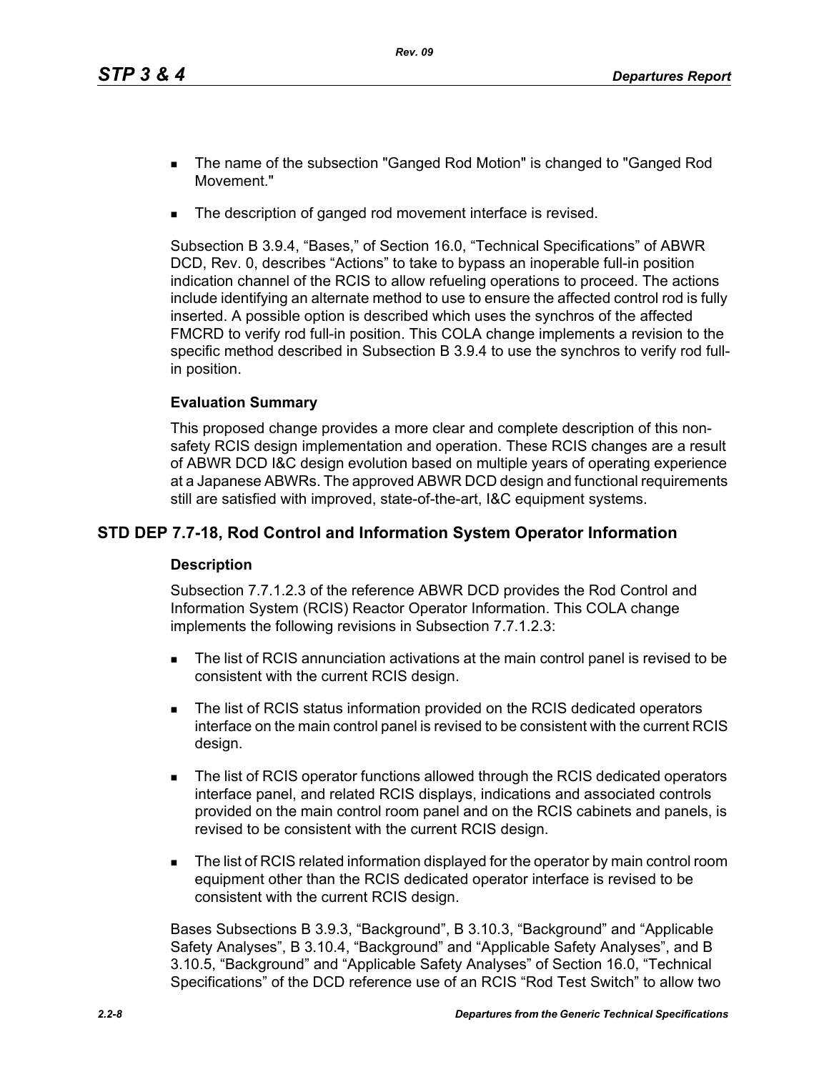- The name of the subsection "Ganged Rod Motion" is changed to "Ganged Rod Movement."
- The description of ganged rod movement interface is revised.

Subsection B 3.9.4, "Bases," of Section 16.0, "Technical Specifications" of ABWR DCD, Rev. 0, describes "Actions" to take to bypass an inoperable full-in position indication channel of the RCIS to allow refueling operations to proceed. The actions include identifying an alternate method to use to ensure the affected control rod is fully inserted. A possible option is described which uses the synchros of the affected FMCRD to verify rod full-in position. This COLA change implements a revision to the specific method described in Subsection B 3.9.4 to use the synchros to verify rod full-in position.

**Evaluation Summary**

This proposed change provides a more clear and complete description of this non-safety RCIS design implementation and operation. These RCIS changes are a result of ABWR DCD I&C design evolution based on multiple years of operating experience at a Japanese ABWRs. The approved ABWR DCD design and functional requirements still are satisfied with improved, state-of-the-art, I&C equipment systems.

## STD DEP 7.7-18, Rod Control and Information System Operator Information

**Description**

Subsection 7.7.1.2.3 of the reference ABWR DCD provides the Rod Control and Information System (RCIS) Reactor Operator Information. This COLA change implements the following revisions in Subsection 7.7.1.2.3:

- The list of RCIS annunciation activations at the main control panel is revised to be consistent with the current RCIS design.
- The list of RCIS status information provided on the RCIS dedicated operators interface on the main control panel is revised to be consistent with the current RCIS design.
- The list of RCIS operator functions allowed through the RCIS dedicated operators interface panel, and related RCIS displays, indications and associated controls provided on the main control room panel and on the RCIS cabinets and panels, is revised to be consistent with the current RCIS design.
- The list of RCIS related information displayed for the operator by main control room equipment other than the RCIS dedicated operator interface is revised to be consistent with the current RCIS design.

Bases Subsections B 3.9.3, "Background", B 3.10.3, "Background" and "Applicable Safety Analyses", B 3.10.4, "Background" and "Applicable Safety Analyses", and B 3.10.5, "Background" and "Applicable Safety Analyses" of Section 16.0, "Technical Specifications" of the DCD reference use of an RCIS "Rod Test Switch" to allow two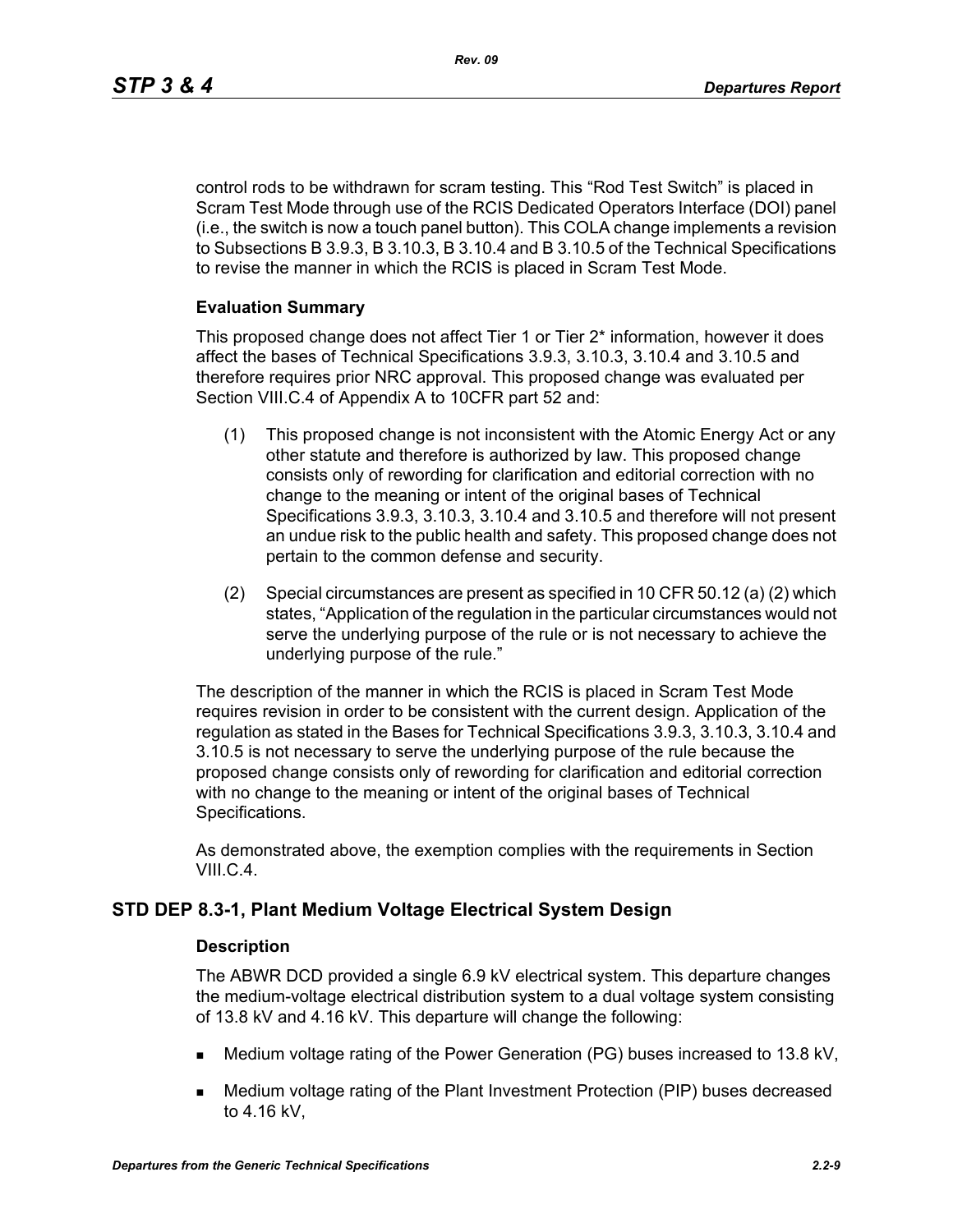control rods to be withdrawn for scram testing. This “Rod Test Switch” is placed in Scram Test Mode through use of the RCIS Dedicated Operators Interface (DOI) panel (i.e., the switch is now a touch panel button). This COLA change implements a revision to Subsections B 3.9.3, B 3.10.3, B 3.10.4 and B 3.10.5 of the Technical Specifications to revise the manner in which the RCIS is placed in Scram Test Mode.

### Evaluation Summary

This proposed change does not affect Tier 1 or Tier 2* information, however it does affect the bases of Technical Specifications 3.9.3, 3.10.3, 3.10.4 and 3.10.5 and therefore requires prior NRC approval. This proposed change was evaluated per Section VIII.C.4 of Appendix A to 10CFR part 52 and:

(1) This proposed change is not inconsistent with the Atomic Energy Act or any other statute and therefore is authorized by law. This proposed change consists only of rewording for clarification and editorial correction with no change to the meaning or intent of the original bases of Technical Specifications 3.9.3, 3.10.3, 3.10.4 and 3.10.5 and therefore will not present an undue risk to the public health and safety. This proposed change does not pertain to the common defense and security.

(2) Special circumstances are present as specified in 10 CFR 50.12 (a) (2) which states, “Application of the regulation in the particular circumstances would not serve the underlying purpose of the rule or is not necessary to achieve the underlying purpose of the rule.”

The description of the manner in which the RCIS is placed in Scram Test Mode requires revision in order to be consistent with the current design. Application of the regulation as stated in the Bases for Technical Specifications 3.9.3, 3.10.3, 3.10.4 and 3.10.5 is not necessary to serve the underlying purpose of the rule because the proposed change consists only of rewording for clarification and editorial correction with no change to the meaning or intent of the original bases of Technical Specifications.

As demonstrated above, the exemption complies with the requirements in Section VIII.C.4.

## STD DEP 8.3-1, Plant Medium Voltage Electrical System Design

### Description

The ABWR DCD provided a single 6.9 kV electrical system. This departure changes the medium-voltage electrical distribution system to a dual voltage system consisting of 13.8 kV and 4.16 kV. This departure will change the following:

- Medium voltage rating of the Power Generation (PG) buses increased to 13.8 kV,
- Medium voltage rating of the Plant Investment Protection (PIP) buses decreased to 4.16 kV,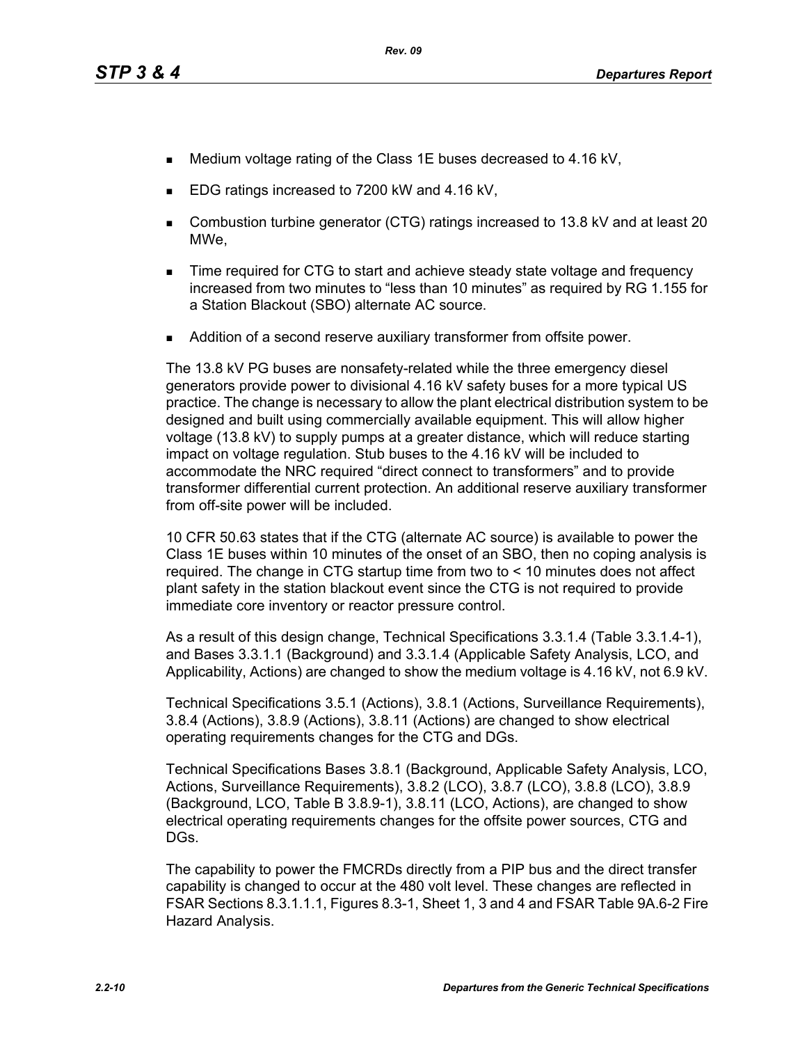- Medium voltage rating of the Class 1E buses decreased to 4.16 kV,
- EDG ratings increased to 7200 kW and 4.16 kV,
- Combustion turbine generator (CTG) ratings increased to 13.8 kV and at least 20 MWe,
- Time required for CTG to start and achieve steady state voltage and frequency increased from two minutes to "less than 10 minutes" as required by RG 1.155 for a Station Blackout (SBO) alternate AC source.
- Addition of a second reserve auxiliary transformer from offsite power.

The 13.8 kV PG buses are nonsafety-related while the three emergency diesel generators provide power to divisional 4.16 kV safety buses for a more typical US practice. The change is necessary to allow the plant electrical distribution system to be designed and built using commercially available equipment. This will allow higher voltage (13.8 kV) to supply pumps at a greater distance, which will reduce starting impact on voltage regulation. Stub buses to the 4.16 kV will be included to accommodate the NRC required "direct connect to transformers" and to provide transformer differential current protection. An additional reserve auxiliary transformer from off-site power will be included.

10 CFR 50.63 states that if the CTG (alternate AC source) is available to power the Class 1E buses within 10 minutes of the onset of an SBO, then no coping analysis is required. The change in CTG startup time from two to < 10 minutes does not affect plant safety in the station blackout event since the CTG is not required to provide immediate core inventory or reactor pressure control.

As a result of this design change, Technical Specifications 3.3.1.4 (Table 3.3.1.4-1), and Bases 3.3.1.1 (Background) and 3.3.1.4 (Applicable Safety Analysis, LCO, and Applicability, Actions) are changed to show the medium voltage is 4.16 kV, not 6.9 kV.

Technical Specifications 3.5.1 (Actions), 3.8.1 (Actions, Surveillance Requirements), 3.8.4 (Actions), 3.8.9 (Actions), 3.8.11 (Actions) are changed to show electrical operating requirements changes for the CTG and DGs.

Technical Specifications Bases 3.8.1 (Background, Applicable Safety Analysis, LCO, Actions, Surveillance Requirements), 3.8.2 (LCO), 3.8.7 (LCO), 3.8.8 (LCO), 3.8.9 (Background, LCO, Table B 3.8.9-1), 3.8.11 (LCO, Actions), are changed to show electrical operating requirements changes for the offsite power sources, CTG and DGs.

The capability to power the FMCRDs directly from a PIP bus and the direct transfer capability is changed to occur at the 480 volt level. These changes are reflected in FSAR Sections 8.3.1.1.1, Figures 8.3-1, Sheet 1, 3 and 4 and FSAR Table 9A.6-2 Fire Hazard Analysis.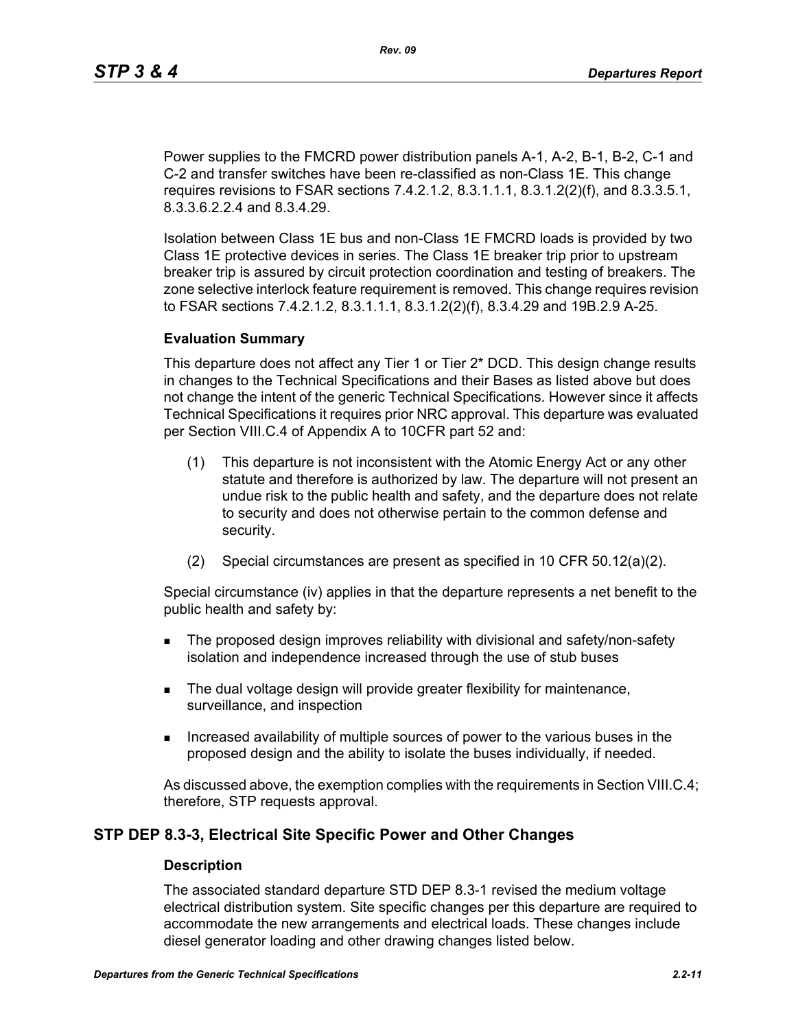Power supplies to the FMCRD power distribution panels A-1, A-2, B-1, B-2, C-1 and C-2 and transfer switches have been re-classified as non-Class 1E. This change requires revisions to FSAR sections 7.4.2.1.2, 8.3.1.1.1, 8.3.1.2(2)(f), and 8.3.3.5.1, 8.3.3.6.2.2.4 and 8.3.4.29.

Isolation between Class 1E bus and non-Class 1E FMCRD loads is provided by two Class 1E protective devices in series. The Class 1E breaker trip prior to upstream breaker trip is assured by circuit protection coordination and testing of breakers. The zone selective interlock feature requirement is removed. This change requires revision to FSAR sections 7.4.2.1.2, 8.3.1.1.1, 8.3.1.2(2)(f), 8.3.4.29 and 19B.2.9 A-25.

#### Evaluation Summary

This departure does not affect any Tier 1 or Tier 2* DCD. This design change results in changes to the Technical Specifications and their Bases as listed above but does not change the intent of the generic Technical Specifications. However since it affects Technical Specifications it requires prior NRC approval. This departure was evaluated per Section VIII.C.4 of Appendix A to 10CFR part 52 and:

(1) This departure is not inconsistent with the Atomic Energy Act or any other statute and therefore is authorized by law. The departure will not present an undue risk to the public health and safety, and the departure does not relate to security and does not otherwise pertain to the common defense and security.

(2) Special circumstances are present as specified in 10 CFR 50.12(a)(2).

Special circumstance (iv) applies in that the departure represents a net benefit to the public health and safety by:

- The proposed design improves reliability with divisional and safety/non-safety isolation and independence increased through the use of stub buses
- The dual voltage design will provide greater flexibility for maintenance, surveillance, and inspection
- Increased availability of multiple sources of power to the various buses in the proposed design and the ability to isolate the buses individually, if needed.

As discussed above, the exemption complies with the requirements in Section VIII.C.4; therefore, STP requests approval.

### STP DEP 8.3-3, Electrical Site Specific Power and Other Changes

#### Description

The associated standard departure STD DEP 8.3-1 revised the medium voltage electrical distribution system. Site specific changes per this departure are required to accommodate the new arrangements and electrical loads. These changes include diesel generator loading and other drawing changes listed below.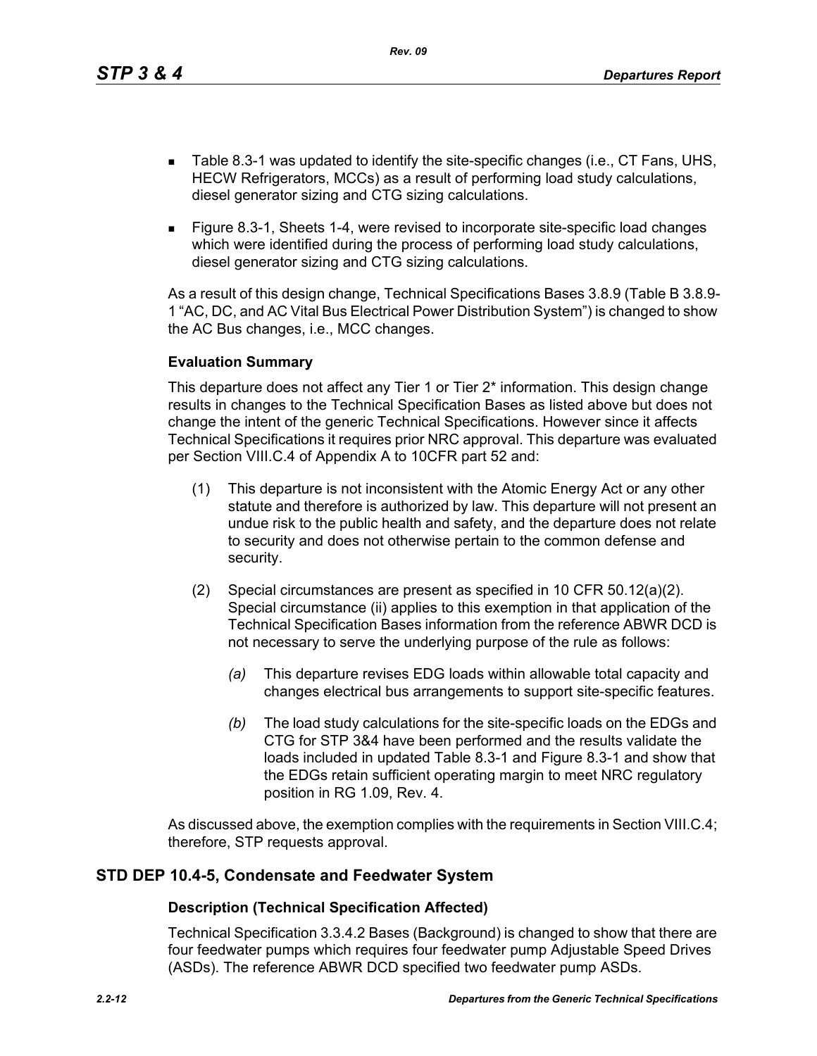- Table 8.3-1 was updated to identify the site-specific changes (i.e., CT Fans, UHS, HECW Refrigerators, MCCs) as a result of performing load study calculations, diesel generator sizing and CTG sizing calculations.
- Figure 8.3-1, Sheets 1-4, were revised to incorporate site-specific load changes which were identified during the process of performing load study calculations, diesel generator sizing and CTG sizing calculations.

As a result of this design change, Technical Specifications Bases 3.8.9 (Table B 3.8.9-1 "AC, DC, and AC Vital Bus Electrical Power Distribution System") is changed to show the AC Bus changes, i.e., MCC changes.

**Evaluation Summary**

This departure does not affect any Tier 1 or Tier 2* information. This design change results in changes to the Technical Specification Bases as listed above but does not change the intent of the generic Technical Specifications. However since it affects Technical Specifications it requires prior NRC approval. This departure was evaluated per Section VIII.C.4 of Appendix A to 10CFR part 52 and:

(1) This departure is not inconsistent with the Atomic Energy Act or any other statute and therefore is authorized by law. This departure will not present an undue risk to the public health and safety, and the departure does not relate to security and does not otherwise pertain to the common defense and security.

(2) Special circumstances are present as specified in 10 CFR 50.12(a)(2). Special circumstance (ii) applies to this exemption in that application of the Technical Specification Bases information from the reference ABWR DCD is not necessary to serve the underlying purpose of the rule as follows:

*(a)* This departure revises EDG loads within allowable total capacity and changes electrical bus arrangements to support site-specific features.

*(b)* The load study calculations for the site-specific loads on the EDGs and CTG for STP 3&4 have been performed and the results validate the loads included in updated Table 8.3-1 and Figure 8.3-1 and show that the EDGs retain sufficient operating margin to meet NRC regulatory position in RG 1.09, Rev. 4.

As discussed above, the exemption complies with the requirements in Section VIII.C.4; therefore, STP requests approval.

## STD DEP 10.4-5, Condensate and Feedwater System

**Description (Technical Specification Affected)**

Technical Specification 3.3.4.2 Bases (Background) is changed to show that there are four feedwater pumps which requires four feedwater pump Adjustable Speed Drives (ASDs). The reference ABWR DCD specified two feedwater pump ASDs.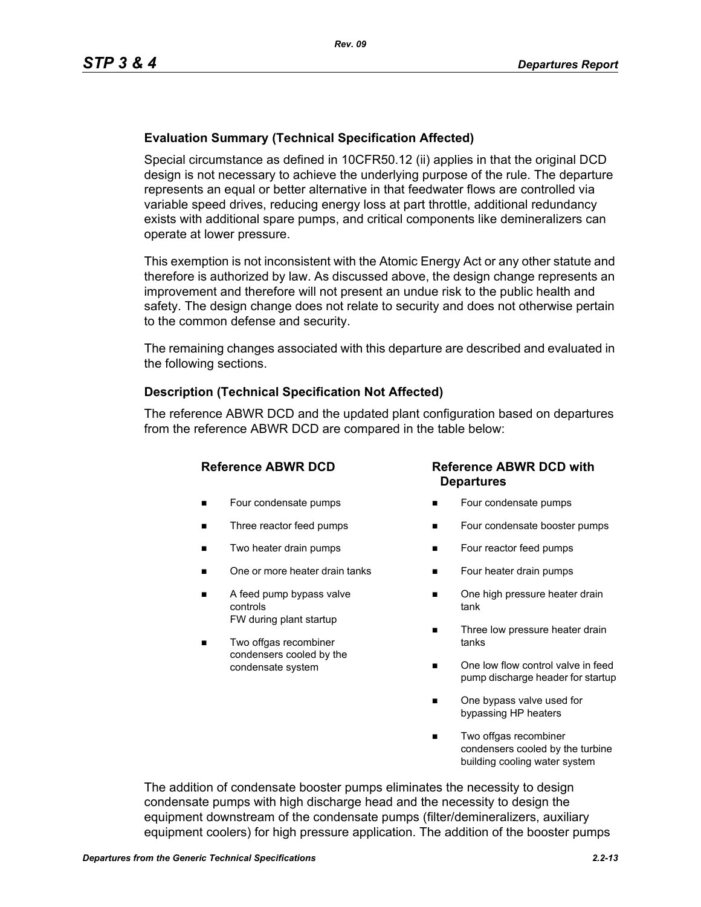**Evaluation Summary (Technical Specification Affected)**

Special circumstance as defined in 10CFR50.12 (ii) applies in that the original DCD design is not necessary to achieve the underlying purpose of the rule. The departure represents an equal or better alternative in that feedwater flows are controlled via variable speed drives, reducing energy loss at part throttle, additional redundancy exists with additional spare pumps, and critical components like demineralizers can operate at lower pressure.

This exemption is not inconsistent with the Atomic Energy Act or any other statute and therefore is authorized by law. As discussed above, the design change represents an improvement and therefore will not present an undue risk to the public health and safety. The design change does not relate to security and does not otherwise pertain to the common defense and security.

The remaining changes associated with this departure are described and evaluated in the following sections.

**Description (Technical Specification Not Affected)**

The reference ABWR DCD and the updated plant configuration based on departures from the reference ABWR DCD are compared in the table below:

| Reference ABWR DCD | Reference ABWR DCD with Departures |
|---|---|
| ■ Four condensate pumps | ■ Four condensate pumps |
| ■ Three reactor feed pumps | ■ Four condensate booster pumps |
| ■ Two heater drain pumps | ■ Four reactor feed pumps |
| ■ One or more heater drain tanks | ■ Four heater drain pumps |
| ■ A feed pump bypass valve controls FW during plant startup | ■ One high pressure heater drain tank |
| ■ Two offgas recombiner condensers cooled by the condensate system | ■ Three low pressure heater drain tanks |
| | ■ One low flow control valve in feed pump discharge header for startup |
| | ■ One bypass valve used for bypassing HP heaters |
| | ■ Two offgas recombiner condensers cooled by the turbine building cooling water system |

The addition of condensate booster pumps eliminates the necessity to design condensate pumps with high discharge head and the necessity to design the equipment downstream of the condensate pumps (filter/demineralizers, auxiliary equipment coolers) for high pressure application. The addition of the booster pumps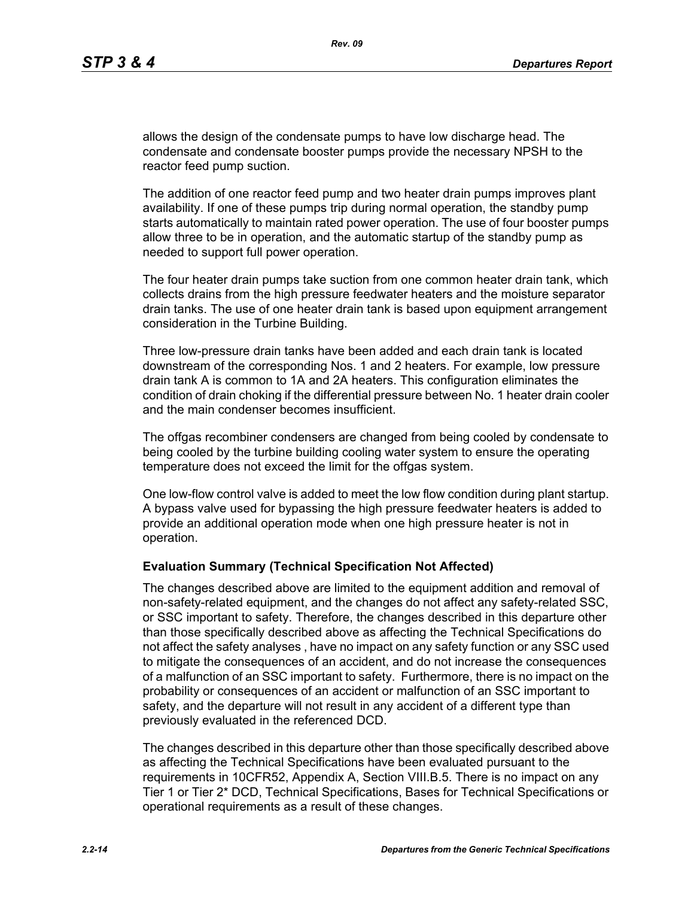allows the design of the condensate pumps to have low discharge head. The condensate and condensate booster pumps provide the necessary NPSH to the reactor feed pump suction.

The addition of one reactor feed pump and two heater drain pumps improves plant availability. If one of these pumps trip during normal operation, the standby pump starts automatically to maintain rated power operation. The use of four booster pumps allow three to be in operation, and the automatic startup of the standby pump as needed to support full power operation.

The four heater drain pumps take suction from one common heater drain tank, which collects drains from the high pressure feedwater heaters and the moisture separator drain tanks. The use of one heater drain tank is based upon equipment arrangement consideration in the Turbine Building.

Three low-pressure drain tanks have been added and each drain tank is located downstream of the corresponding Nos. 1 and 2 heaters. For example, low pressure drain tank A is common to 1A and 2A heaters. This configuration eliminates the condition of drain choking if the differential pressure between No. 1 heater drain cooler and the main condenser becomes insufficient.

The offgas recombiner condensers are changed from being cooled by condensate to being cooled by the turbine building cooling water system to ensure the operating temperature does not exceed the limit for the offgas system.

One low-flow control valve is added to meet the low flow condition during plant startup. A bypass valve used for bypassing the high pressure feedwater heaters is added to provide an additional operation mode when one high pressure heater is not in operation.

**Evaluation Summary (Technical Specification Not Affected)**

The changes described above are limited to the equipment addition and removal of non-safety-related equipment, and the changes do not affect any safety-related SSC, or SSC important to safety. Therefore, the changes described in this departure other than those specifically described above as affecting the Technical Specifications do not affect the safety analyses , have no impact on any safety function or any SSC used to mitigate the consequences of an accident, and do not increase the consequences of a malfunction of an SSC important to safety. Furthermore, there is no impact on the probability or consequences of an accident or malfunction of an SSC important to safety, and the departure will not result in any accident of a different type than previously evaluated in the referenced DCD.

The changes described in this departure other than those specifically described above as affecting the Technical Specifications have been evaluated pursuant to the requirements in 10CFR52, Appendix A, Section VIII.B.5. There is no impact on any Tier 1 or Tier 2* DCD, Technical Specifications, Bases for Technical Specifications or operational requirements as a result of these changes.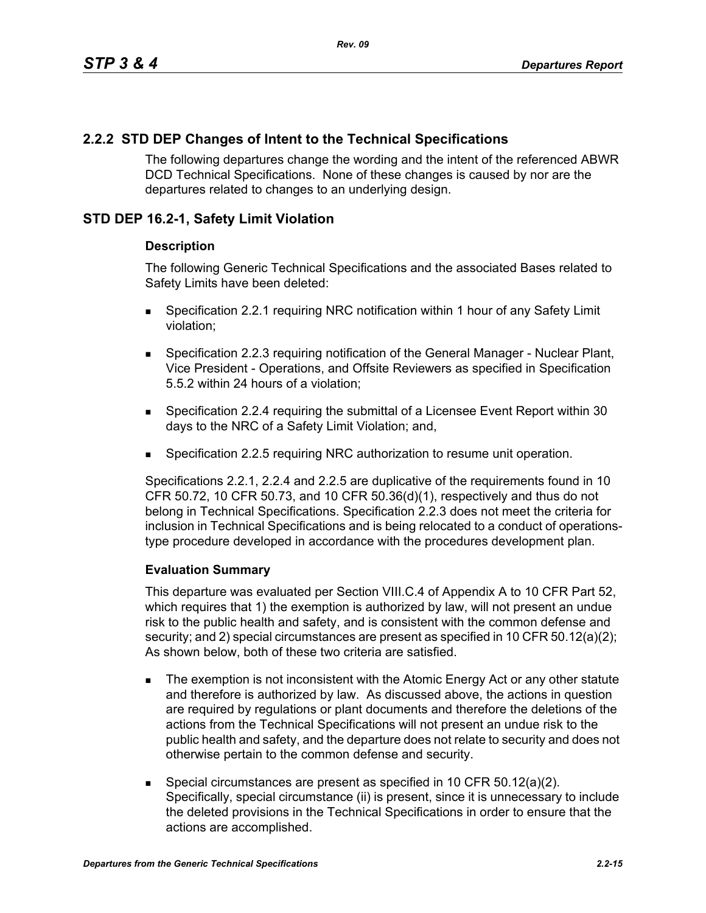## 2.2.2 STD DEP Changes of Intent to the Technical Specifications

The following departures change the wording and the intent of the referenced ABWR DCD Technical Specifications. None of these changes is caused by nor are the departures related to changes to an underlying design.

## STD DEP 16.2-1, Safety Limit Violation

### Description

The following Generic Technical Specifications and the associated Bases related to Safety Limits have been deleted:

- Specification 2.2.1 requiring NRC notification within 1 hour of any Safety Limit violation;
- Specification 2.2.3 requiring notification of the General Manager - Nuclear Plant, Vice President - Operations, and Offsite Reviewers as specified in Specification 5.5.2 within 24 hours of a violation;
- Specification 2.2.4 requiring the submittal of a Licensee Event Report within 30 days to the NRC of a Safety Limit Violation; and,
- Specification 2.2.5 requiring NRC authorization to resume unit operation.

Specifications 2.2.1, 2.2.4 and 2.2.5 are duplicative of the requirements found in 10 CFR 50.72, 10 CFR 50.73, and 10 CFR 50.36(d)(1), respectively and thus do not belong in Technical Specifications. Specification 2.2.3 does not meet the criteria for inclusion in Technical Specifications and is being relocated to a conduct of operations-type procedure developed in accordance with the procedures development plan.

### Evaluation Summary

This departure was evaluated per Section VIII.C.4 of Appendix A to 10 CFR Part 52, which requires that 1) the exemption is authorized by law, will not present an undue risk to the public health and safety, and is consistent with the common defense and security; and 2) special circumstances are present as specified in 10 CFR 50.12(a)(2); As shown below, both of these two criteria are satisfied.

- The exemption is not inconsistent with the Atomic Energy Act or any other statute and therefore is authorized by law. As discussed above, the actions in question are required by regulations or plant documents and therefore the deletions of the actions from the Technical Specifications will not present an undue risk to the public health and safety, and the departure does not relate to security and does not otherwise pertain to the common defense and security.
- Special circumstances are present as specified in 10 CFR 50.12(a)(2). Specifically, special circumstance (ii) is present, since it is unnecessary to include the deleted provisions in the Technical Specifications in order to ensure that the actions are accomplished.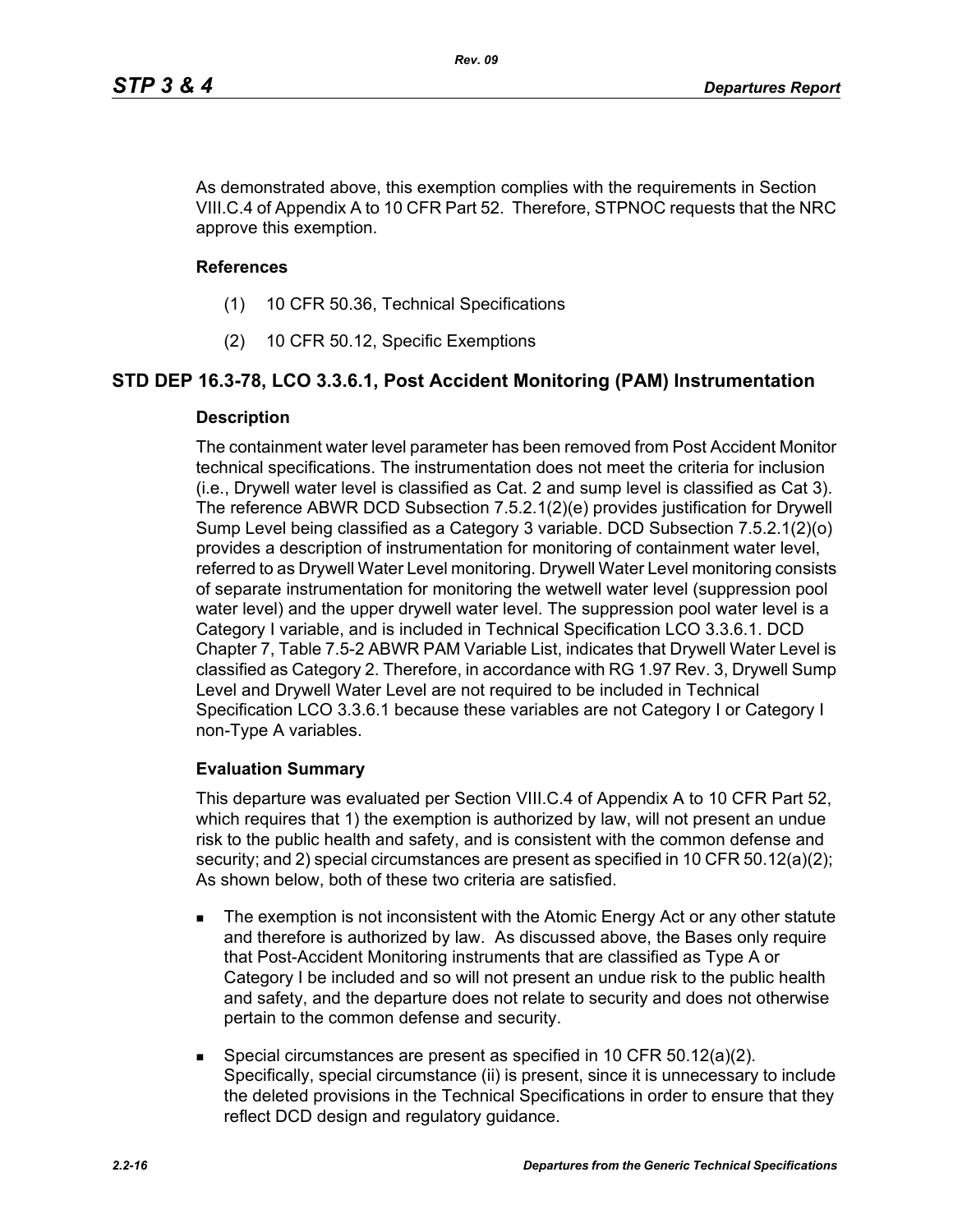As demonstrated above, this exemption complies with the requirements in Section VIII.C.4 of Appendix A to 10 CFR Part 52. Therefore, STPNOC requests that the NRC approve this exemption.

**References**

(1) 10 CFR 50.36, Technical Specifications

(2) 10 CFR 50.12, Specific Exemptions

## STD DEP 16.3-78, LCO 3.3.6.1, Post Accident Monitoring (PAM) Instrumentation

**Description**

The containment water level parameter has been removed from Post Accident Monitor technical specifications. The instrumentation does not meet the criteria for inclusion (i.e., Drywell water level is classified as Cat. 2 and sump level is classified as Cat 3). The reference ABWR DCD Subsection 7.5.2.1(2)(e) provides justification for Drywell Sump Level being classified as a Category 3 variable. DCD Subsection 7.5.2.1(2)(o) provides a description of instrumentation for monitoring of containment water level, referred to as Drywell Water Level monitoring. Drywell Water Level monitoring consists of separate instrumentation for monitoring the wetwell water level (suppression pool water level) and the upper drywell water level. The suppression pool water level is a Category I variable, and is included in Technical Specification LCO 3.3.6.1. DCD Chapter 7, Table 7.5-2 ABWR PAM Variable List, indicates that Drywell Water Level is classified as Category 2. Therefore, in accordance with RG 1.97 Rev. 3, Drywell Sump Level and Drywell Water Level are not required to be included in Technical Specification LCO 3.3.6.1 because these variables are not Category I or Category I non-Type A variables.

**Evaluation Summary**

This departure was evaluated per Section VIII.C.4 of Appendix A to 10 CFR Part 52, which requires that 1) the exemption is authorized by law, will not present an undue risk to the public health and safety, and is consistent with the common defense and security; and 2) special circumstances are present as specified in 10 CFR 50.12(a)(2); As shown below, both of these two criteria are satisfied.

- The exemption is not inconsistent with the Atomic Energy Act or any other statute and therefore is authorized by law. As discussed above, the Bases only require that Post-Accident Monitoring instruments that are classified as Type A or Category I be included and so will not present an undue risk to the public health and safety, and the departure does not relate to security and does not otherwise pertain to the common defense and security.
- Special circumstances are present as specified in 10 CFR 50.12(a)(2). Specifically, special circumstance (ii) is present, since it is unnecessary to include the deleted provisions in the Technical Specifications in order to ensure that they reflect DCD design and regulatory guidance.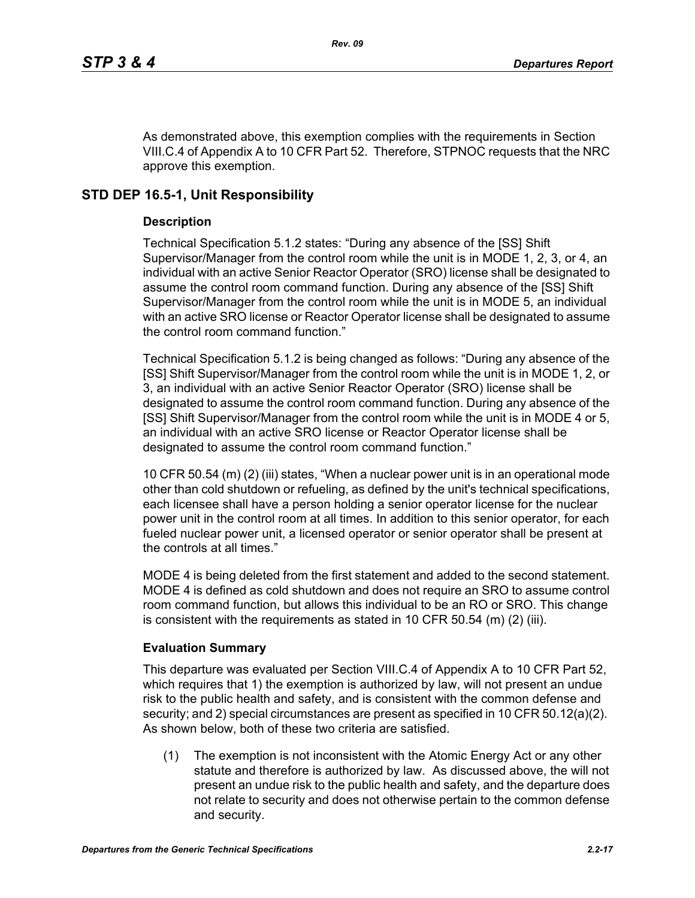As demonstrated above, this exemption complies with the requirements in Section VIII.C.4 of Appendix A to 10 CFR Part 52. Therefore, STPNOC requests that the NRC approve this exemption.

## STD DEP 16.5-1, Unit Responsibility

### Description

Technical Specification 5.1.2 states: "During any absence of the [SS] Shift Supervisor/Manager from the control room while the unit is in MODE 1, 2, 3, or 4, an individual with an active Senior Reactor Operator (SRO) license shall be designated to assume the control room command function. During any absence of the [SS] Shift Supervisor/Manager from the control room while the unit is in MODE 5, an individual with an active SRO license or Reactor Operator license shall be designated to assume the control room command function."

Technical Specification 5.1.2 is being changed as follows: "During any absence of the [SS] Shift Supervisor/Manager from the control room while the unit is in MODE 1, 2, or 3, an individual with an active Senior Reactor Operator (SRO) license shall be designated to assume the control room command function. During any absence of the [SS] Shift Supervisor/Manager from the control room while the unit is in MODE 4 or 5, an individual with an active SRO license or Reactor Operator license shall be designated to assume the control room command function."

10 CFR 50.54 (m) (2) (iii) states, "When a nuclear power unit is in an operational mode other than cold shutdown or refueling, as defined by the unit's technical specifications, each licensee shall have a person holding a senior operator license for the nuclear power unit in the control room at all times. In addition to this senior operator, for each fueled nuclear power unit, a licensed operator or senior operator shall be present at the controls at all times."

MODE 4 is being deleted from the first statement and added to the second statement. MODE 4 is defined as cold shutdown and does not require an SRO to assume control room command function, but allows this individual to be an RO or SRO. This change is consistent with the requirements as stated in 10 CFR 50.54 (m) (2) (iii).

### Evaluation Summary

This departure was evaluated per Section VIII.C.4 of Appendix A to 10 CFR Part 52, which requires that 1) the exemption is authorized by law, will not present an undue risk to the public health and safety, and is consistent with the common defense and security; and 2) special circumstances are present as specified in 10 CFR 50.12(a)(2). As shown below, both of these two criteria are satisfied.

(1) The exemption is not inconsistent with the Atomic Energy Act or any other statute and therefore is authorized by law. As discussed above, the will not present an undue risk to the public health and safety, and the departure does not relate to security and does not otherwise pertain to the common defense and security.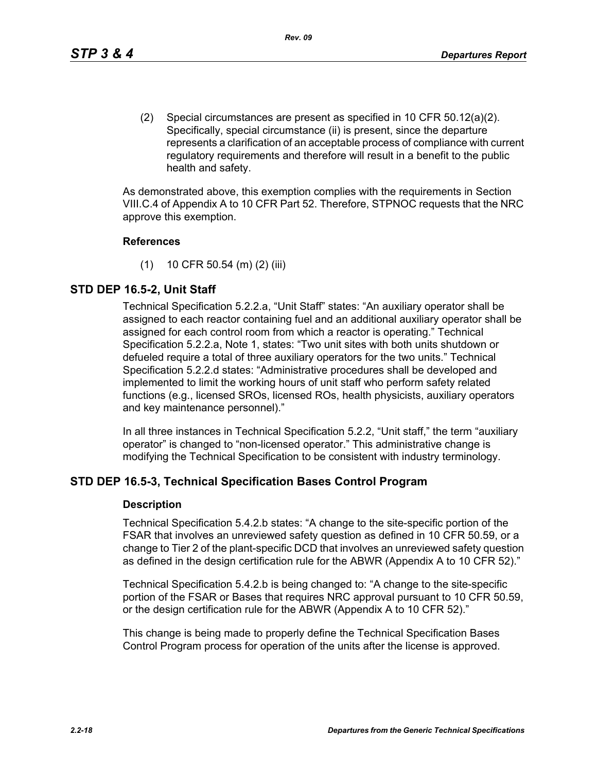(2) Special circumstances are present as specified in 10 CFR 50.12(a)(2). Specifically, special circumstance (ii) is present, since the departure represents a clarification of an acceptable process of compliance with current regulatory requirements and therefore will result in a benefit to the public health and safety.

As demonstrated above, this exemption complies with the requirements in Section VIII.C.4 of Appendix A to 10 CFR Part 52. Therefore, STPNOC requests that the NRC approve this exemption.

**References**

(1) 10 CFR 50.54 (m) (2) (iii)

## STD DEP 16.5-2, Unit Staff

Technical Specification 5.2.2.a, "Unit Staff" states: "An auxiliary operator shall be assigned to each reactor containing fuel and an additional auxiliary operator shall be assigned for each control room from which a reactor is operating." Technical Specification 5.2.2.a, Note 1, states: "Two unit sites with both units shutdown or defueled require a total of three auxiliary operators for the two units." Technical Specification 5.2.2.d states: "Administrative procedures shall be developed and implemented to limit the working hours of unit staff who perform safety related functions (e.g., licensed SROs, licensed ROs, health physicists, auxiliary operators and key maintenance personnel)."

In all three instances in Technical Specification 5.2.2, "Unit staff," the term "auxiliary operator" is changed to "non-licensed operator." This administrative change is modifying the Technical Specification to be consistent with industry terminology.

## STD DEP 16.5-3, Technical Specification Bases Control Program

**Description**

Technical Specification 5.4.2.b states: "A change to the site-specific portion of the FSAR that involves an unreviewed safety question as defined in 10 CFR 50.59, or a change to Tier 2 of the plant-specific DCD that involves an unreviewed safety question as defined in the design certification rule for the ABWR (Appendix A to 10 CFR 52)."

Technical Specification 5.4.2.b is being changed to: "A change to the site-specific portion of the FSAR or Bases that requires NRC approval pursuant to 10 CFR 50.59, or the design certification rule for the ABWR (Appendix A to 10 CFR 52)."

This change is being made to properly define the Technical Specification Bases Control Program process for operation of the units after the license is approved.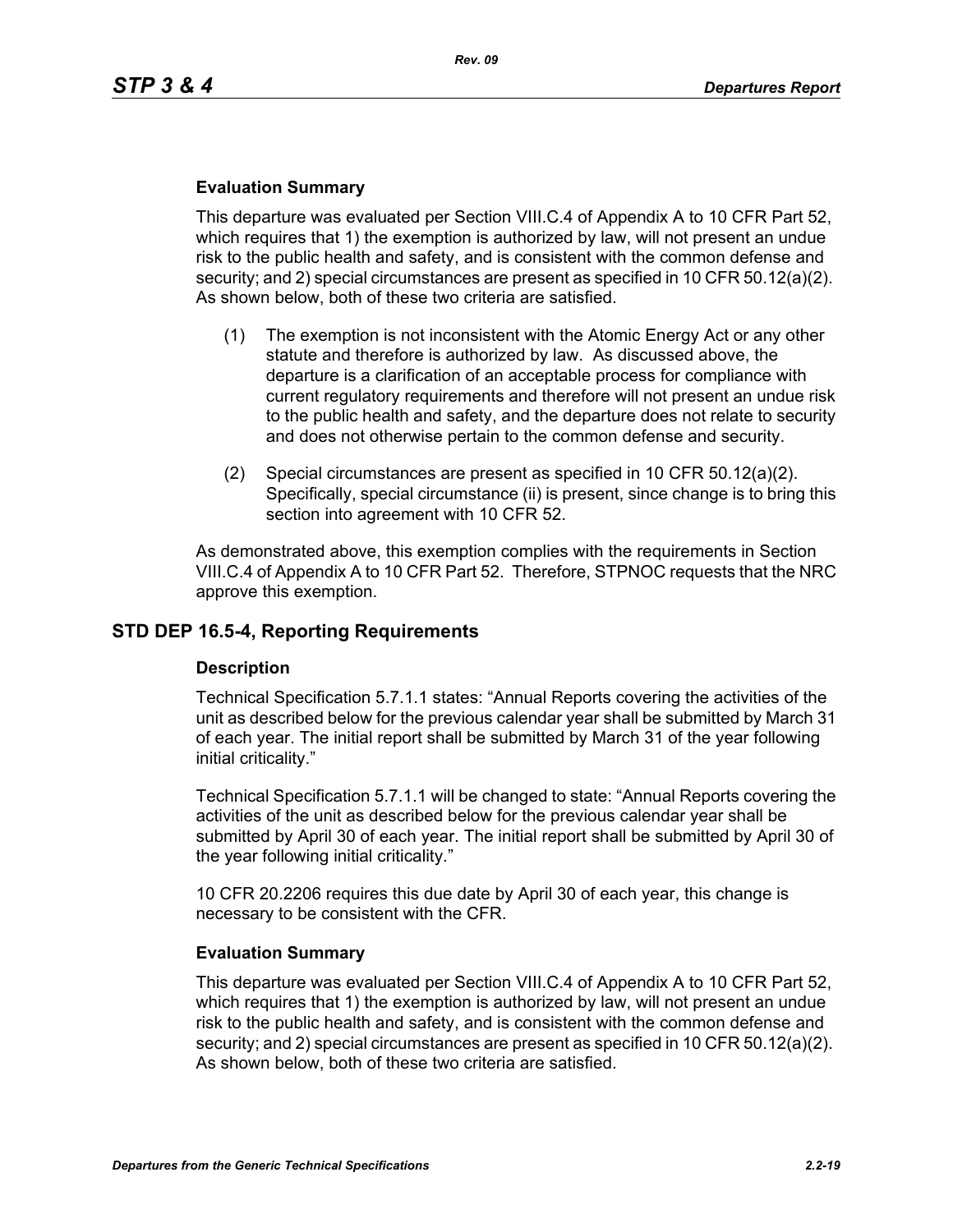### Evaluation Summary

This departure was evaluated per Section VIII.C.4 of Appendix A to 10 CFR Part 52, which requires that 1) the exemption is authorized by law, will not present an undue risk to the public health and safety, and is consistent with the common defense and security; and 2) special circumstances are present as specified in 10 CFR 50.12(a)(2). As shown below, both of these two criteria are satisfied.

(1) The exemption is not inconsistent with the Atomic Energy Act or any other statute and therefore is authorized by law. As discussed above, the departure is a clarification of an acceptable process for compliance with current regulatory requirements and therefore will not present an undue risk to the public health and safety, and the departure does not relate to security and does not otherwise pertain to the common defense and security.

(2) Special circumstances are present as specified in 10 CFR 50.12(a)(2). Specifically, special circumstance (ii) is present, since change is to bring this section into agreement with 10 CFR 52.

As demonstrated above, this exemption complies with the requirements in Section VIII.C.4 of Appendix A to 10 CFR Part 52. Therefore, STPNOC requests that the NRC approve this exemption.

## STD DEP 16.5-4, Reporting Requirements

### Description

Technical Specification 5.7.1.1 states: "Annual Reports covering the activities of the unit as described below for the previous calendar year shall be submitted by March 31 of each year. The initial report shall be submitted by March 31 of the year following initial criticality."

Technical Specification 5.7.1.1 will be changed to state: "Annual Reports covering the activities of the unit as described below for the previous calendar year shall be submitted by April 30 of each year. The initial report shall be submitted by April 30 of the year following initial criticality."

10 CFR 20.2206 requires this due date by April 30 of each year, this change is necessary to be consistent with the CFR.

### Evaluation Summary

This departure was evaluated per Section VIII.C.4 of Appendix A to 10 CFR Part 52, which requires that 1) the exemption is authorized by law, will not present an undue risk to the public health and safety, and is consistent with the common defense and security; and 2) special circumstances are present as specified in 10 CFR 50.12(a)(2). As shown below, both of these two criteria are satisfied.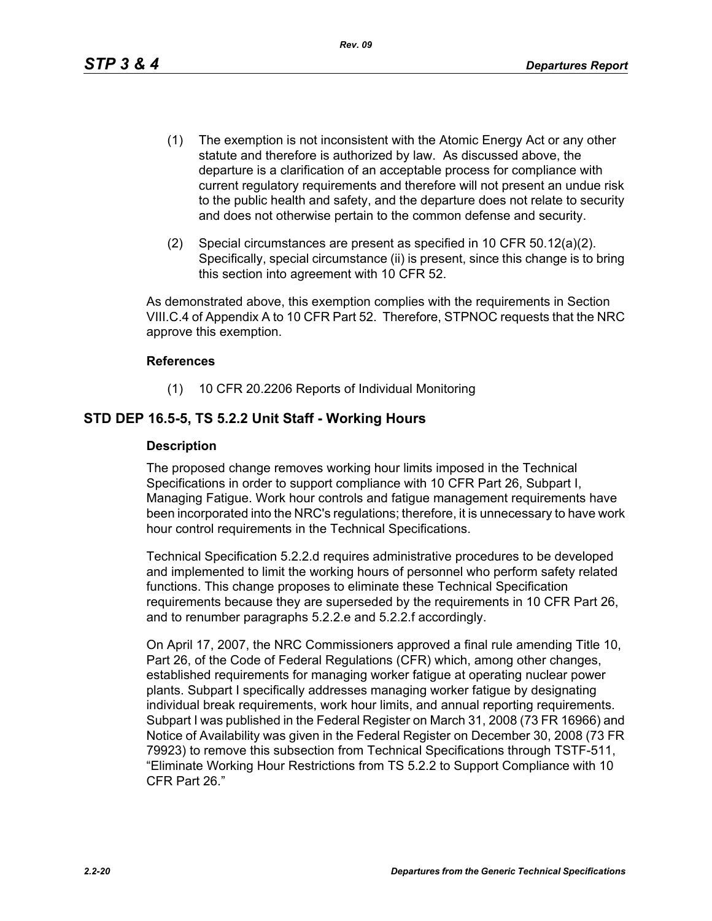(1) The exemption is not inconsistent with the Atomic Energy Act or any other statute and therefore is authorized by law. As discussed above, the departure is a clarification of an acceptable process for compliance with current regulatory requirements and therefore will not present an undue risk to the public health and safety, and the departure does not relate to security and does not otherwise pertain to the common defense and security.

(2) Special circumstances are present as specified in 10 CFR 50.12(a)(2). Specifically, special circumstance (ii) is present, since this change is to bring this section into agreement with 10 CFR 52.

As demonstrated above, this exemption complies with the requirements in Section VIII.C.4 of Appendix A to 10 CFR Part 52. Therefore, STPNOC requests that the NRC approve this exemption.

**References**

(1) 10 CFR 20.2206 Reports of Individual Monitoring

## STD DEP 16.5-5, TS 5.2.2 Unit Staff - Working Hours

**Description**

The proposed change removes working hour limits imposed in the Technical Specifications in order to support compliance with 10 CFR Part 26, Subpart I, Managing Fatigue. Work hour controls and fatigue management requirements have been incorporated into the NRC's regulations; therefore, it is unnecessary to have work hour control requirements in the Technical Specifications.

Technical Specification 5.2.2.d requires administrative procedures to be developed and implemented to limit the working hours of personnel who perform safety related functions. This change proposes to eliminate these Technical Specification requirements because they are superseded by the requirements in 10 CFR Part 26, and to renumber paragraphs 5.2.2.e and 5.2.2.f accordingly.

On April 17, 2007, the NRC Commissioners approved a final rule amending Title 10, Part 26, of the Code of Federal Regulations (CFR) which, among other changes, established requirements for managing worker fatigue at operating nuclear power plants. Subpart I specifically addresses managing worker fatigue by designating individual break requirements, work hour limits, and annual reporting requirements. Subpart I was published in the Federal Register on March 31, 2008 (73 FR 16966) and Notice of Availability was given in the Federal Register on December 30, 2008 (73 FR 79923) to remove this subsection from Technical Specifications through TSTF-511, "Eliminate Working Hour Restrictions from TS 5.2.2 to Support Compliance with 10 CFR Part 26."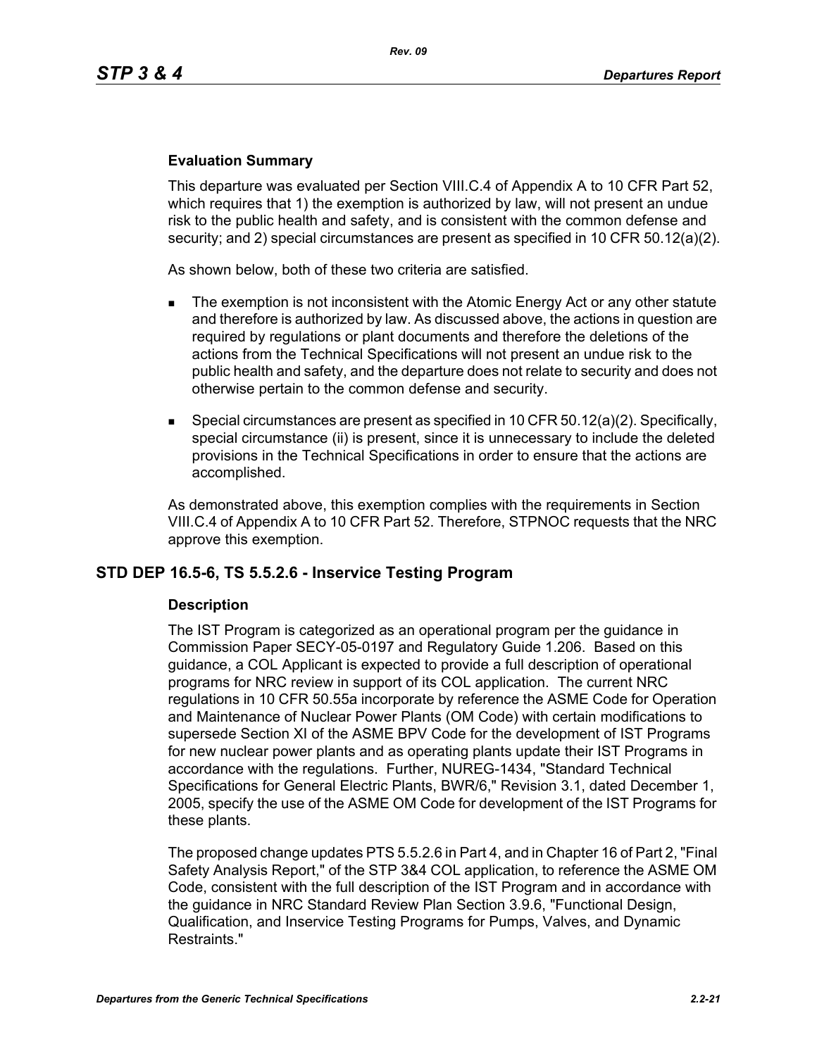### Evaluation Summary

This departure was evaluated per Section VIII.C.4 of Appendix A to 10 CFR Part 52, which requires that 1) the exemption is authorized by law, will not present an undue risk to the public health and safety, and is consistent with the common defense and security; and 2) special circumstances are present as specified in 10 CFR 50.12(a)(2).

As shown below, both of these two criteria are satisfied.

- The exemption is not inconsistent with the Atomic Energy Act or any other statute and therefore is authorized by law. As discussed above, the actions in question are required by regulations or plant documents and therefore the deletions of the actions from the Technical Specifications will not present an undue risk to the public health and safety, and the departure does not relate to security and does not otherwise pertain to the common defense and security.
- Special circumstances are present as specified in 10 CFR 50.12(a)(2). Specifically, special circumstance (ii) is present, since it is unnecessary to include the deleted provisions in the Technical Specifications in order to ensure that the actions are accomplished.

As demonstrated above, this exemption complies with the requirements in Section VIII.C.4 of Appendix A to 10 CFR Part 52. Therefore, STPNOC requests that the NRC approve this exemption.

## STD DEP 16.5-6, TS 5.5.2.6 - Inservice Testing Program

### Description

The IST Program is categorized as an operational program per the guidance in Commission Paper SECY-05-0197 and Regulatory Guide 1.206. Based on this guidance, a COL Applicant is expected to provide a full description of operational programs for NRC review in support of its COL application. The current NRC regulations in 10 CFR 50.55a incorporate by reference the ASME Code for Operation and Maintenance of Nuclear Power Plants (OM Code) with certain modifications to supersede Section XI of the ASME BPV Code for the development of IST Programs for new nuclear power plants and as operating plants update their IST Programs in accordance with the regulations. Further, NUREG-1434, "Standard Technical Specifications for General Electric Plants, BWR/6," Revision 3.1, dated December 1, 2005, specify the use of the ASME OM Code for development of the IST Programs for these plants.

The proposed change updates PTS 5.5.2.6 in Part 4, and in Chapter 16 of Part 2, "Final Safety Analysis Report," of the STP 3&4 COL application, to reference the ASME OM Code, consistent with the full description of the IST Program and in accordance with the guidance in NRC Standard Review Plan Section 3.9.6, "Functional Design, Qualification, and Inservice Testing Programs for Pumps, Valves, and Dynamic Restraints."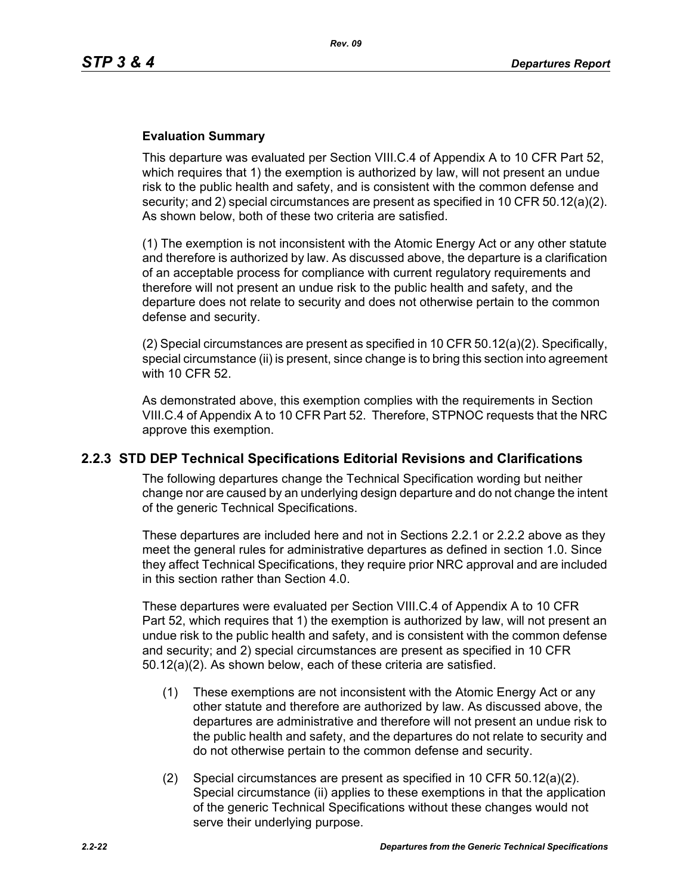**Evaluation Summary**

This departure was evaluated per Section VIII.C.4 of Appendix A to 10 CFR Part 52, which requires that 1) the exemption is authorized by law, will not present an undue risk to the public health and safety, and is consistent with the common defense and security; and 2) special circumstances are present as specified in 10 CFR 50.12(a)(2). As shown below, both of these two criteria are satisfied.

(1) The exemption is not inconsistent with the Atomic Energy Act or any other statute and therefore is authorized by law. As discussed above, the departure is a clarification of an acceptable process for compliance with current regulatory requirements and therefore will not present an undue risk to the public health and safety, and the departure does not relate to security and does not otherwise pertain to the common defense and security.

(2) Special circumstances are present as specified in 10 CFR 50.12(a)(2). Specifically, special circumstance (ii) is present, since change is to bring this section into agreement with 10 CFR 52.

As demonstrated above, this exemption complies with the requirements in Section VIII.C.4 of Appendix A to 10 CFR Part 52. Therefore, STPNOC requests that the NRC approve this exemption.

## 2.2.3 STD DEP Technical Specifications Editorial Revisions and Clarifications

The following departures change the Technical Specification wording but neither change nor are caused by an underlying design departure and do not change the intent of the generic Technical Specifications.

These departures are included here and not in Sections 2.2.1 or 2.2.2 above as they meet the general rules for administrative departures as defined in section 1.0. Since they affect Technical Specifications, they require prior NRC approval and are included in this section rather than Section 4.0.

These departures were evaluated per Section VIII.C.4 of Appendix A to 10 CFR Part 52, which requires that 1) the exemption is authorized by law, will not present an undue risk to the public health and safety, and is consistent with the common defense and security; and 2) special circumstances are present as specified in 10 CFR 50.12(a)(2). As shown below, each of these criteria are satisfied.

(1) These exemptions are not inconsistent with the Atomic Energy Act or any other statute and therefore are authorized by law. As discussed above, the departures are administrative and therefore will not present an undue risk to the public health and safety, and the departures do not relate to security and do not otherwise pertain to the common defense and security.

(2) Special circumstances are present as specified in 10 CFR 50.12(a)(2). Special circumstance (ii) applies to these exemptions in that the application of the generic Technical Specifications without these changes would not serve their underlying purpose.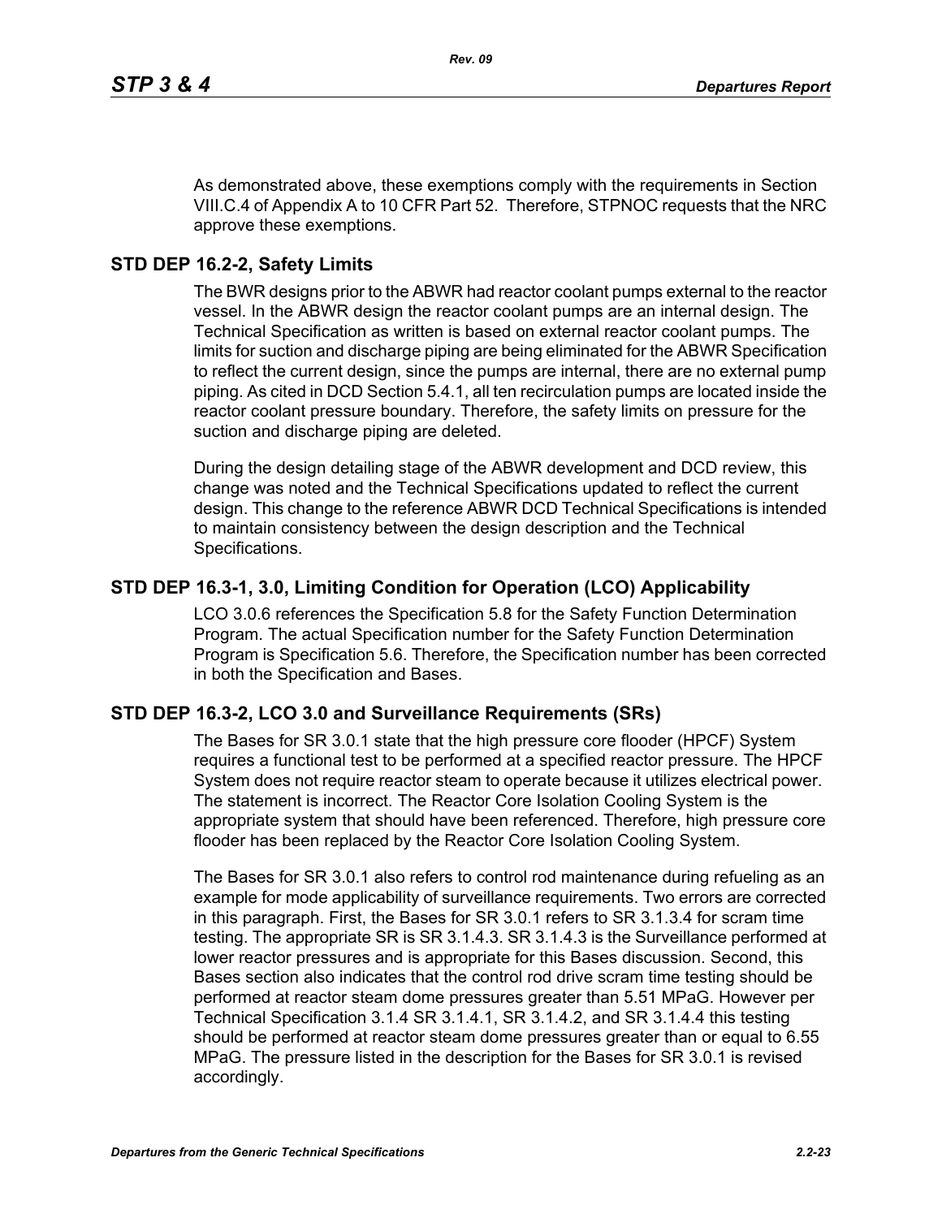As demonstrated above, these exemptions comply with the requirements in Section VIII.C.4 of Appendix A to 10 CFR Part 52. Therefore, STPNOC requests that the NRC approve these exemptions.

## STD DEP 16.2-2, Safety Limits

The BWR designs prior to the ABWR had reactor coolant pumps external to the reactor vessel. In the ABWR design the reactor coolant pumps are an internal design. The Technical Specification as written is based on external reactor coolant pumps. The limits for suction and discharge piping are being eliminated for the ABWR Specification to reflect the current design, since the pumps are internal, there are no external pump piping. As cited in DCD Section 5.4.1, all ten recirculation pumps are located inside the reactor coolant pressure boundary. Therefore, the safety limits on pressure for the suction and discharge piping are deleted.

During the design detailing stage of the ABWR development and DCD review, this change was noted and the Technical Specifications updated to reflect the current design. This change to the reference ABWR DCD Technical Specifications is intended to maintain consistency between the design description and the Technical Specifications.

## STD DEP 16.3-1, 3.0, Limiting Condition for Operation (LCO) Applicability

LCO 3.0.6 references the Specification 5.8 for the Safety Function Determination Program. The actual Specification number for the Safety Function Determination Program is Specification 5.6. Therefore, the Specification number has been corrected in both the Specification and Bases.

## STD DEP 16.3-2, LCO 3.0 and Surveillance Requirements (SRs)

The Bases for SR 3.0.1 state that the high pressure core flooder (HPCF) System requires a functional test to be performed at a specified reactor pressure. The HPCF System does not require reactor steam to operate because it utilizes electrical power. The statement is incorrect. The Reactor Core Isolation Cooling System is the appropriate system that should have been referenced. Therefore, high pressure core flooder has been replaced by the Reactor Core Isolation Cooling System.

The Bases for SR 3.0.1 also refers to control rod maintenance during refueling as an example for mode applicability of surveillance requirements. Two errors are corrected in this paragraph. First, the Bases for SR 3.0.1 refers to SR 3.1.3.4 for scram time testing. The appropriate SR is SR 3.1.4.3. SR 3.1.4.3 is the Surveillance performed at lower reactor pressures and is appropriate for this Bases discussion. Second, this Bases section also indicates that the control rod drive scram time testing should be performed at reactor steam dome pressures greater than 5.51 MPaG. However per Technical Specification 3.1.4 SR 3.1.4.1, SR 3.1.4.2, and SR 3.1.4.4 this testing should be performed at reactor steam dome pressures greater than or equal to 6.55 MPaG. The pressure listed in the description for the Bases for SR 3.0.1 is revised accordingly.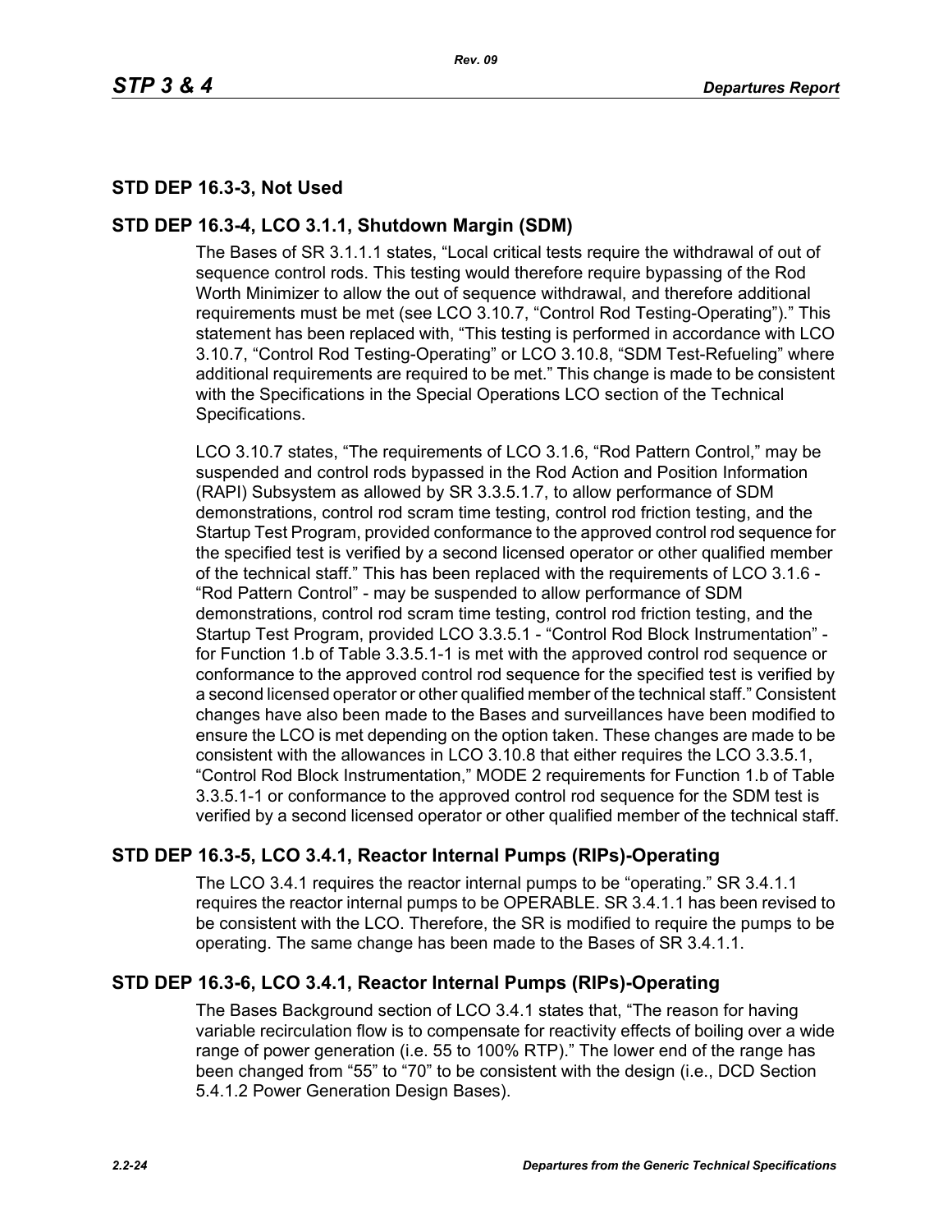## STD DEP 16.3-3, Not Used

## STD DEP 16.3-4, LCO 3.1.1, Shutdown Margin (SDM)

The Bases of SR 3.1.1.1 states, "Local critical tests require the withdrawal of out of sequence control rods. This testing would therefore require bypassing of the Rod Worth Minimizer to allow the out of sequence withdrawal, and therefore additional requirements must be met (see LCO 3.10.7, "Control Rod Testing-Operating")." This statement has been replaced with, "This testing is performed in accordance with LCO 3.10.7, "Control Rod Testing-Operating" or LCO 3.10.8, "SDM Test-Refueling" where additional requirements are required to be met." This change is made to be consistent with the Specifications in the Special Operations LCO section of the Technical Specifications.

LCO 3.10.7 states, "The requirements of LCO 3.1.6, "Rod Pattern Control," may be suspended and control rods bypassed in the Rod Action and Position Information (RAPI) Subsystem as allowed by SR 3.3.5.1.7, to allow performance of SDM demonstrations, control rod scram time testing, control rod friction testing, and the Startup Test Program, provided conformance to the approved control rod sequence for the specified test is verified by a second licensed operator or other qualified member of the technical staff." This has been replaced with the requirements of LCO 3.1.6 - "Rod Pattern Control" - may be suspended to allow performance of SDM demonstrations, control rod scram time testing, control rod friction testing, and the Startup Test Program, provided LCO 3.3.5.1 - "Control Rod Block Instrumentation" - for Function 1.b of Table 3.3.5.1-1 is met with the approved control rod sequence or conformance to the approved control rod sequence for the specified test is verified by a second licensed operator or other qualified member of the technical staff." Consistent changes have also been made to the Bases and surveillances have been modified to ensure the LCO is met depending on the option taken. These changes are made to be consistent with the allowances in LCO 3.10.8 that either requires the LCO 3.3.5.1, "Control Rod Block Instrumentation," MODE 2 requirements for Function 1.b of Table 3.3.5.1-1 or conformance to the approved control rod sequence for the SDM test is verified by a second licensed operator or other qualified member of the technical staff.

## STD DEP 16.3-5, LCO 3.4.1, Reactor Internal Pumps (RIPs)-Operating

The LCO 3.4.1 requires the reactor internal pumps to be "operating." SR 3.4.1.1 requires the reactor internal pumps to be OPERABLE. SR 3.4.1.1 has been revised to be consistent with the LCO. Therefore, the SR is modified to require the pumps to be operating. The same change has been made to the Bases of SR 3.4.1.1.

## STD DEP 16.3-6, LCO 3.4.1, Reactor Internal Pumps (RIPs)-Operating

The Bases Background section of LCO 3.4.1 states that, "The reason for having variable recirculation flow is to compensate for reactivity effects of boiling over a wide range of power generation (i.e. 55 to 100% RTP)." The lower end of the range has been changed from "55" to "70" to be consistent with the design (i.e., DCD Section 5.4.1.2 Power Generation Design Bases).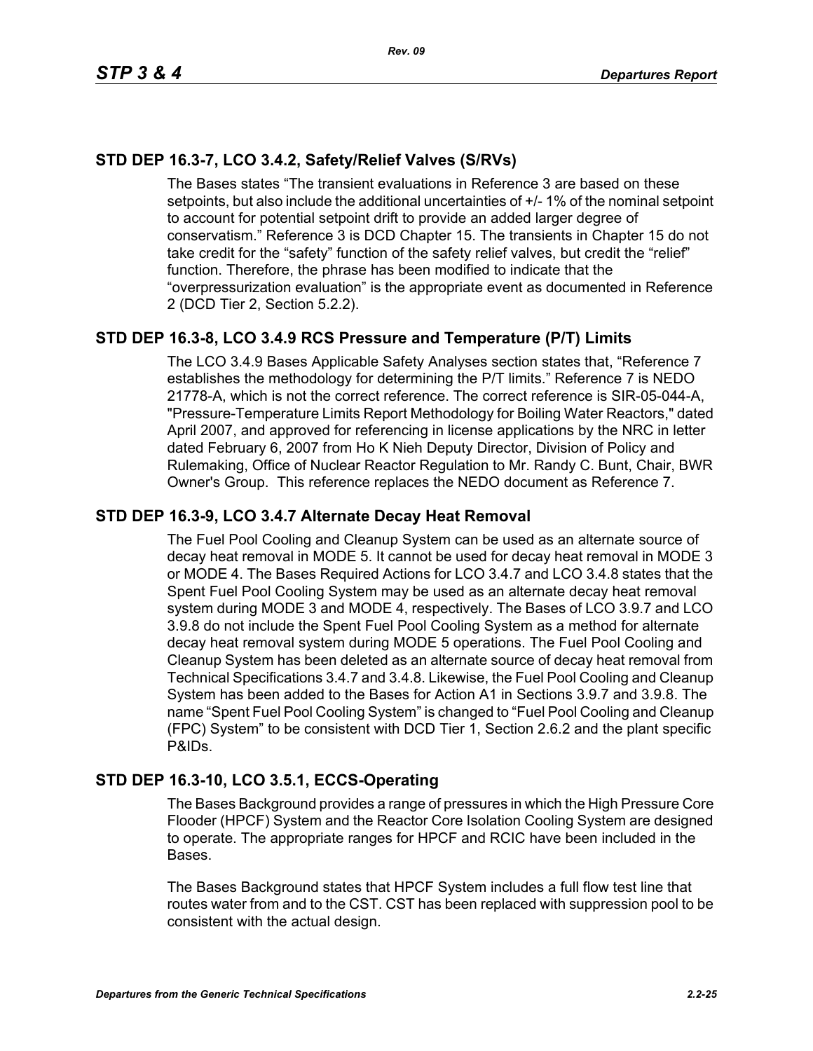## STD DEP 16.3-7, LCO 3.4.2, Safety/Relief Valves (S/RVs)

The Bases states "The transient evaluations in Reference 3 are based on these setpoints, but also include the additional uncertainties of +/- 1% of the nominal setpoint to account for potential setpoint drift to provide an added larger degree of conservatism." Reference 3 is DCD Chapter 15. The transients in Chapter 15 do not take credit for the "safety" function of the safety relief valves, but credit the "relief" function. Therefore, the phrase has been modified to indicate that the "overpressurization evaluation" is the appropriate event as documented in Reference 2 (DCD Tier 2, Section 5.2.2).

## STD DEP 16.3-8, LCO 3.4.9 RCS Pressure and Temperature (P/T) Limits

The LCO 3.4.9 Bases Applicable Safety Analyses section states that, "Reference 7 establishes the methodology for determining the P/T limits." Reference 7 is NEDO 21778-A, which is not the correct reference. The correct reference is SIR-05-044-A, "Pressure-Temperature Limits Report Methodology for Boiling Water Reactors," dated April 2007, and approved for referencing in license applications by the NRC in letter dated February 6, 2007 from Ho K Nieh Deputy Director, Division of Policy and Rulemaking, Office of Nuclear Reactor Regulation to Mr. Randy C. Bunt, Chair, BWR Owner's Group. This reference replaces the NEDO document as Reference 7.

## STD DEP 16.3-9, LCO 3.4.7 Alternate Decay Heat Removal

The Fuel Pool Cooling and Cleanup System can be used as an alternate source of decay heat removal in MODE 5. It cannot be used for decay heat removal in MODE 3 or MODE 4. The Bases Required Actions for LCO 3.4.7 and LCO 3.4.8 states that the Spent Fuel Pool Cooling System may be used as an alternate decay heat removal system during MODE 3 and MODE 4, respectively. The Bases of LCO 3.9.7 and LCO 3.9.8 do not include the Spent Fuel Pool Cooling System as a method for alternate decay heat removal system during MODE 5 operations. The Fuel Pool Cooling and Cleanup System has been deleted as an alternate source of decay heat removal from Technical Specifications 3.4.7 and 3.4.8. Likewise, the Fuel Pool Cooling and Cleanup System has been added to the Bases for Action A1 in Sections 3.9.7 and 3.9.8. The name "Spent Fuel Pool Cooling System" is changed to "Fuel Pool Cooling and Cleanup (FPC) System" to be consistent with DCD Tier 1, Section 2.6.2 and the plant specific P&IDs.

## STD DEP 16.3-10, LCO 3.5.1, ECCS-Operating

The Bases Background provides a range of pressures in which the High Pressure Core Flooder (HPCF) System and the Reactor Core Isolation Cooling System are designed to operate. The appropriate ranges for HPCF and RCIC have been included in the Bases.

The Bases Background states that HPCF System includes a full flow test line that routes water from and to the CST. CST has been replaced with suppression pool to be consistent with the actual design.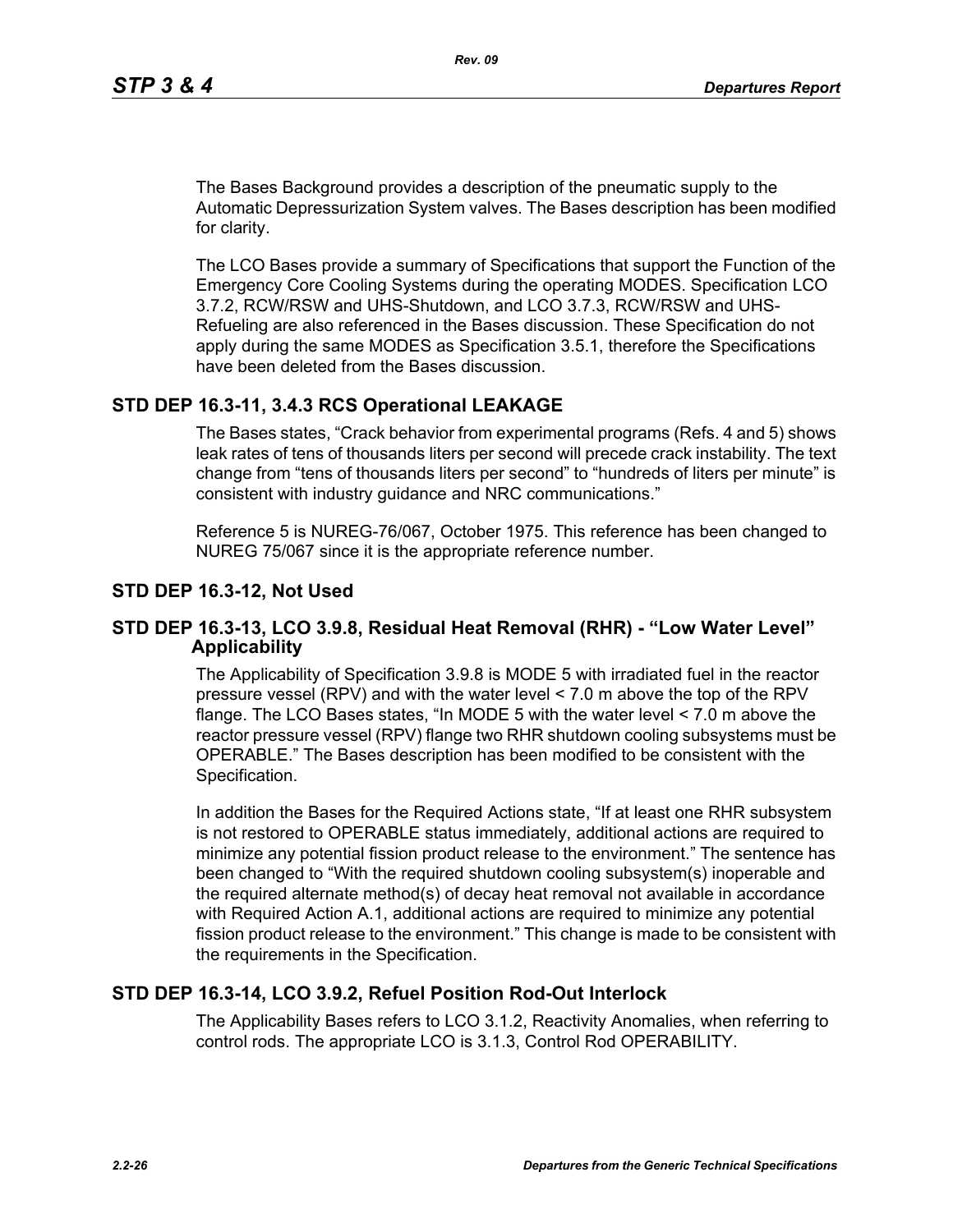The Bases Background provides a description of the pneumatic supply to the Automatic Depressurization System valves. The Bases description has been modified for clarity.

The LCO Bases provide a summary of Specifications that support the Function of the Emergency Core Cooling Systems during the operating MODES. Specification LCO 3.7.2, RCW/RSW and UHS-Shutdown, and LCO 3.7.3, RCW/RSW and UHS-Refueling are also referenced in the Bases discussion. These Specification do not apply during the same MODES as Specification 3.5.1, therefore the Specifications have been deleted from the Bases discussion.

## STD DEP 16.3-11, 3.4.3 RCS Operational LEAKAGE

The Bases states, "Crack behavior from experimental programs (Refs. 4 and 5) shows leak rates of tens of thousands liters per second will precede crack instability. The text change from "tens of thousands liters per second" to "hundreds of liters per minute" is consistent with industry guidance and NRC communications."

Reference 5 is NUREG-76/067, October 1975. This reference has been changed to NUREG 75/067 since it is the appropriate reference number.

## STD DEP 16.3-12, Not Used

## STD DEP 16.3-13, LCO 3.9.8, Residual Heat Removal (RHR) - "Low Water Level" Applicability

The Applicability of Specification 3.9.8 is MODE 5 with irradiated fuel in the reactor pressure vessel (RPV) and with the water level < 7.0 m above the top of the RPV flange. The LCO Bases states, "In MODE 5 with the water level < 7.0 m above the reactor pressure vessel (RPV) flange two RHR shutdown cooling subsystems must be OPERABLE." The Bases description has been modified to be consistent with the Specification.

In addition the Bases for the Required Actions state, "If at least one RHR subsystem is not restored to OPERABLE status immediately, additional actions are required to minimize any potential fission product release to the environment." The sentence has been changed to "With the required shutdown cooling subsystem(s) inoperable and the required alternate method(s) of decay heat removal not available in accordance with Required Action A.1, additional actions are required to minimize any potential fission product release to the environment." This change is made to be consistent with the requirements in the Specification.

## STD DEP 16.3-14, LCO 3.9.2, Refuel Position Rod-Out Interlock

The Applicability Bases refers to LCO 3.1.2, Reactivity Anomalies, when referring to control rods. The appropriate LCO is 3.1.3, Control Rod OPERABILITY.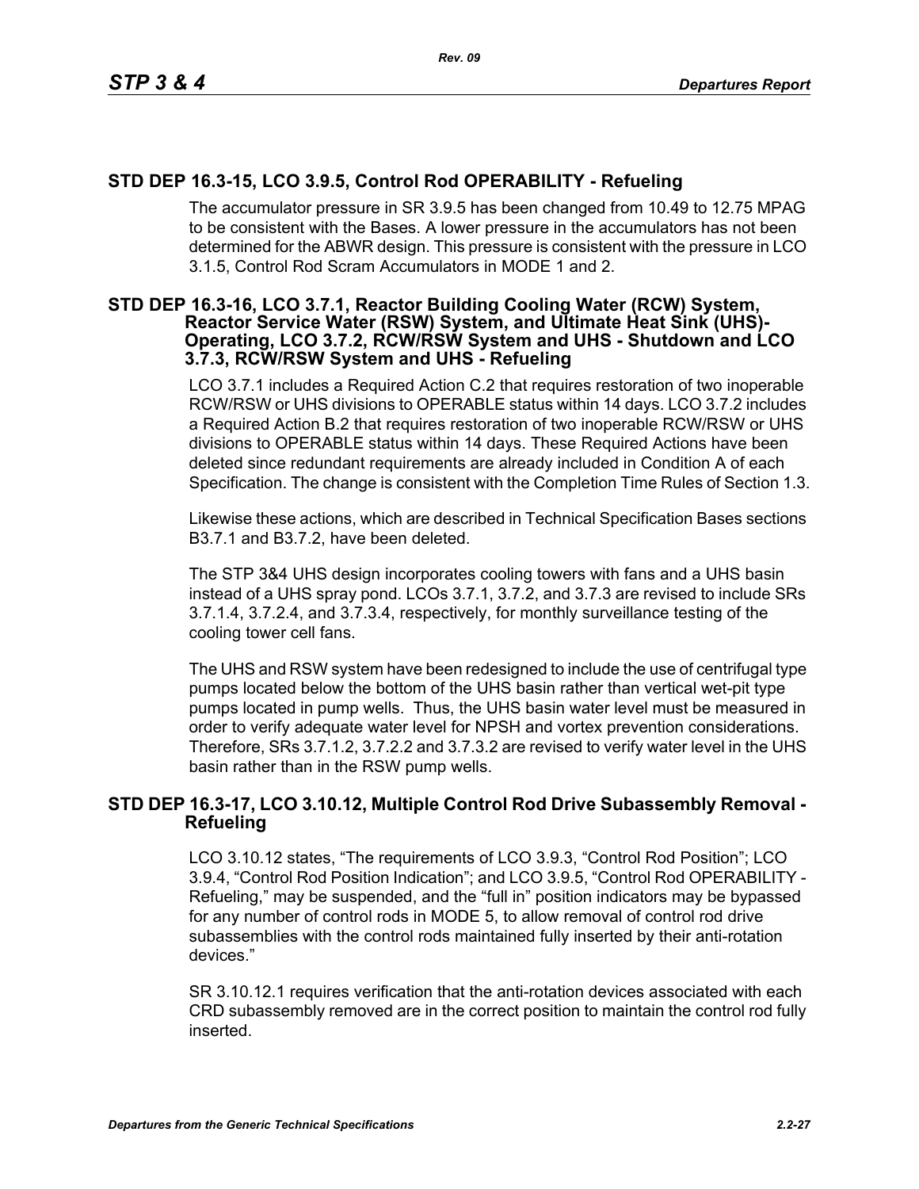## STD DEP 16.3-15, LCO 3.9.5, Control Rod OPERABILITY - Refueling

The accumulator pressure in SR 3.9.5 has been changed from 10.49 to 12.75 MPAG to be consistent with the Bases. A lower pressure in the accumulators has not been determined for the ABWR design. This pressure is consistent with the pressure in LCO 3.1.5, Control Rod Scram Accumulators in MODE 1 and 2.

## STD DEP 16.3-16, LCO 3.7.1, Reactor Building Cooling Water (RCW) System, Reactor Service Water (RSW) System, and Ultimate Heat Sink (UHS)-Operating, LCO 3.7.2, RCW/RSW System and UHS - Shutdown and LCO 3.7.3, RCW/RSW System and UHS - Refueling

LCO 3.7.1 includes a Required Action C.2 that requires restoration of two inoperable RCW/RSW or UHS divisions to OPERABLE status within 14 days. LCO 3.7.2 includes a Required Action B.2 that requires restoration of two inoperable RCW/RSW or UHS divisions to OPERABLE status within 14 days. These Required Actions have been deleted since redundant requirements are already included in Condition A of each Specification. The change is consistent with the Completion Time Rules of Section 1.3.

Likewise these actions, which are described in Technical Specification Bases sections B3.7.1 and B3.7.2, have been deleted.

The STP 3&4 UHS design incorporates cooling towers with fans and a UHS basin instead of a UHS spray pond. LCOs 3.7.1, 3.7.2, and 3.7.3 are revised to include SRs 3.7.1.4, 3.7.2.4, and 3.7.3.4, respectively, for monthly surveillance testing of the cooling tower cell fans.

The UHS and RSW system have been redesigned to include the use of centrifugal type pumps located below the bottom of the UHS basin rather than vertical wet-pit type pumps located in pump wells. Thus, the UHS basin water level must be measured in order to verify adequate water level for NPSH and vortex prevention considerations. Therefore, SRs 3.7.1.2, 3.7.2.2 and 3.7.3.2 are revised to verify water level in the UHS basin rather than in the RSW pump wells.

## STD DEP 16.3-17, LCO 3.10.12, Multiple Control Rod Drive Subassembly Removal - Refueling

LCO 3.10.12 states, "The requirements of LCO 3.9.3, "Control Rod Position"; LCO 3.9.4, "Control Rod Position Indication"; and LCO 3.9.5, "Control Rod OPERABILITY - Refueling," may be suspended, and the "full in" position indicators may be bypassed for any number of control rods in MODE 5, to allow removal of control rod drive subassemblies with the control rods maintained fully inserted by their anti-rotation devices."

SR 3.10.12.1 requires verification that the anti-rotation devices associated with each CRD subassembly removed are in the correct position to maintain the control rod fully inserted.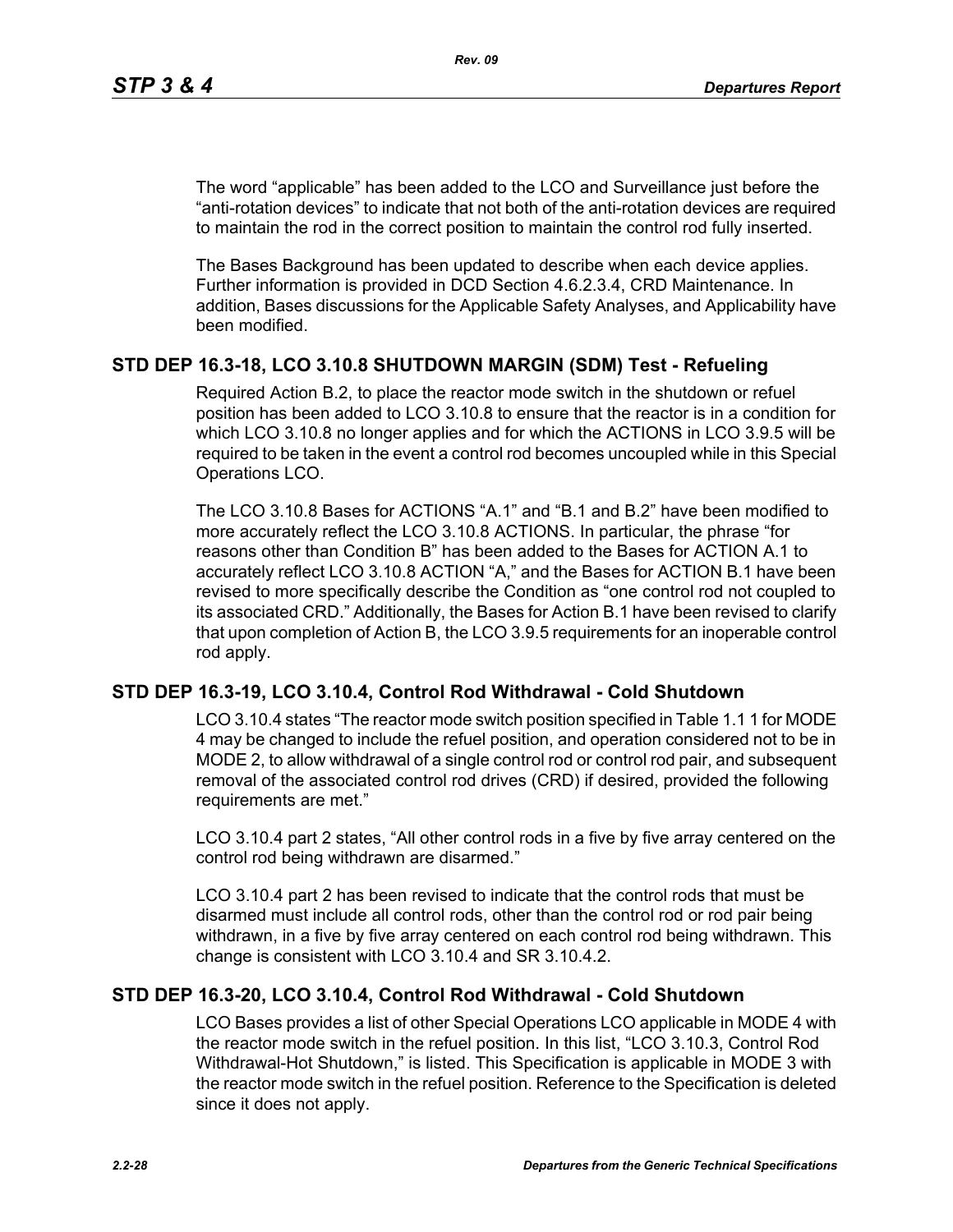The word “applicable” has been added to the LCO and Surveillance just before the “anti-rotation devices” to indicate that not both of the anti-rotation devices are required to maintain the rod in the correct position to maintain the control rod fully inserted.

The Bases Background has been updated to describe when each device applies. Further information is provided in DCD Section 4.6.2.3.4, CRD Maintenance. In addition, Bases discussions for the Applicable Safety Analyses, and Applicability have been modified.

## STD DEP 16.3-18, LCO 3.10.8 SHUTDOWN MARGIN (SDM) Test - Refueling

Required Action B.2, to place the reactor mode switch in the shutdown or refuel position has been added to LCO 3.10.8 to ensure that the reactor is in a condition for which LCO 3.10.8 no longer applies and for which the ACTIONS in LCO 3.9.5 will be required to be taken in the event a control rod becomes uncoupled while in this Special Operations LCO.

The LCO 3.10.8 Bases for ACTIONS “A.1” and “B.1 and B.2” have been modified to more accurately reflect the LCO 3.10.8 ACTIONS. In particular, the phrase “for reasons other than Condition B” has been added to the Bases for ACTION A.1 to accurately reflect LCO 3.10.8 ACTION “A,” and the Bases for ACTION B.1 have been revised to more specifically describe the Condition as “one control rod not coupled to its associated CRD.” Additionally, the Bases for Action B.1 have been revised to clarify that upon completion of Action B, the LCO 3.9.5 requirements for an inoperable control rod apply.

## STD DEP 16.3-19, LCO 3.10.4, Control Rod Withdrawal - Cold Shutdown

LCO 3.10.4 states “The reactor mode switch position specified in Table 1.1 1 for MODE 4 may be changed to include the refuel position, and operation considered not to be in MODE 2, to allow withdrawal of a single control rod or control rod pair, and subsequent removal of the associated control rod drives (CRD) if desired, provided the following requirements are met.”

LCO 3.10.4 part 2 states, “All other control rods in a five by five array centered on the control rod being withdrawn are disarmed.”

LCO 3.10.4 part 2 has been revised to indicate that the control rods that must be disarmed must include all control rods, other than the control rod or rod pair being withdrawn, in a five by five array centered on each control rod being withdrawn. This change is consistent with LCO 3.10.4 and SR 3.10.4.2.

## STD DEP 16.3-20, LCO 3.10.4, Control Rod Withdrawal - Cold Shutdown

LCO Bases provides a list of other Special Operations LCO applicable in MODE 4 with the reactor mode switch in the refuel position. In this list, “LCO 3.10.3, Control Rod Withdrawal-Hot Shutdown,” is listed. This Specification is applicable in MODE 3 with the reactor mode switch in the refuel position. Reference to the Specification is deleted since it does not apply.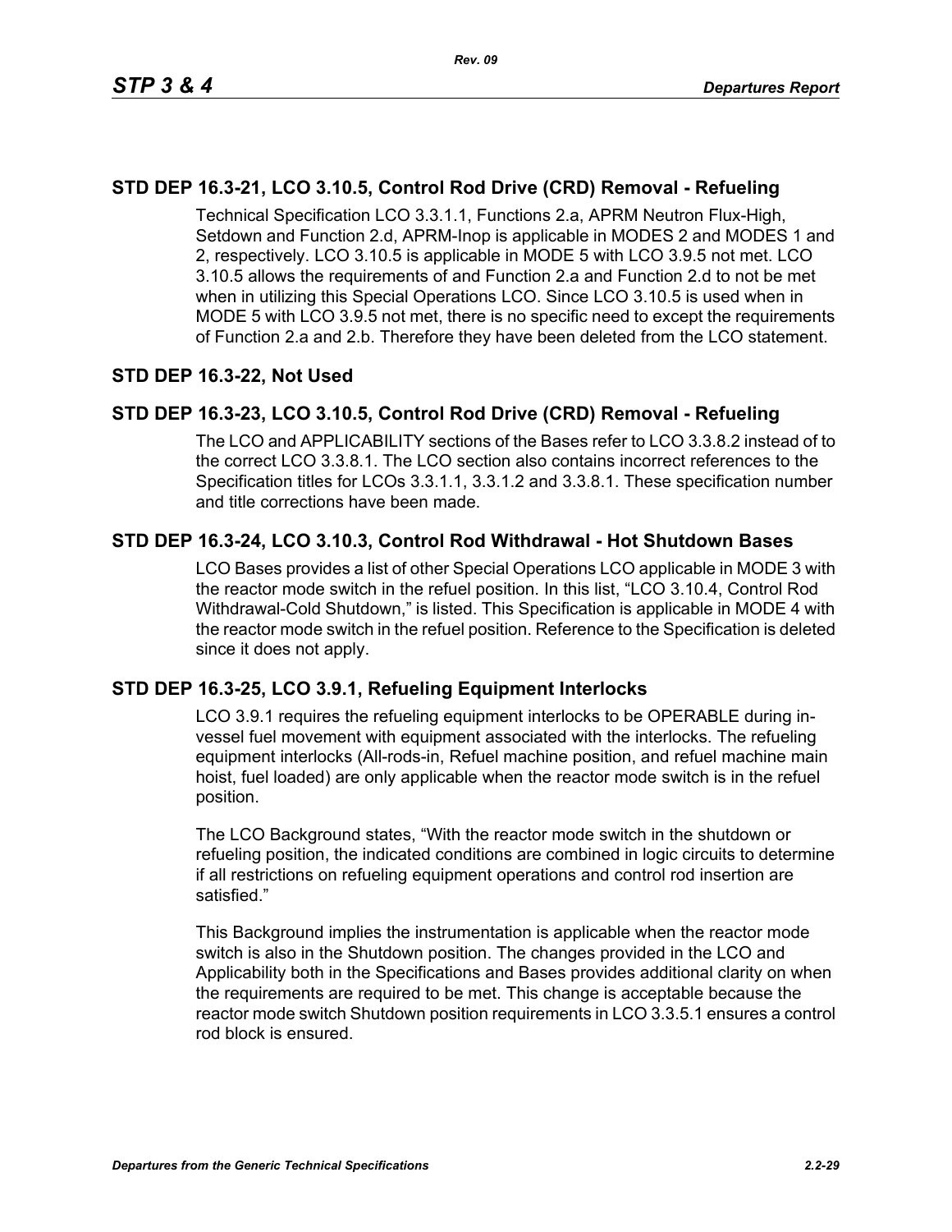## STD DEP 16.3-21, LCO 3.10.5, Control Rod Drive (CRD) Removal - Refueling

Technical Specification LCO 3.3.1.1, Functions 2.a, APRM Neutron Flux-High, Setdown and Function 2.d, APRM-Inop is applicable in MODES 2 and MODES 1 and 2, respectively. LCO 3.10.5 is applicable in MODE 5 with LCO 3.9.5 not met. LCO 3.10.5 allows the requirements of and Function 2.a and Function 2.d to not be met when in utilizing this Special Operations LCO. Since LCO 3.10.5 is used when in MODE 5 with LCO 3.9.5 not met, there is no specific need to except the requirements of Function 2.a and 2.b. Therefore they have been deleted from the LCO statement.

## STD DEP 16.3-22, Not Used

## STD DEP 16.3-23, LCO 3.10.5, Control Rod Drive (CRD) Removal - Refueling

The LCO and APPLICABILITY sections of the Bases refer to LCO 3.3.8.2 instead of to the correct LCO 3.3.8.1. The LCO section also contains incorrect references to the Specification titles for LCOs 3.3.1.1, 3.3.1.2 and 3.3.8.1. These specification number and title corrections have been made.

## STD DEP 16.3-24, LCO 3.10.3, Control Rod Withdrawal - Hot Shutdown Bases

LCO Bases provides a list of other Special Operations LCO applicable in MODE 3 with the reactor mode switch in the refuel position. In this list, “LCO 3.10.4, Control Rod Withdrawal-Cold Shutdown,” is listed. This Specification is applicable in MODE 4 with the reactor mode switch in the refuel position. Reference to the Specification is deleted since it does not apply.

## STD DEP 16.3-25, LCO 3.9.1, Refueling Equipment Interlocks

LCO 3.9.1 requires the refueling equipment interlocks to be OPERABLE during in-vessel fuel movement with equipment associated with the interlocks. The refueling equipment interlocks (All-rods-in, Refuel machine position, and refuel machine main hoist, fuel loaded) are only applicable when the reactor mode switch is in the refuel position.

The LCO Background states, “With the reactor mode switch in the shutdown or refueling position, the indicated conditions are combined in logic circuits to determine if all restrictions on refueling equipment operations and control rod insertion are satisfied.”

This Background implies the instrumentation is applicable when the reactor mode switch is also in the Shutdown position. The changes provided in the LCO and Applicability both in the Specifications and Bases provides additional clarity on when the requirements are required to be met. This change is acceptable because the reactor mode switch Shutdown position requirements in LCO 3.3.5.1 ensures a control rod block is ensured.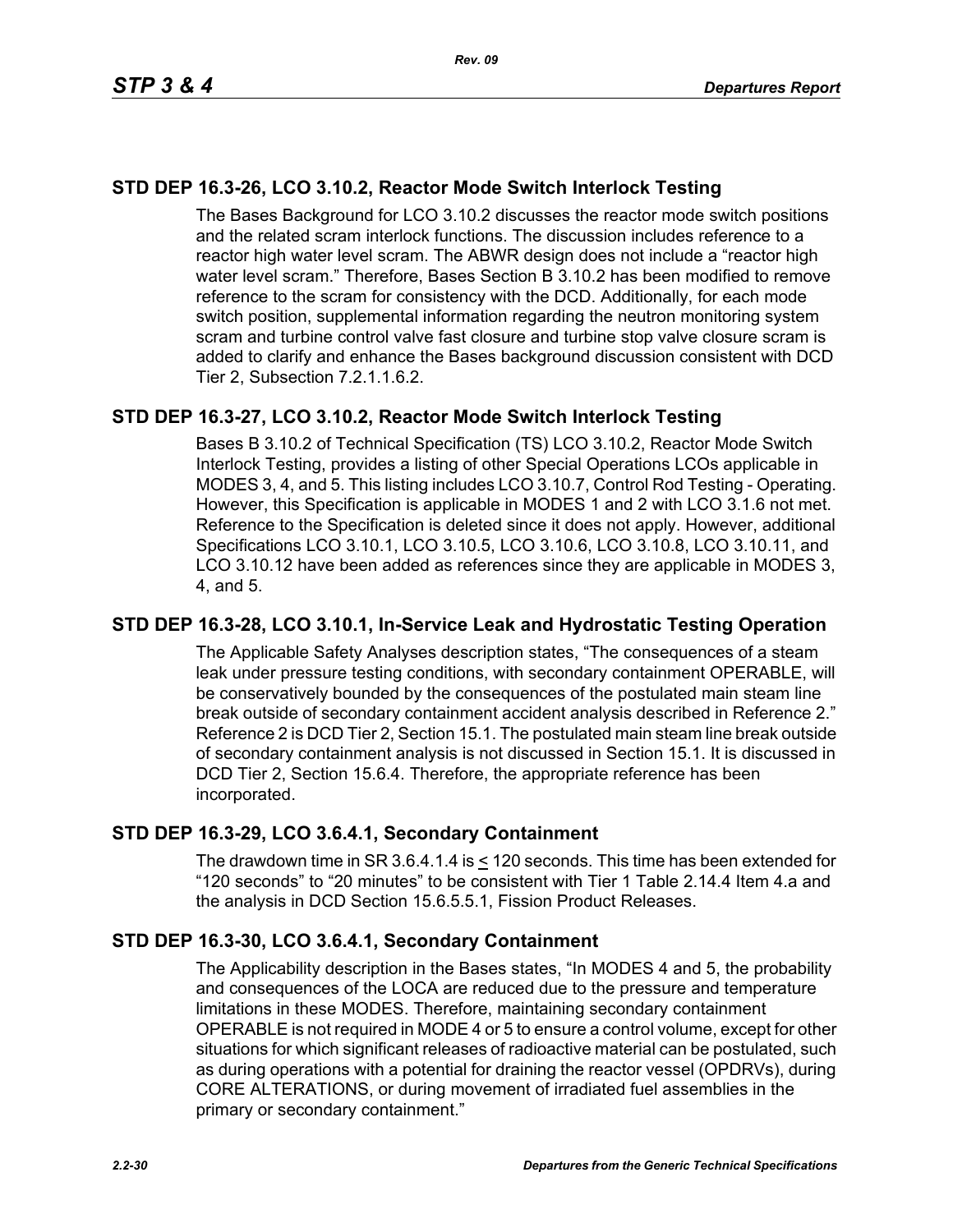## STD DEP 16.3-26, LCO 3.10.2, Reactor Mode Switch Interlock Testing

The Bases Background for LCO 3.10.2 discusses the reactor mode switch positions and the related scram interlock functions. The discussion includes reference to a reactor high water level scram. The ABWR design does not include a “reactor high water level scram.” Therefore, Bases Section B 3.10.2 has been modified to remove reference to the scram for consistency with the DCD. Additionally, for each mode switch position, supplemental information regarding the neutron monitoring system scram and turbine control valve fast closure and turbine stop valve closure scram is added to clarify and enhance the Bases background discussion consistent with DCD Tier 2, Subsection 7.2.1.1.6.2.

## STD DEP 16.3-27, LCO 3.10.2, Reactor Mode Switch Interlock Testing

Bases B 3.10.2 of Technical Specification (TS) LCO 3.10.2, Reactor Mode Switch Interlock Testing, provides a listing of other Special Operations LCOs applicable in MODES 3, 4, and 5. This listing includes LCO 3.10.7, Control Rod Testing - Operating. However, this Specification is applicable in MODES 1 and 2 with LCO 3.1.6 not met. Reference to the Specification is deleted since it does not apply. However, additional Specifications LCO 3.10.1, LCO 3.10.5, LCO 3.10.6, LCO 3.10.8, LCO 3.10.11, and LCO 3.10.12 have been added as references since they are applicable in MODES 3, 4, and 5.

## STD DEP 16.3-28, LCO 3.10.1, In-Service Leak and Hydrostatic Testing Operation

The Applicable Safety Analyses description states, “The consequences of a steam leak under pressure testing conditions, with secondary containment OPERABLE, will be conservatively bounded by the consequences of the postulated main steam line break outside of secondary containment accident analysis described in Reference 2.” Reference 2 is DCD Tier 2, Section 15.1. The postulated main steam line break outside of secondary containment analysis is not discussed in Section 15.1. It is discussed in DCD Tier 2, Section 15.6.4. Therefore, the appropriate reference has been incorporated.

## STD DEP 16.3-29, LCO 3.6.4.1, Secondary Containment

The drawdown time in SR 3.6.4.1.4 is ≤ 120 seconds. This time has been extended for “120 seconds” to “20 minutes” to be consistent with Tier 1 Table 2.14.4 Item 4.a and the analysis in DCD Section 15.6.5.5.1, Fission Product Releases.

## STD DEP 16.3-30, LCO 3.6.4.1, Secondary Containment

The Applicability description in the Bases states, “In MODES 4 and 5, the probability and consequences of the LOCA are reduced due to the pressure and temperature limitations in these MODES. Therefore, maintaining secondary containment OPERABLE is not required in MODE 4 or 5 to ensure a control volume, except for other situations for which significant releases of radioactive material can be postulated, such as during operations with a potential for draining the reactor vessel (OPDRVs), during CORE ALTERATIONS, or during movement of irradiated fuel assemblies in the primary or secondary containment.”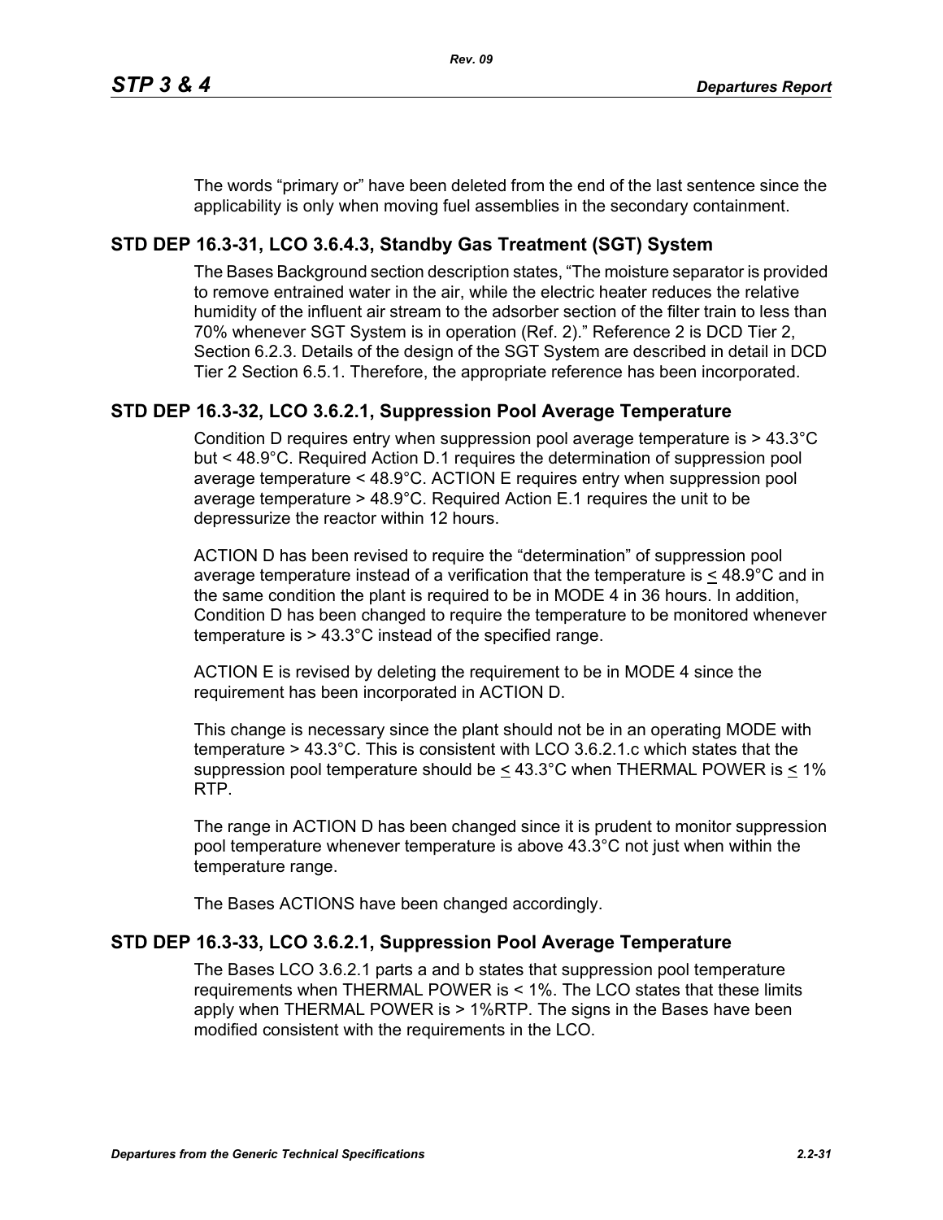The words “primary or” have been deleted from the end of the last sentence since the applicability is only when moving fuel assemblies in the secondary containment.

## STD DEP 16.3-31, LCO 3.6.4.3, Standby Gas Treatment (SGT) System

The Bases Background section description states, “The moisture separator is provided to remove entrained water in the air, while the electric heater reduces the relative humidity of the influent air stream to the adsorber section of the filter train to less than 70% whenever SGT System is in operation (Ref. 2).” Reference 2 is DCD Tier 2, Section 6.2.3. Details of the design of the SGT System are described in detail in DCD Tier 2 Section 6.5.1. Therefore, the appropriate reference has been incorporated.

## STD DEP 16.3-32, LCO 3.6.2.1, Suppression Pool Average Temperature

Condition D requires entry when suppression pool average temperature is > 43.3°C but < 48.9°C. Required Action D.1 requires the determination of suppression pool average temperature < 48.9°C. ACTION E requires entry when suppression pool average temperature > 48.9°C. Required Action E.1 requires the unit to be depressurize the reactor within 12 hours.

ACTION D has been revised to require the “determination” of suppression pool average temperature instead of a verification that the temperature is ≤ 48.9°C and in the same condition the plant is required to be in MODE 4 in 36 hours. In addition, Condition D has been changed to require the temperature to be monitored whenever temperature is > 43.3°C instead of the specified range.

ACTION E is revised by deleting the requirement to be in MODE 4 since the requirement has been incorporated in ACTION D.

This change is necessary since the plant should not be in an operating MODE with temperature > 43.3°C. This is consistent with LCO 3.6.2.1.c which states that the suppression pool temperature should be ≤ 43.3°C when THERMAL POWER is ≤ 1% RTP.

The range in ACTION D has been changed since it is prudent to monitor suppression pool temperature whenever temperature is above 43.3°C not just when within the temperature range.

The Bases ACTIONS have been changed accordingly.

## STD DEP 16.3-33, LCO 3.6.2.1, Suppression Pool Average Temperature

The Bases LCO 3.6.2.1 parts a and b states that suppression pool temperature requirements when THERMAL POWER is < 1%. The LCO states that these limits apply when THERMAL POWER is > 1%RTP. The signs in the Bases have been modified consistent with the requirements in the LCO.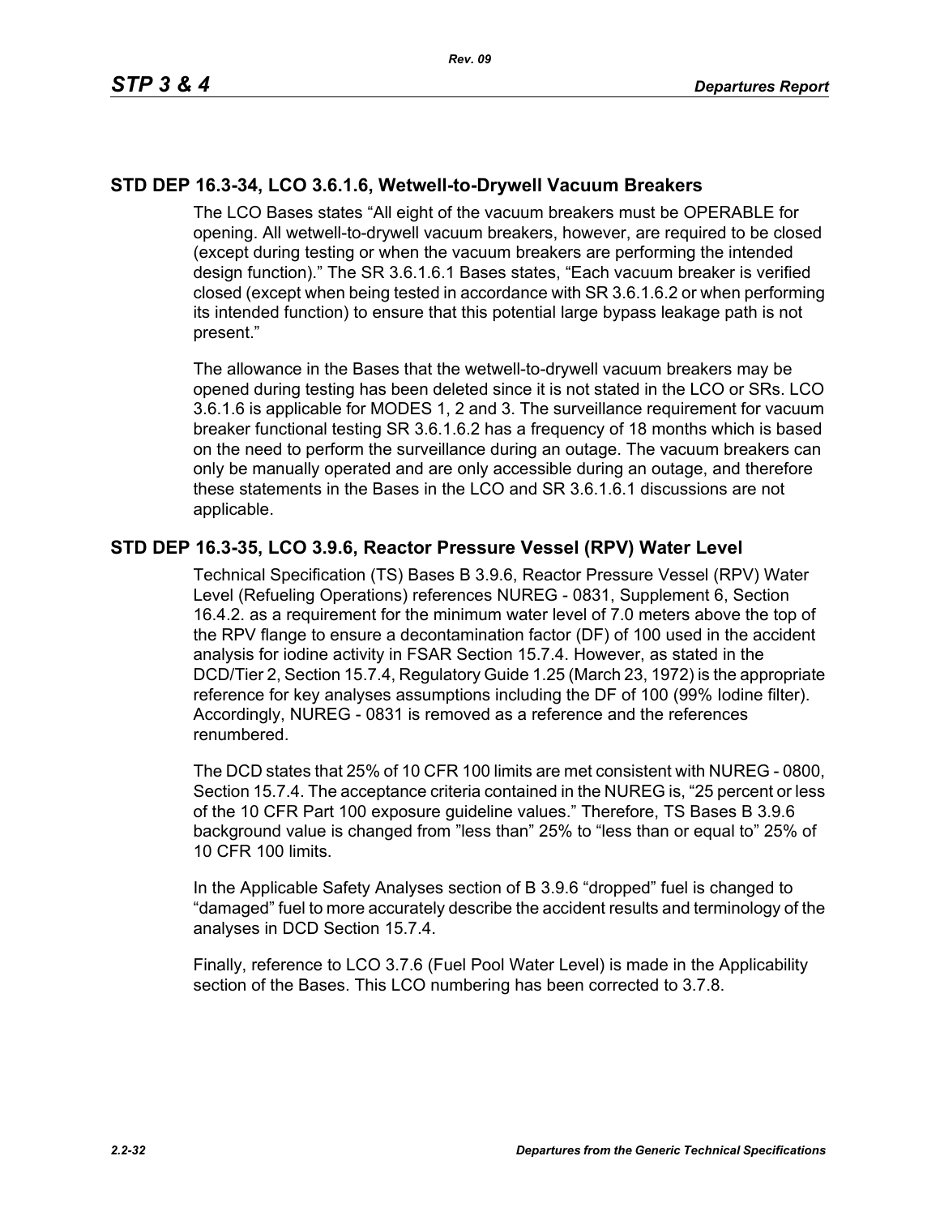## STD DEP 16.3-34, LCO 3.6.1.6, Wetwell-to-Drywell Vacuum Breakers

The LCO Bases states "All eight of the vacuum breakers must be OPERABLE for opening. All wetwell-to-drywell vacuum breakers, however, are required to be closed (except during testing or when the vacuum breakers are performing the intended design function)." The SR 3.6.1.6.1 Bases states, "Each vacuum breaker is verified closed (except when being tested in accordance with SR 3.6.1.6.2 or when performing its intended function) to ensure that this potential large bypass leakage path is not present."

The allowance in the Bases that the wetwell-to-drywell vacuum breakers may be opened during testing has been deleted since it is not stated in the LCO or SRs. LCO 3.6.1.6 is applicable for MODES 1, 2 and 3. The surveillance requirement for vacuum breaker functional testing SR 3.6.1.6.2 has a frequency of 18 months which is based on the need to perform the surveillance during an outage. The vacuum breakers can only be manually operated and are only accessible during an outage, and therefore these statements in the Bases in the LCO and SR 3.6.1.6.1 discussions are not applicable.

## STD DEP 16.3-35, LCO 3.9.6, Reactor Pressure Vessel (RPV) Water Level

Technical Specification (TS) Bases B 3.9.6, Reactor Pressure Vessel (RPV) Water Level (Refueling Operations) references NUREG - 0831, Supplement 6, Section 16.4.2. as a requirement for the minimum water level of 7.0 meters above the top of the RPV flange to ensure a decontamination factor (DF) of 100 used in the accident analysis for iodine activity in FSAR Section 15.7.4. However, as stated in the DCD/Tier 2, Section 15.7.4, Regulatory Guide 1.25 (March 23, 1972) is the appropriate reference for key analyses assumptions including the DF of 100 (99% Iodine filter). Accordingly, NUREG - 0831 is removed as a reference and the references renumbered.

The DCD states that 25% of 10 CFR 100 limits are met consistent with NUREG - 0800, Section 15.7.4. The acceptance criteria contained in the NUREG is, "25 percent or less of the 10 CFR Part 100 exposure guideline values." Therefore, TS Bases B 3.9.6 background value is changed from "less than" 25% to "less than or equal to" 25% of 10 CFR 100 limits.

In the Applicable Safety Analyses section of B 3.9.6 "dropped" fuel is changed to "damaged" fuel to more accurately describe the accident results and terminology of the analyses in DCD Section 15.7.4.

Finally, reference to LCO 3.7.6 (Fuel Pool Water Level) is made in the Applicability section of the Bases. This LCO numbering has been corrected to 3.7.8.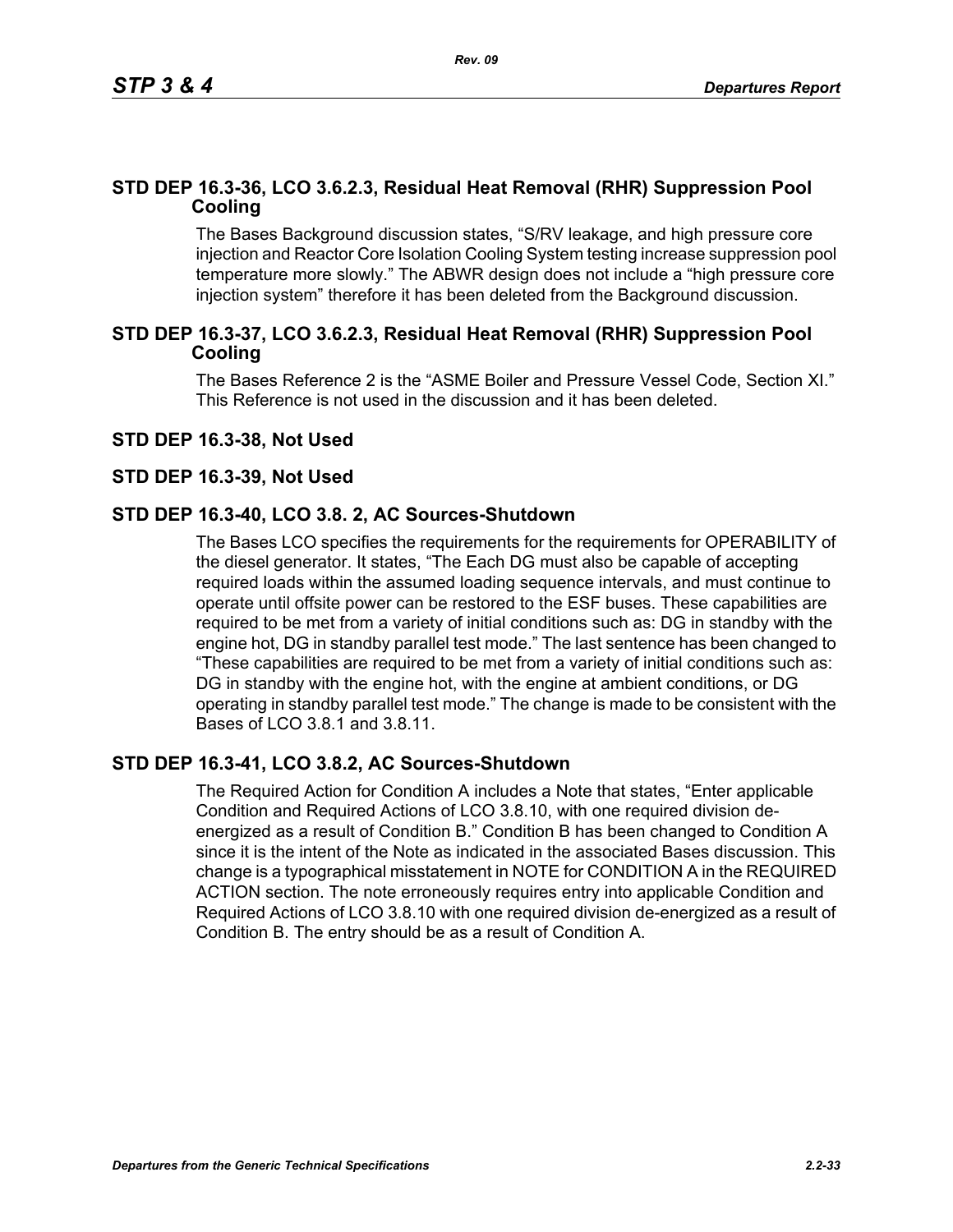## STD DEP 16.3-36, LCO 3.6.2.3, Residual Heat Removal (RHR) Suppression Pool Cooling

The Bases Background discussion states, "S/RV leakage, and high pressure core injection and Reactor Core Isolation Cooling System testing increase suppression pool temperature more slowly." The ABWR design does not include a "high pressure core injection system" therefore it has been deleted from the Background discussion.

## STD DEP 16.3-37, LCO 3.6.2.3, Residual Heat Removal (RHR) Suppression Pool Cooling

The Bases Reference 2 is the "ASME Boiler and Pressure Vessel Code, Section XI." This Reference is not used in the discussion and it has been deleted.

## STD DEP 16.3-38, Not Used

## STD DEP 16.3-39, Not Used

## STD DEP 16.3-40, LCO 3.8. 2, AC Sources-Shutdown

The Bases LCO specifies the requirements for the requirements for OPERABILITY of the diesel generator. It states, "The Each DG must also be capable of accepting required loads within the assumed loading sequence intervals, and must continue to operate until offsite power can be restored to the ESF buses. These capabilities are required to be met from a variety of initial conditions such as: DG in standby with the engine hot, DG in standby parallel test mode." The last sentence has been changed to "These capabilities are required to be met from a variety of initial conditions such as: DG in standby with the engine hot, with the engine at ambient conditions, or DG operating in standby parallel test mode." The change is made to be consistent with the Bases of LCO 3.8.1 and 3.8.11.

## STD DEP 16.3-41, LCO 3.8.2, AC Sources-Shutdown

The Required Action for Condition A includes a Note that states, "Enter applicable Condition and Required Actions of LCO 3.8.10, with one required division de-energized as a result of Condition B." Condition B has been changed to Condition A since it is the intent of the Note as indicated in the associated Bases discussion. This change is a typographical misstatement in NOTE for CONDITION A in the REQUIRED ACTION section. The note erroneously requires entry into applicable Condition and Required Actions of LCO 3.8.10 with one required division de-energized as a result of Condition B. The entry should be as a result of Condition A.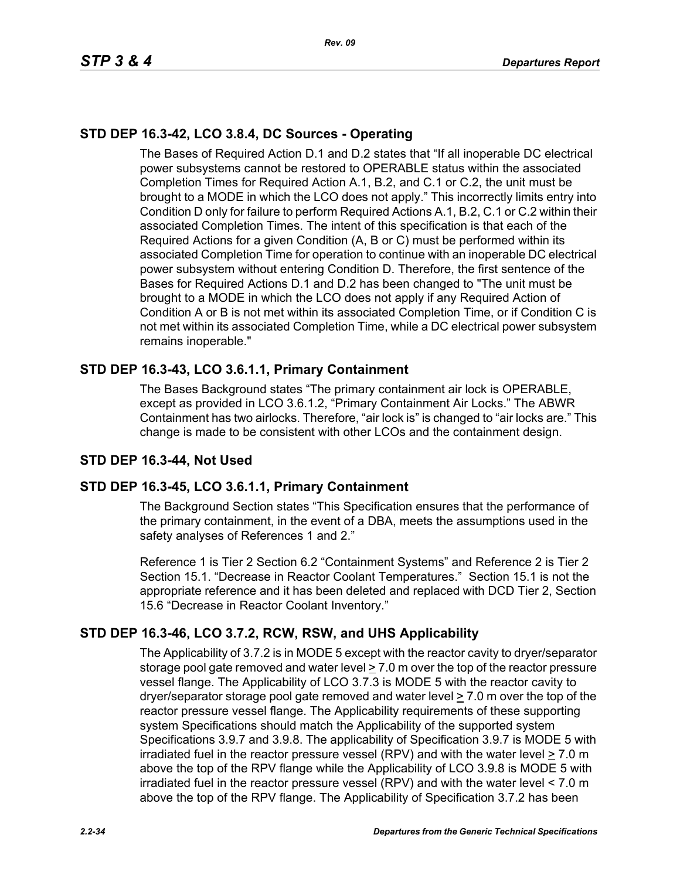## STD DEP 16.3-42, LCO 3.8.4, DC Sources - Operating

The Bases of Required Action D.1 and D.2 states that "If all inoperable DC electrical power subsystems cannot be restored to OPERABLE status within the associated Completion Times for Required Action A.1, B.2, and C.1 or C.2, the unit must be brought to a MODE in which the LCO does not apply." This incorrectly limits entry into Condition D only for failure to perform Required Actions A.1, B.2, C.1 or C.2 within their associated Completion Times. The intent of this specification is that each of the Required Actions for a given Condition (A, B or C) must be performed within its associated Completion Time for operation to continue with an inoperable DC electrical power subsystem without entering Condition D. Therefore, the first sentence of the Bases for Required Actions D.1 and D.2 has been changed to "The unit must be brought to a MODE in which the LCO does not apply if any Required Action of Condition A or B is not met within its associated Completion Time, or if Condition C is not met within its associated Completion Time, while a DC electrical power subsystem remains inoperable."

## STD DEP 16.3-43, LCO 3.6.1.1, Primary Containment

The Bases Background states "The primary containment air lock is OPERABLE, except as provided in LCO 3.6.1.2, "Primary Containment Air Locks." The ABWR Containment has two airlocks. Therefore, "air lock is" is changed to "air locks are." This change is made to be consistent with other LCOs and the containment design.

## STD DEP 16.3-44, Not Used

## STD DEP 16.3-45, LCO 3.6.1.1, Primary Containment

The Background Section states "This Specification ensures that the performance of the primary containment, in the event of a DBA, meets the assumptions used in the safety analyses of References 1 and 2."

Reference 1 is Tier 2 Section 6.2 "Containment Systems" and Reference 2 is Tier 2 Section 15.1. "Decrease in Reactor Coolant Temperatures." Section 15.1 is not the appropriate reference and it has been deleted and replaced with DCD Tier 2, Section 15.6 "Decrease in Reactor Coolant Inventory."

## STD DEP 16.3-46, LCO 3.7.2, RCW, RSW, and UHS Applicability

The Applicability of 3.7.2 is in MODE 5 except with the reactor cavity to dryer/separator storage pool gate removed and water level ≥ 7.0 m over the top of the reactor pressure vessel flange. The Applicability of LCO 3.7.3 is MODE 5 with the reactor cavity to dryer/separator storage pool gate removed and water level ≥ 7.0 m over the top of the reactor pressure vessel flange. The Applicability requirements of these supporting system Specifications should match the Applicability of the supported system Specifications 3.9.7 and 3.9.8. The applicability of Specification 3.9.7 is MODE 5 with irradiated fuel in the reactor pressure vessel (RPV) and with the water level ≥ 7.0 m above the top of the RPV flange while the Applicability of LCO 3.9.8 is MODE 5 with irradiated fuel in the reactor pressure vessel (RPV) and with the water level < 7.0 m above the top of the RPV flange. The Applicability of Specification 3.7.2 has been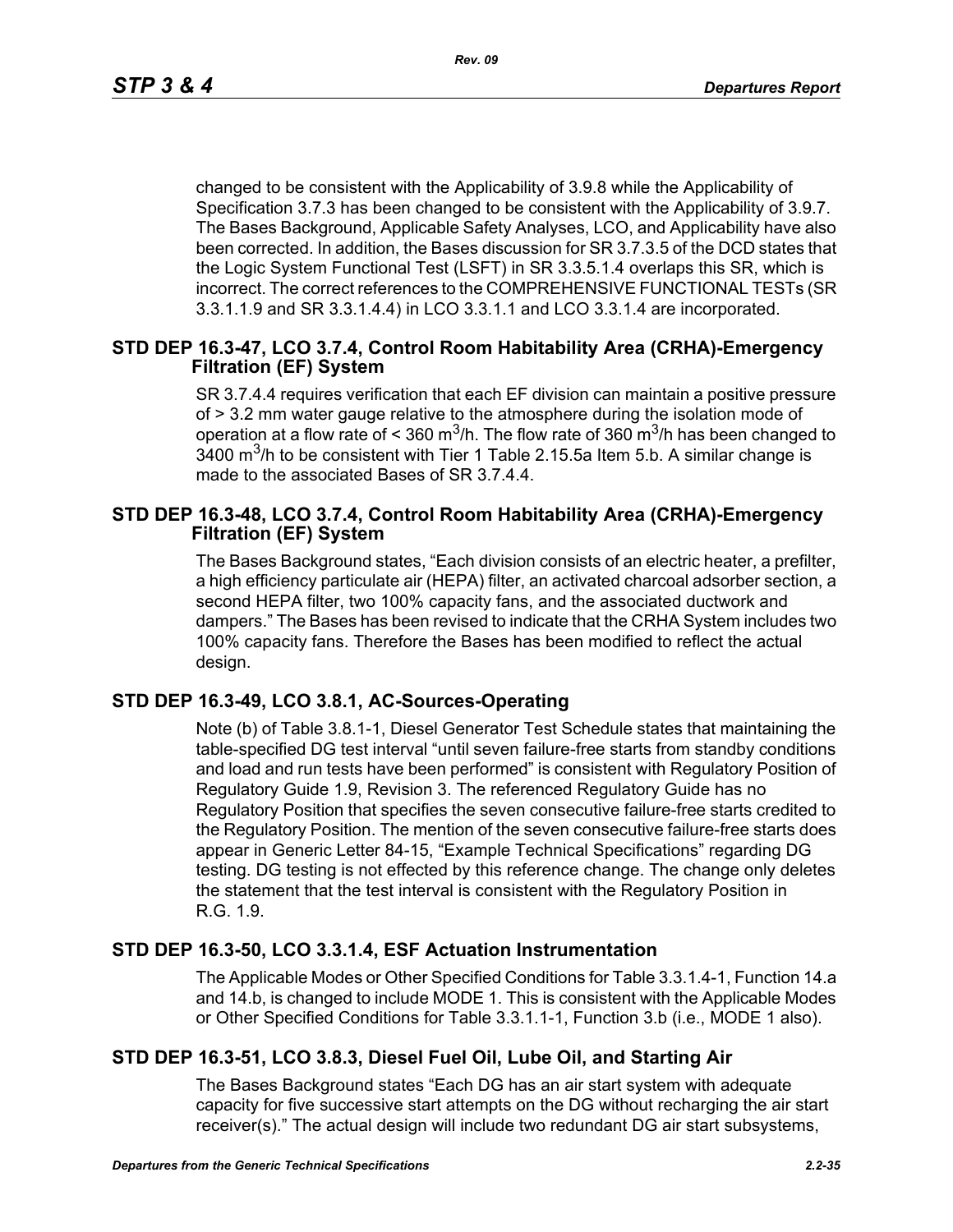changed to be consistent with the Applicability of 3.9.8 while the Applicability of Specification 3.7.3 has been changed to be consistent with the Applicability of 3.9.7. The Bases Background, Applicable Safety Analyses, LCO, and Applicability have also been corrected. In addition, the Bases discussion for SR 3.7.3.5 of the DCD states that the Logic System Functional Test (LSFT) in SR 3.3.5.1.4 overlaps this SR, which is incorrect. The correct references to the COMPREHENSIVE FUNCTIONAL TESTs (SR 3.3.1.1.9 and SR 3.3.1.4.4) in LCO 3.3.1.1 and LCO 3.3.1.4 are incorporated.

## STD DEP 16.3-47, LCO 3.7.4, Control Room Habitability Area (CRHA)-Emergency Filtration (EF) System

SR 3.7.4.4 requires verification that each EF division can maintain a positive pressure of > 3.2 mm water gauge relative to the atmosphere during the isolation mode of operation at a flow rate of < 360 $m^3$/h. The flow rate of 360 $m^3$/h has been changed to 3400 $m^3$/h to be consistent with Tier 1 Table 2.15.5a Item 5.b. A similar change is made to the associated Bases of SR 3.7.4.4.

## STD DEP 16.3-48, LCO 3.7.4, Control Room Habitability Area (CRHA)-Emergency Filtration (EF) System

The Bases Background states, "Each division consists of an electric heater, a prefilter, a high efficiency particulate air (HEPA) filter, an activated charcoal adsorber section, a second HEPA filter, two 100% capacity fans, and the associated ductwork and dampers." The Bases has been revised to indicate that the CRHA System includes two 100% capacity fans. Therefore the Bases has been modified to reflect the actual design.

## STD DEP 16.3-49, LCO 3.8.1, AC-Sources-Operating

Note (b) of Table 3.8.1-1, Diesel Generator Test Schedule states that maintaining the table-specified DG test interval "until seven failure-free starts from standby conditions and load and run tests have been performed" is consistent with Regulatory Position of Regulatory Guide 1.9, Revision 3. The referenced Regulatory Guide has no Regulatory Position that specifies the seven consecutive failure-free starts credited to the Regulatory Position. The mention of the seven consecutive failure-free starts does appear in Generic Letter 84-15, "Example Technical Specifications" regarding DG testing. DG testing is not effected by this reference change. The change only deletes the statement that the test interval is consistent with the Regulatory Position in R.G. 1.9.

## STD DEP 16.3-50, LCO 3.3.1.4, ESF Actuation Instrumentation

The Applicable Modes or Other Specified Conditions for Table 3.3.1.4-1, Function 14.a and 14.b, is changed to include MODE 1. This is consistent with the Applicable Modes or Other Specified Conditions for Table 3.3.1.1-1, Function 3.b (i.e., MODE 1 also).

## STD DEP 16.3-51, LCO 3.8.3, Diesel Fuel Oil, Lube Oil, and Starting Air

The Bases Background states "Each DG has an air start system with adequate capacity for five successive start attempts on the DG without recharging the air start receiver(s)." The actual design will include two redundant DG air start subsystems,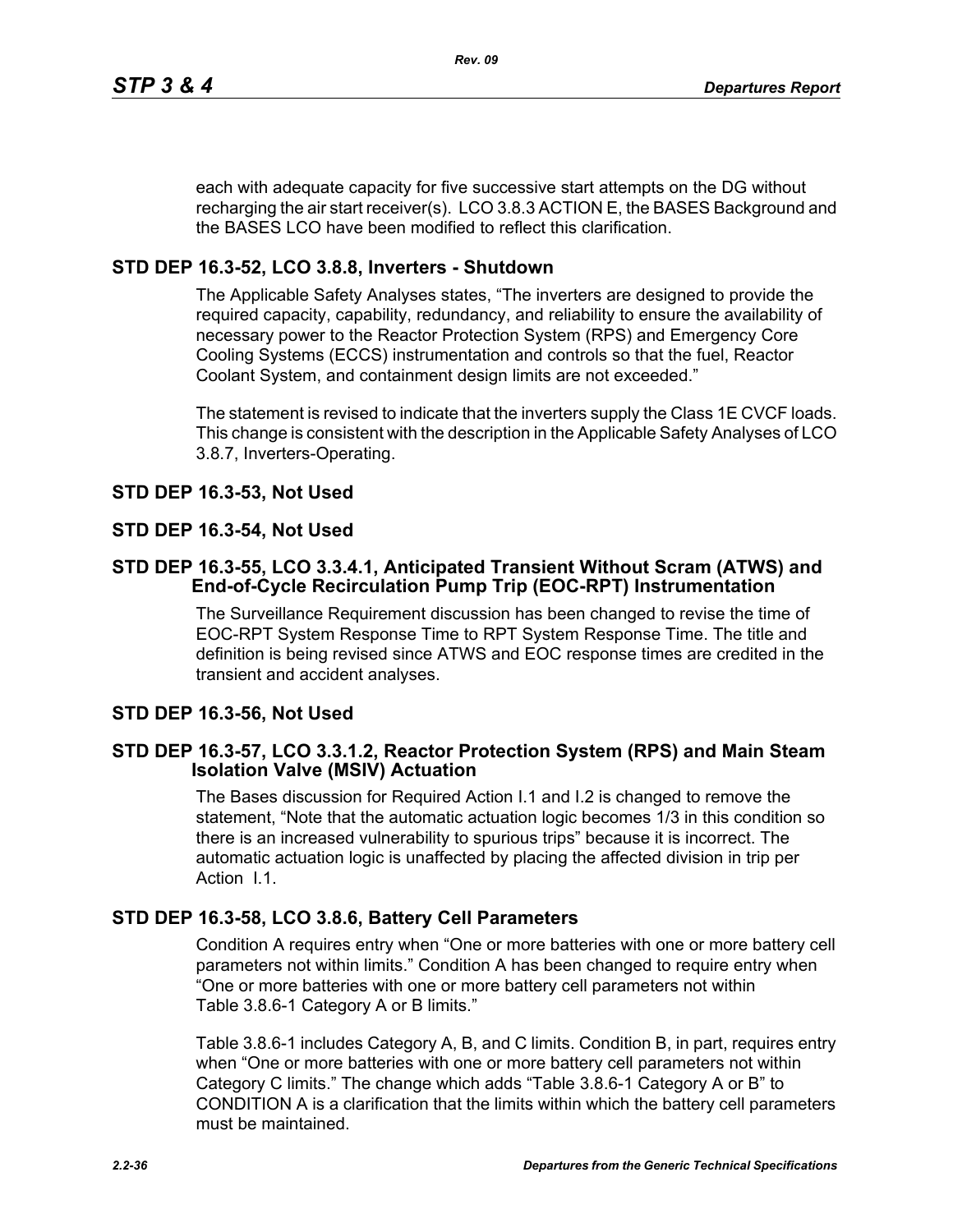each with adequate capacity for five successive start attempts on the DG without recharging the air start receiver(s). LCO 3.8.3 ACTION E, the BASES Background and the BASES LCO have been modified to reflect this clarification.

## STD DEP 16.3-52, LCO 3.8.8, Inverters - Shutdown

The Applicable Safety Analyses states, “The inverters are designed to provide the required capacity, capability, redundancy, and reliability to ensure the availability of necessary power to the Reactor Protection System (RPS) and Emergency Core Cooling Systems (ECCS) instrumentation and controls so that the fuel, Reactor Coolant System, and containment design limits are not exceeded.”

The statement is revised to indicate that the inverters supply the Class 1E CVCF loads. This change is consistent with the description in the Applicable Safety Analyses of LCO 3.8.7, Inverters-Operating.

## STD DEP 16.3-53, Not Used

## STD DEP 16.3-54, Not Used

## STD DEP 16.3-55, LCO 3.3.4.1, Anticipated Transient Without Scram (ATWS) and End-of-Cycle Recirculation Pump Trip (EOC-RPT) Instrumentation

The Surveillance Requirement discussion has been changed to revise the time of EOC-RPT System Response Time to RPT System Response Time. The title and definition is being revised since ATWS and EOC response times are credited in the transient and accident analyses.

## STD DEP 16.3-56, Not Used

## STD DEP 16.3-57, LCO 3.3.1.2, Reactor Protection System (RPS) and Main Steam Isolation Valve (MSIV) Actuation

The Bases discussion for Required Action I.1 and I.2 is changed to remove the statement, “Note that the automatic actuation logic becomes 1/3 in this condition so there is an increased vulnerability to spurious trips” because it is incorrect. The automatic actuation logic is unaffected by placing the affected division in trip per Action I.1.

## STD DEP 16.3-58, LCO 3.8.6, Battery Cell Parameters

Condition A requires entry when “One or more batteries with one or more battery cell parameters not within limits.” Condition A has been changed to require entry when “One or more batteries with one or more battery cell parameters not within Table 3.8.6-1 Category A or B limits.”

Table 3.8.6-1 includes Category A, B, and C limits. Condition B, in part, requires entry when “One or more batteries with one or more battery cell parameters not within Category C limits.” The change which adds “Table 3.8.6-1 Category A or B” to CONDITION A is a clarification that the limits within which the battery cell parameters must be maintained.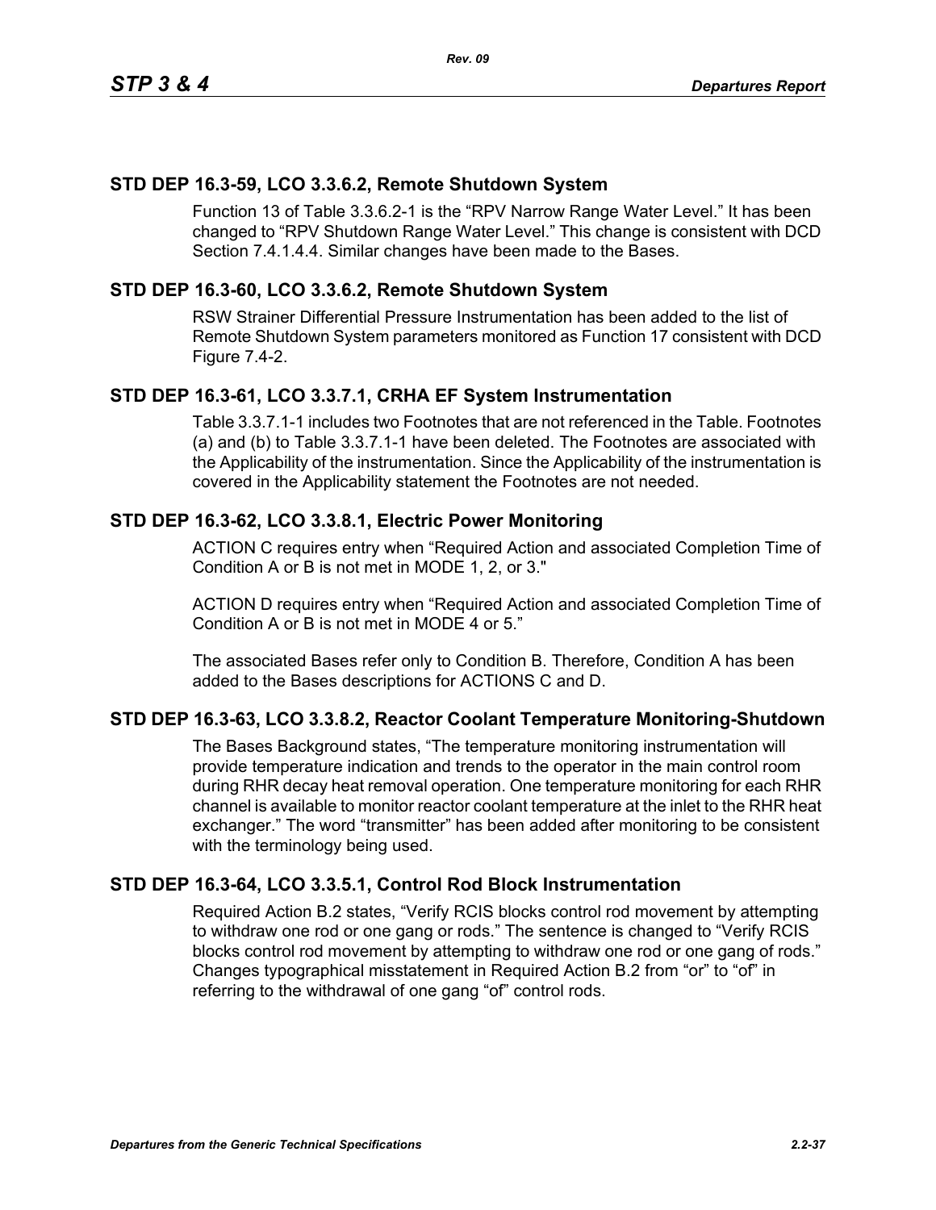## STD DEP 16.3-59, LCO 3.3.6.2, Remote Shutdown System

Function 13 of Table 3.3.6.2-1 is the “RPV Narrow Range Water Level.” It has been changed to “RPV Shutdown Range Water Level.” This change is consistent with DCD Section 7.4.1.4.4. Similar changes have been made to the Bases.

## STD DEP 16.3-60, LCO 3.3.6.2, Remote Shutdown System

RSW Strainer Differential Pressure Instrumentation has been added to the list of Remote Shutdown System parameters monitored as Function 17 consistent with DCD Figure 7.4-2.

## STD DEP 16.3-61, LCO 3.3.7.1, CRHA EF System Instrumentation

Table 3.3.7.1-1 includes two Footnotes that are not referenced in the Table. Footnotes (a) and (b) to Table 3.3.7.1-1 have been deleted. The Footnotes are associated with the Applicability of the instrumentation. Since the Applicability of the instrumentation is covered in the Applicability statement the Footnotes are not needed.

## STD DEP 16.3-62, LCO 3.3.8.1, Electric Power Monitoring

ACTION C requires entry when “Required Action and associated Completion Time of Condition A or B is not met in MODE 1, 2, or 3."

ACTION D requires entry when “Required Action and associated Completion Time of Condition A or B is not met in MODE 4 or 5.”

The associated Bases refer only to Condition B. Therefore, Condition A has been added to the Bases descriptions for ACTIONS C and D.

## STD DEP 16.3-63, LCO 3.3.8.2, Reactor Coolant Temperature Monitoring-Shutdown

The Bases Background states, “The temperature monitoring instrumentation will provide temperature indication and trends to the operator in the main control room during RHR decay heat removal operation. One temperature monitoring for each RHR channel is available to monitor reactor coolant temperature at the inlet to the RHR heat exchanger.” The word “transmitter” has been added after monitoring to be consistent with the terminology being used.

## STD DEP 16.3-64, LCO 3.3.5.1, Control Rod Block Instrumentation

Required Action B.2 states, “Verify RCIS blocks control rod movement by attempting to withdraw one rod or one gang or rods.” The sentence is changed to “Verify RCIS blocks control rod movement by attempting to withdraw one rod or one gang of rods.” Changes typographical misstatement in Required Action B.2 from “or” to “of” in referring to the withdrawal of one gang “of” control rods.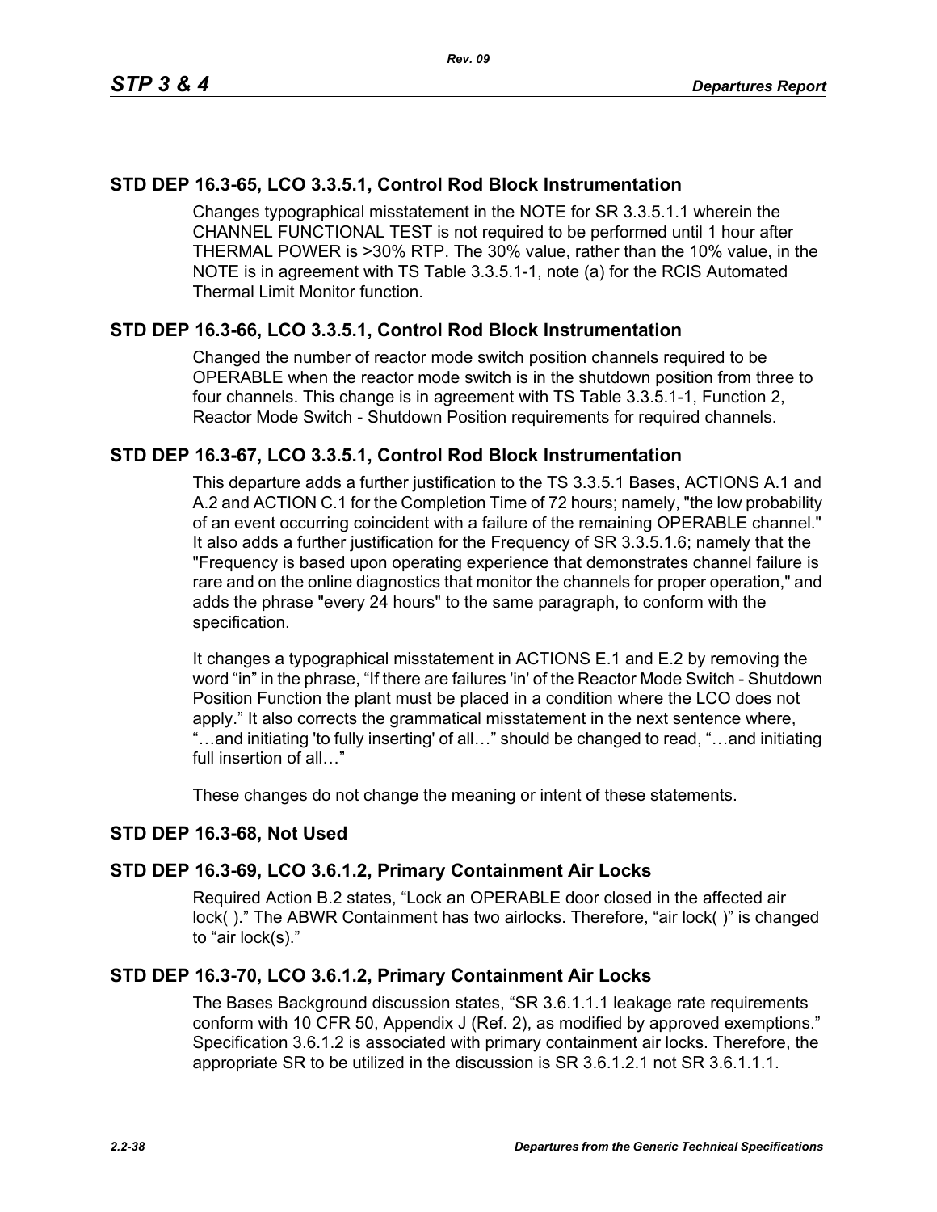## STD DEP 16.3-65, LCO 3.3.5.1, Control Rod Block Instrumentation

Changes typographical misstatement in the NOTE for SR 3.3.5.1.1 wherein the CHANNEL FUNCTIONAL TEST is not required to be performed until 1 hour after THERMAL POWER is >30% RTP. The 30% value, rather than the 10% value, in the NOTE is in agreement with TS Table 3.3.5.1-1, note (a) for the RCIS Automated Thermal Limit Monitor function.

## STD DEP 16.3-66, LCO 3.3.5.1, Control Rod Block Instrumentation

Changed the number of reactor mode switch position channels required to be OPERABLE when the reactor mode switch is in the shutdown position from three to four channels. This change is in agreement with TS Table 3.3.5.1-1, Function 2, Reactor Mode Switch - Shutdown Position requirements for required channels.

## STD DEP 16.3-67, LCO 3.3.5.1, Control Rod Block Instrumentation

This departure adds a further justification to the TS 3.3.5.1 Bases, ACTIONS A.1 and A.2 and ACTION C.1 for the Completion Time of 72 hours; namely, "the low probability of an event occurring coincident with a failure of the remaining OPERABLE channel." It also adds a further justification for the Frequency of SR 3.3.5.1.6; namely that the "Frequency is based upon operating experience that demonstrates channel failure is rare and on the online diagnostics that monitor the channels for proper operation," and adds the phrase "every 24 hours" to the same paragraph, to conform with the specification.

It changes a typographical misstatement in ACTIONS E.1 and E.2 by removing the word “in” in the phrase, “If there are failures 'in' of the Reactor Mode Switch - Shutdown Position Function the plant must be placed in a condition where the LCO does not apply.” It also corrects the grammatical misstatement in the next sentence where, “…and initiating 'to fully inserting' of all…” should be changed to read, “…and initiating full insertion of all…”

These changes do not change the meaning or intent of these statements.

## STD DEP 16.3-68, Not Used

## STD DEP 16.3-69, LCO 3.6.1.2, Primary Containment Air Locks

Required Action B.2 states, “Lock an OPERABLE door closed in the affected air lock( ).” The ABWR Containment has two airlocks. Therefore, “air lock( )” is changed to “air lock(s).”

## STD DEP 16.3-70, LCO 3.6.1.2, Primary Containment Air Locks

The Bases Background discussion states, “SR 3.6.1.1.1 leakage rate requirements conform with 10 CFR 50, Appendix J (Ref. 2), as modified by approved exemptions.” Specification 3.6.1.2 is associated with primary containment air locks. Therefore, the appropriate SR to be utilized in the discussion is SR 3.6.1.2.1 not SR 3.6.1.1.1.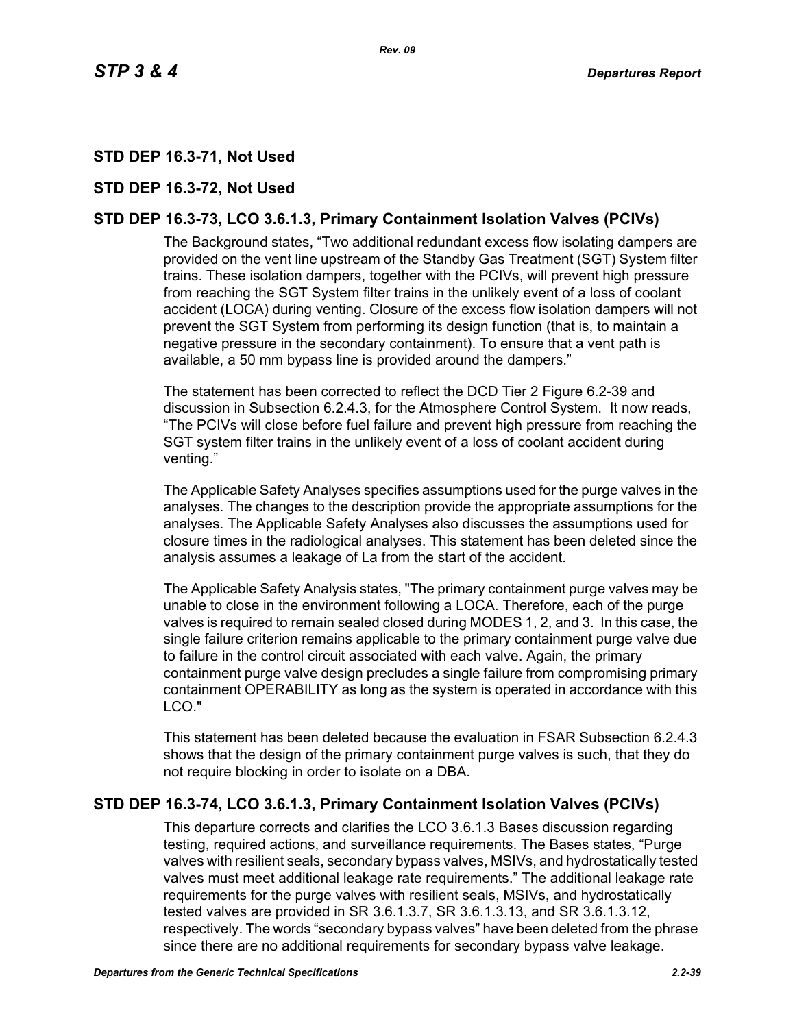## STD DEP 16.3-71, Not Used

## STD DEP 16.3-72, Not Used

## STD DEP 16.3-73, LCO 3.6.1.3, Primary Containment Isolation Valves (PCIVs)

The Background states, “Two additional redundant excess flow isolating dampers are provided on the vent line upstream of the Standby Gas Treatment (SGT) System filter trains. These isolation dampers, together with the PCIVs, will prevent high pressure from reaching the SGT System filter trains in the unlikely event of a loss of coolant accident (LOCA) during venting. Closure of the excess flow isolation dampers will not prevent the SGT System from performing its design function (that is, to maintain a negative pressure in the secondary containment). To ensure that a vent path is available, a 50 mm bypass line is provided around the dampers.”

The statement has been corrected to reflect the DCD Tier 2 Figure 6.2-39 and discussion in Subsection 6.2.4.3, for the Atmosphere Control System. It now reads, “The PCIVs will close before fuel failure and prevent high pressure from reaching the SGT system filter trains in the unlikely event of a loss of coolant accident during venting.”

The Applicable Safety Analyses specifies assumptions used for the purge valves in the analyses. The changes to the description provide the appropriate assumptions for the analyses. The Applicable Safety Analyses also discusses the assumptions used for closure times in the radiological analyses. This statement has been deleted since the analysis assumes a leakage of La from the start of the accident.

The Applicable Safety Analysis states, "The primary containment purge valves may be unable to close in the environment following a LOCA. Therefore, each of the purge valves is required to remain sealed closed during MODES 1, 2, and 3. In this case, the single failure criterion remains applicable to the primary containment purge valve due to failure in the control circuit associated with each valve. Again, the primary containment purge valve design precludes a single failure from compromising primary containment OPERABILITY as long as the system is operated in accordance with this LCO."

This statement has been deleted because the evaluation in FSAR Subsection 6.2.4.3 shows that the design of the primary containment purge valves is such, that they do not require blocking in order to isolate on a DBA.

## STD DEP 16.3-74, LCO 3.6.1.3, Primary Containment Isolation Valves (PCIVs)

This departure corrects and clarifies the LCO 3.6.1.3 Bases discussion regarding testing, required actions, and surveillance requirements. The Bases states, “Purge valves with resilient seals, secondary bypass valves, MSIVs, and hydrostatically tested valves must meet additional leakage rate requirements.” The additional leakage rate requirements for the purge valves with resilient seals, MSIVs, and hydrostatically tested valves are provided in SR 3.6.1.3.7, SR 3.6.1.3.13, and SR 3.6.1.3.12, respectively. The words “secondary bypass valves” have been deleted from the phrase since there are no additional requirements for secondary bypass valve leakage.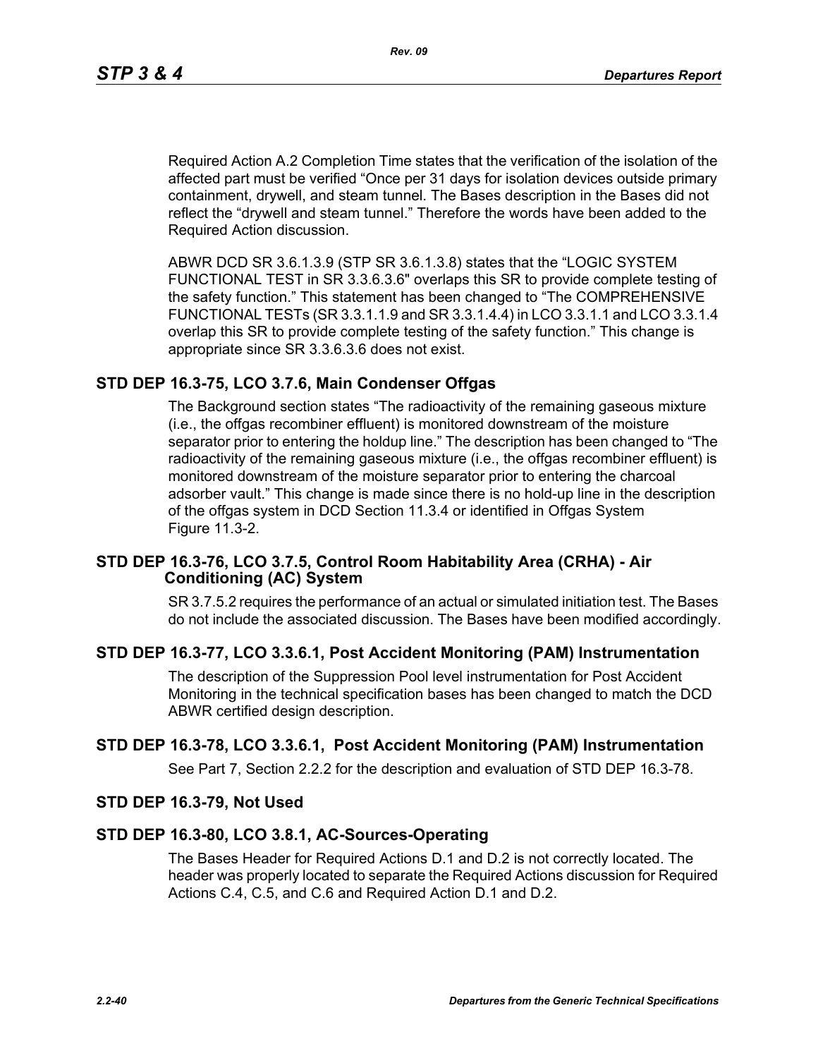Required Action A.2 Completion Time states that the verification of the isolation of the affected part must be verified “Once per 31 days for isolation devices outside primary containment, drywell, and steam tunnel. The Bases description in the Bases did not reflect the “drywell and steam tunnel.” Therefore the words have been added to the Required Action discussion.

ABWR DCD SR 3.6.1.3.9 (STP SR 3.6.1.3.8) states that the “LOGIC SYSTEM FUNCTIONAL TEST in SR 3.3.6.3.6" overlaps this SR to provide complete testing of the safety function.” This statement has been changed to “The COMPREHENSIVE FUNCTIONAL TESTs (SR 3.3.1.1.9 and SR 3.3.1.4.4) in LCO 3.3.1.1 and LCO 3.3.1.4 overlap this SR to provide complete testing of the safety function.” This change is appropriate since SR 3.3.6.3.6 does not exist.

## STD DEP 16.3-75, LCO 3.7.6, Main Condenser Offgas

The Background section states “The radioactivity of the remaining gaseous mixture (i.e., the offgas recombiner effluent) is monitored downstream of the moisture separator prior to entering the holdup line.” The description has been changed to “The radioactivity of the remaining gaseous mixture (i.e., the offgas recombiner effluent) is monitored downstream of the moisture separator prior to entering the charcoal adsorber vault.” This change is made since there is no hold-up line in the description of the offgas system in DCD Section 11.3.4 or identified in Offgas System Figure 11.3-2.

## STD DEP 16.3-76, LCO 3.7.5, Control Room Habitability Area (CRHA) - Air Conditioning (AC) System

SR 3.7.5.2 requires the performance of an actual or simulated initiation test. The Bases do not include the associated discussion. The Bases have been modified accordingly.

## STD DEP 16.3-77, LCO 3.3.6.1, Post Accident Monitoring (PAM) Instrumentation

The description of the Suppression Pool level instrumentation for Post Accident Monitoring in the technical specification bases has been changed to match the DCD ABWR certified design description.

## STD DEP 16.3-78, LCO 3.3.6.1, Post Accident Monitoring (PAM) Instrumentation

See Part 7, Section 2.2.2 for the description and evaluation of STD DEP 16.3-78.

## STD DEP 16.3-79, Not Used

## STD DEP 16.3-80, LCO 3.8.1, AC-Sources-Operating

The Bases Header for Required Actions D.1 and D.2 is not correctly located. The header was properly located to separate the Required Actions discussion for Required Actions C.4, C.5, and C.6 and Required Action D.1 and D.2.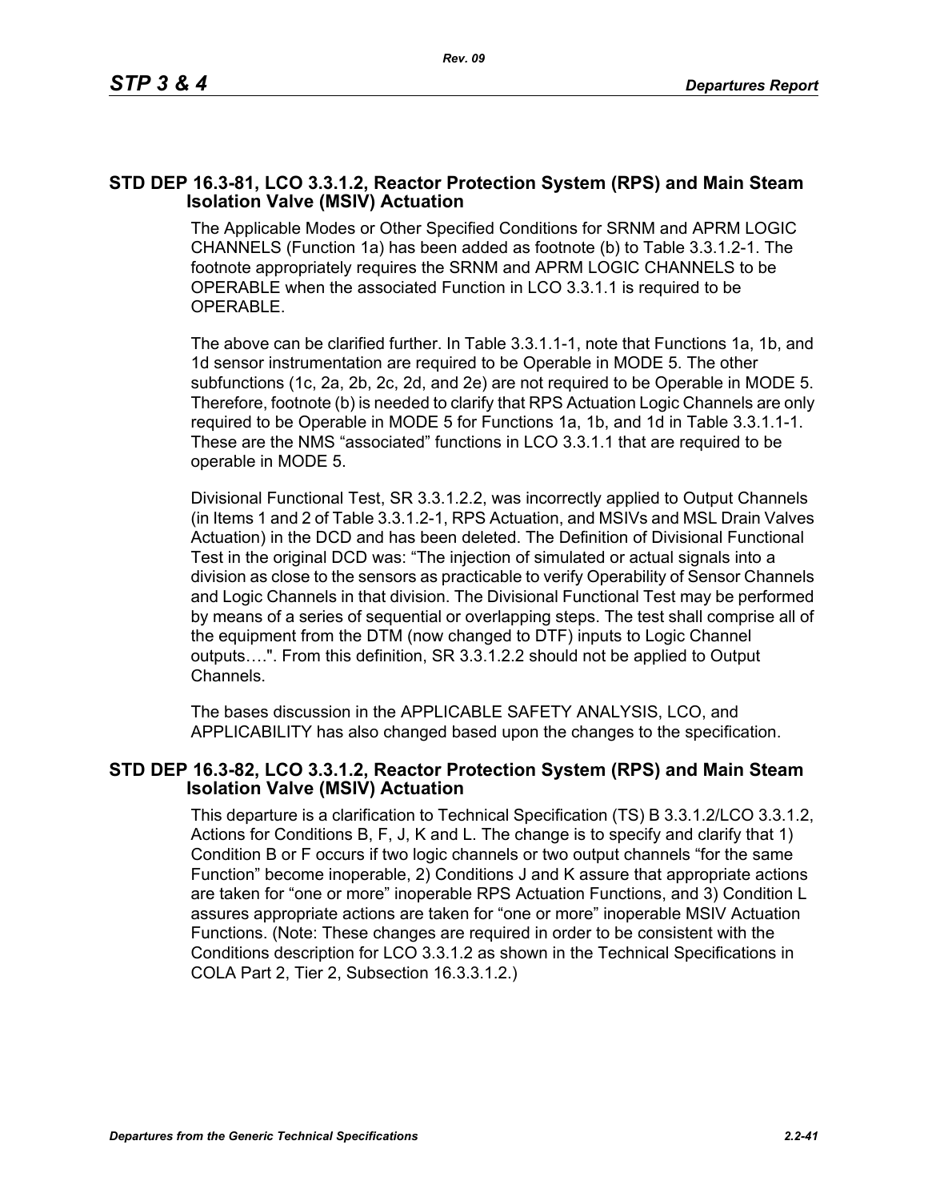## STD DEP 16.3-81, LCO 3.3.1.2, Reactor Protection System (RPS) and Main Steam Isolation Valve (MSIV) Actuation

The Applicable Modes or Other Specified Conditions for SRNM and APRM LOGIC CHANNELS (Function 1a) has been added as footnote (b) to Table 3.3.1.2-1. The footnote appropriately requires the SRNM and APRM LOGIC CHANNELS to be OPERABLE when the associated Function in LCO 3.3.1.1 is required to be OPERABLE.

The above can be clarified further. In Table 3.3.1.1-1, note that Functions 1a, 1b, and 1d sensor instrumentation are required to be Operable in MODE 5. The other subfunctions (1c, 2a, 2b, 2c, 2d, and 2e) are not required to be Operable in MODE 5. Therefore, footnote (b) is needed to clarify that RPS Actuation Logic Channels are only required to be Operable in MODE 5 for Functions 1a, 1b, and 1d in Table 3.3.1.1-1. These are the NMS "associated" functions in LCO 3.3.1.1 that are required to be operable in MODE 5.

Divisional Functional Test, SR 3.3.1.2.2, was incorrectly applied to Output Channels (in Items 1 and 2 of Table 3.3.1.2-1, RPS Actuation, and MSIVs and MSL Drain Valves Actuation) in the DCD and has been deleted. The Definition of Divisional Functional Test in the original DCD was: "The injection of simulated or actual signals into a division as close to the sensors as practicable to verify Operability of Sensor Channels and Logic Channels in that division. The Divisional Functional Test may be performed by means of a series of sequential or overlapping steps. The test shall comprise all of the equipment from the DTM (now changed to DTF) inputs to Logic Channel outputs….". From this definition, SR 3.3.1.2.2 should not be applied to Output Channels.

The bases discussion in the APPLICABLE SAFETY ANALYSIS, LCO, and APPLICABILITY has also changed based upon the changes to the specification.

## STD DEP 16.3-82, LCO 3.3.1.2, Reactor Protection System (RPS) and Main Steam Isolation Valve (MSIV) Actuation

This departure is a clarification to Technical Specification (TS) B 3.3.1.2/LCO 3.3.1.2, Actions for Conditions B, F, J, K and L. The change is to specify and clarify that 1) Condition B or F occurs if two logic channels or two output channels "for the same Function" become inoperable, 2) Conditions J and K assure that appropriate actions are taken for "one or more" inoperable RPS Actuation Functions, and 3) Condition L assures appropriate actions are taken for "one or more" inoperable MSIV Actuation Functions. (Note: These changes are required in order to be consistent with the Conditions description for LCO 3.3.1.2 as shown in the Technical Specifications in COLA Part 2, Tier 2, Subsection 16.3.3.1.2.)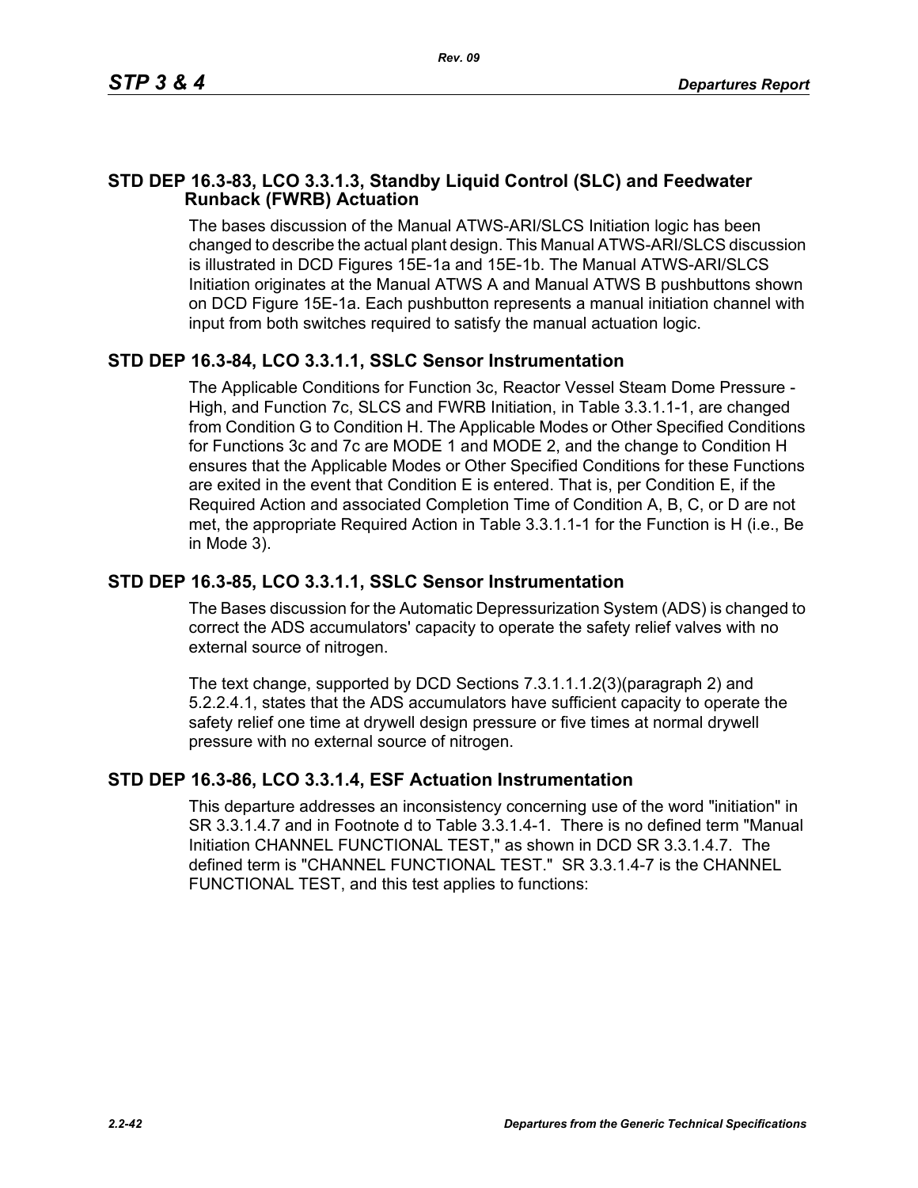## STD DEP 16.3-83, LCO 3.3.1.3, Standby Liquid Control (SLC) and Feedwater Runback (FWRB) Actuation

The bases discussion of the Manual ATWS-ARI/SLCS Initiation logic has been changed to describe the actual plant design. This Manual ATWS-ARI/SLCS discussion is illustrated in DCD Figures 15E-1a and 15E-1b. The Manual ATWS-ARI/SLCS Initiation originates at the Manual ATWS A and Manual ATWS B pushbuttons shown on DCD Figure 15E-1a. Each pushbutton represents a manual initiation channel with input from both switches required to satisfy the manual actuation logic.

## STD DEP 16.3-84, LCO 3.3.1.1, SSLC Sensor Instrumentation

The Applicable Conditions for Function 3c, Reactor Vessel Steam Dome Pressure - High, and Function 7c, SLCS and FWRB Initiation, in Table 3.3.1.1-1, are changed from Condition G to Condition H. The Applicable Modes or Other Specified Conditions for Functions 3c and 7c are MODE 1 and MODE 2, and the change to Condition H ensures that the Applicable Modes or Other Specified Conditions for these Functions are exited in the event that Condition E is entered. That is, per Condition E, if the Required Action and associated Completion Time of Condition A, B, C, or D are not met, the appropriate Required Action in Table 3.3.1.1-1 for the Function is H (i.e., Be in Mode 3).

## STD DEP 16.3-85, LCO 3.3.1.1, SSLC Sensor Instrumentation

The Bases discussion for the Automatic Depressurization System (ADS) is changed to correct the ADS accumulators' capacity to operate the safety relief valves with no external source of nitrogen.

The text change, supported by DCD Sections 7.3.1.1.1.2(3)(paragraph 2) and 5.2.2.4.1, states that the ADS accumulators have sufficient capacity to operate the safety relief one time at drywell design pressure or five times at normal drywell pressure with no external source of nitrogen.

## STD DEP 16.3-86, LCO 3.3.1.4, ESF Actuation Instrumentation

This departure addresses an inconsistency concerning use of the word "initiation" in SR 3.3.1.4.7 and in Footnote d to Table 3.3.1.4-1. There is no defined term "Manual Initiation CHANNEL FUNCTIONAL TEST," as shown in DCD SR 3.3.1.4.7. The defined term is "CHANNEL FUNCTIONAL TEST." SR 3.3.1.4-7 is the CHANNEL FUNCTIONAL TEST, and this test applies to functions: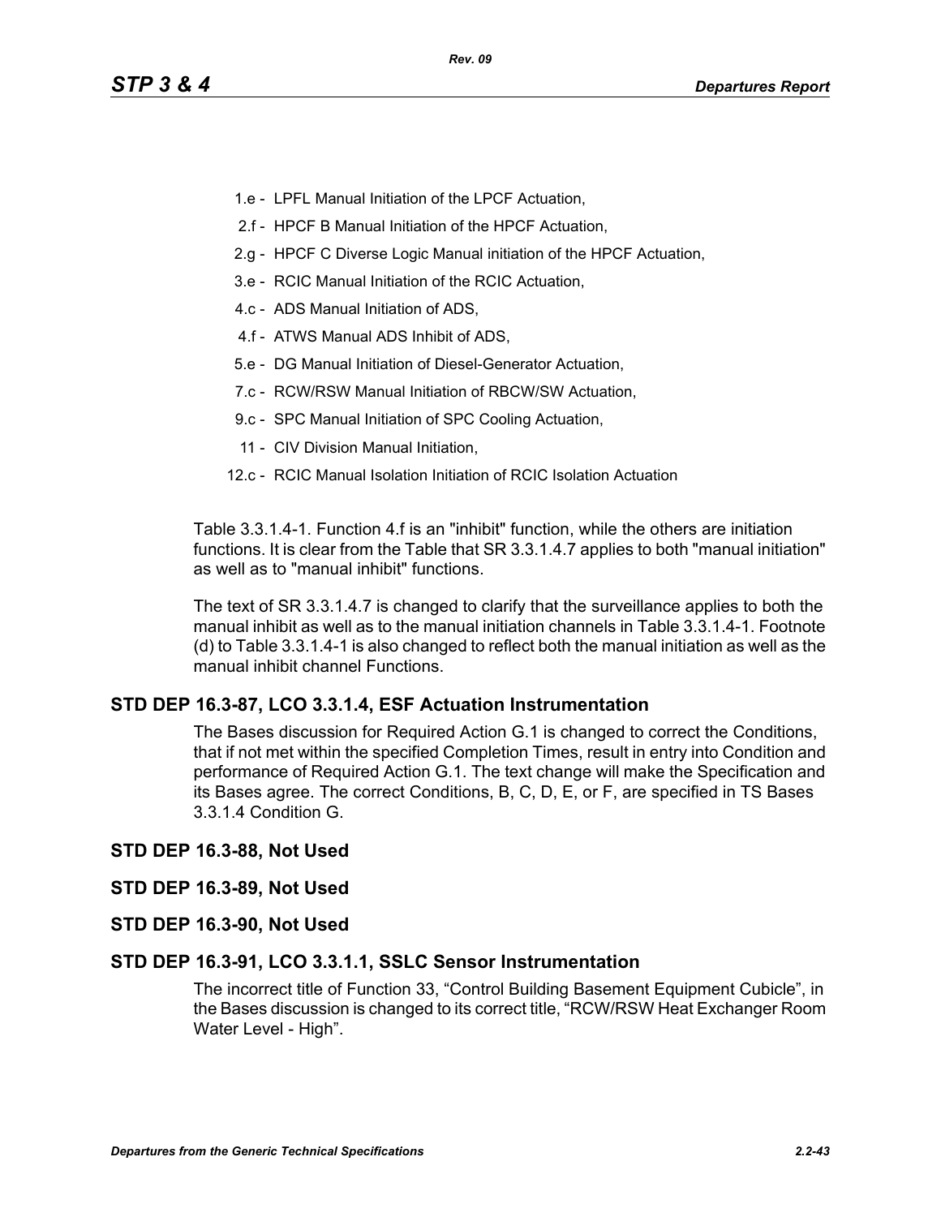- 1.e - LPFL Manual Initiation of the LPCF Actuation,
- 2.f - HPCF B Manual Initiation of the HPCF Actuation,
- 2.g - HPCF C Diverse Logic Manual initiation of the HPCF Actuation,
- 3.e - RCIC Manual Initiation of the RCIC Actuation,
- 4.c - ADS Manual Initiation of ADS,
- 4.f - ATWS Manual ADS Inhibit of ADS,
- 5.e - DG Manual Initiation of Diesel-Generator Actuation,
- 7.c - RCW/RSW Manual Initiation of RBCW/SW Actuation,
- 9.c - SPC Manual Initiation of SPC Cooling Actuation,
- 11 - CIV Division Manual Initiation,
- 12.c - RCIC Manual Isolation Initiation of RCIC Isolation Actuation

Table 3.3.1.4-1. Function 4.f is an "inhibit" function, while the others are initiation functions. It is clear from the Table that SR 3.3.1.4.7 applies to both "manual initiation" as well as to "manual inhibit" functions.

The text of SR 3.3.1.4.7 is changed to clarify that the surveillance applies to both the manual inhibit as well as to the manual initiation channels in Table 3.3.1.4-1. Footnote (d) to Table 3.3.1.4-1 is also changed to reflect both the manual initiation as well as the manual inhibit channel Functions.

### STD DEP 16.3-87, LCO 3.3.1.4, ESF Actuation Instrumentation

The Bases discussion for Required Action G.1 is changed to correct the Conditions, that if not met within the specified Completion Times, result in entry into Condition and performance of Required Action G.1. The text change will make the Specification and its Bases agree. The correct Conditions, B, C, D, E, or F, are specified in TS Bases 3.3.1.4 Condition G.

### STD DEP 16.3-88, Not Used

### STD DEP 16.3-89, Not Used

### STD DEP 16.3-90, Not Used

### STD DEP 16.3-91, LCO 3.3.1.1, SSLC Sensor Instrumentation

The incorrect title of Function 33, “Control Building Basement Equipment Cubicle”, in the Bases discussion is changed to its correct title, “RCW/RSW Heat Exchanger Room Water Level - High”.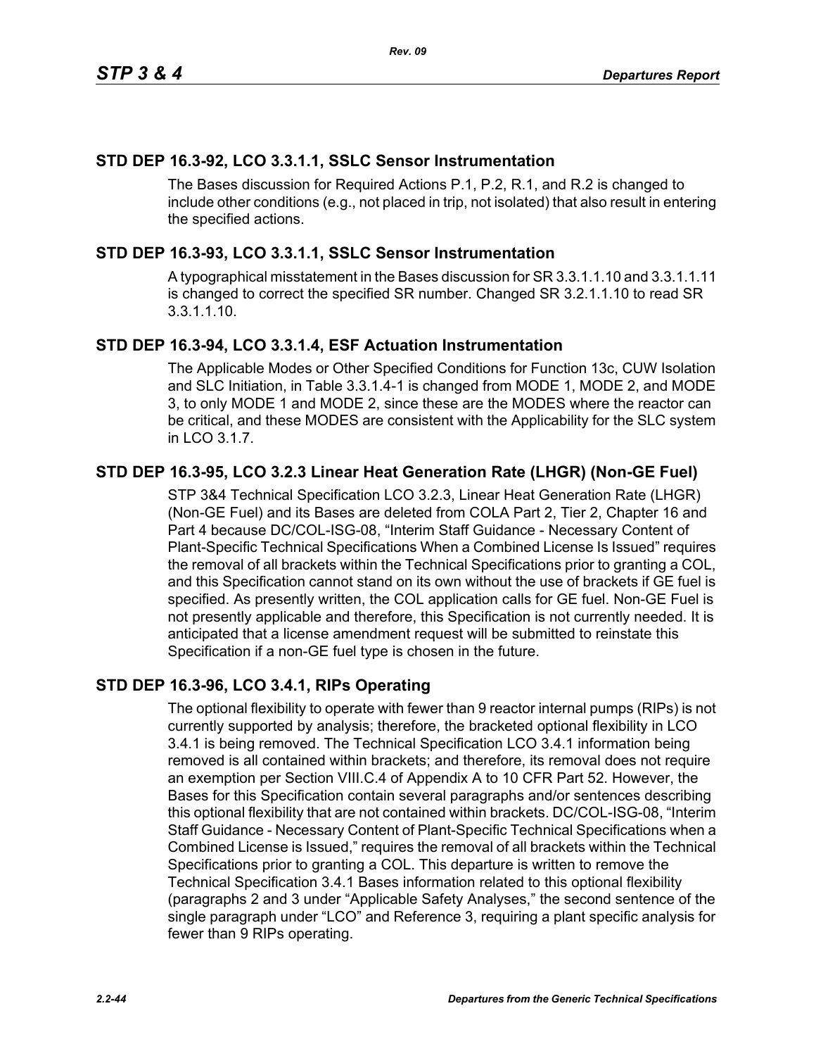## STD DEP 16.3-92, LCO 3.3.1.1, SSLC Sensor Instrumentation

The Bases discussion for Required Actions P.1, P.2, R.1, and R.2 is changed to include other conditions (e.g., not placed in trip, not isolated) that also result in entering the specified actions.

## STD DEP 16.3-93, LCO 3.3.1.1, SSLC Sensor Instrumentation

A typographical misstatement in the Bases discussion for SR 3.3.1.1.10 and 3.3.1.1.11 is changed to correct the specified SR number. Changed SR 3.2.1.1.10 to read SR 3.3.1.1.10.

## STD DEP 16.3-94, LCO 3.3.1.4, ESF Actuation Instrumentation

The Applicable Modes or Other Specified Conditions for Function 13c, CUW Isolation and SLC Initiation, in Table 3.3.1.4-1 is changed from MODE 1, MODE 2, and MODE 3, to only MODE 1 and MODE 2, since these are the MODES where the reactor can be critical, and these MODES are consistent with the Applicability for the SLC system in LCO 3.1.7.

## STD DEP 16.3-95, LCO 3.2.3 Linear Heat Generation Rate (LHGR) (Non-GE Fuel)

STP 3&4 Technical Specification LCO 3.2.3, Linear Heat Generation Rate (LHGR) (Non-GE Fuel) and its Bases are deleted from COLA Part 2, Tier 2, Chapter 16 and Part 4 because DC/COL-ISG-08, “Interim Staff Guidance - Necessary Content of Plant-Specific Technical Specifications When a Combined License Is Issued” requires the removal of all brackets within the Technical Specifications prior to granting a COL, and this Specification cannot stand on its own without the use of brackets if GE fuel is specified. As presently written, the COL application calls for GE fuel. Non-GE Fuel is not presently applicable and therefore, this Specification is not currently needed. It is anticipated that a license amendment request will be submitted to reinstate this Specification if a non-GE fuel type is chosen in the future.

## STD DEP 16.3-96, LCO 3.4.1, RIPs Operating

The optional flexibility to operate with fewer than 9 reactor internal pumps (RIPs) is not currently supported by analysis; therefore, the bracketed optional flexibility in LCO 3.4.1 is being removed. The Technical Specification LCO 3.4.1 information being removed is all contained within brackets; and therefore, its removal does not require an exemption per Section VIII.C.4 of Appendix A to 10 CFR Part 52. However, the Bases for this Specification contain several paragraphs and/or sentences describing this optional flexibility that are not contained within brackets. DC/COL-ISG-08, “Interim Staff Guidance - Necessary Content of Plant-Specific Technical Specifications when a Combined License is Issued,” requires the removal of all brackets within the Technical Specifications prior to granting a COL. This departure is written to remove the Technical Specification 3.4.1 Bases information related to this optional flexibility (paragraphs 2 and 3 under “Applicable Safety Analyses,” the second sentence of the single paragraph under “LCO” and Reference 3, requiring a plant specific analysis for fewer than 9 RIPs operating.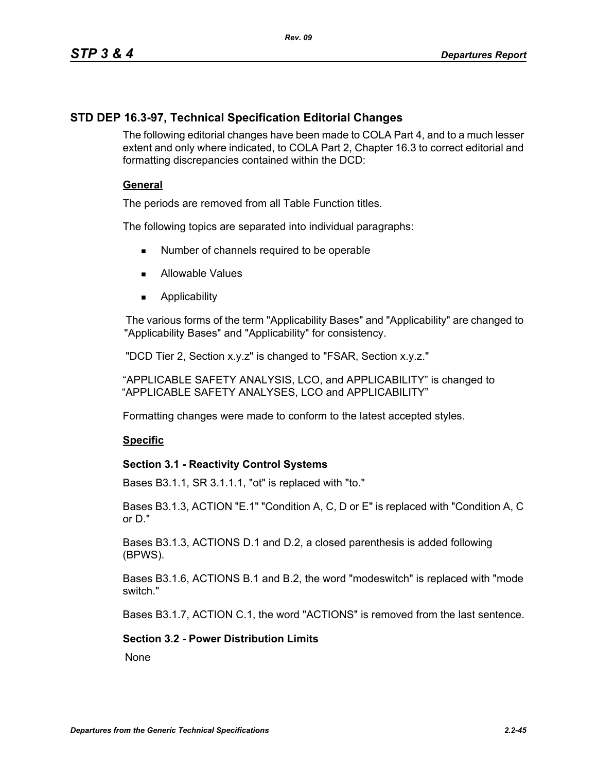## STD DEP 16.3-97, Technical Specification Editorial Changes

The following editorial changes have been made to COLA Part 4, and to a much lesser extent and only where indicated, to COLA Part 2, Chapter 16.3 to correct editorial and formatting discrepancies contained within the DCD:

### General

The periods are removed from all Table Function titles.

The following topics are separated into individual paragraphs:

- Number of channels required to be operable
- Allowable Values
- Applicability

The various forms of the term "Applicability Bases" and "Applicability" are changed to "Applicability Bases" and "Applicability" for consistency.

"DCD Tier 2, Section x.y.z" is changed to "FSAR, Section x.y.z."

“APPLICABLE SAFETY ANALYSIS, LCO, and APPLICABILITY” is changed to “APPLICABLE SAFETY ANALYSES, LCO and APPLICABILITY”

Formatting changes were made to conform to the latest accepted styles.

### Specific

**Section 3.1 - Reactivity Control Systems**

Bases B3.1.1, SR 3.1.1.1, "ot" is replaced with "to."

Bases B3.1.3, ACTION "E.1" "Condition A, C, D or E" is replaced with "Condition A, C or D."

Bases B3.1.3, ACTIONS D.1 and D.2, a closed parenthesis is added following (BPWS).

Bases B3.1.6, ACTIONS B.1 and B.2, the word "modeswitch" is replaced with "mode switch."

Bases B3.1.7, ACTION C.1, the word "ACTIONS" is removed from the last sentence.

**Section 3.2 - Power Distribution Limits**

None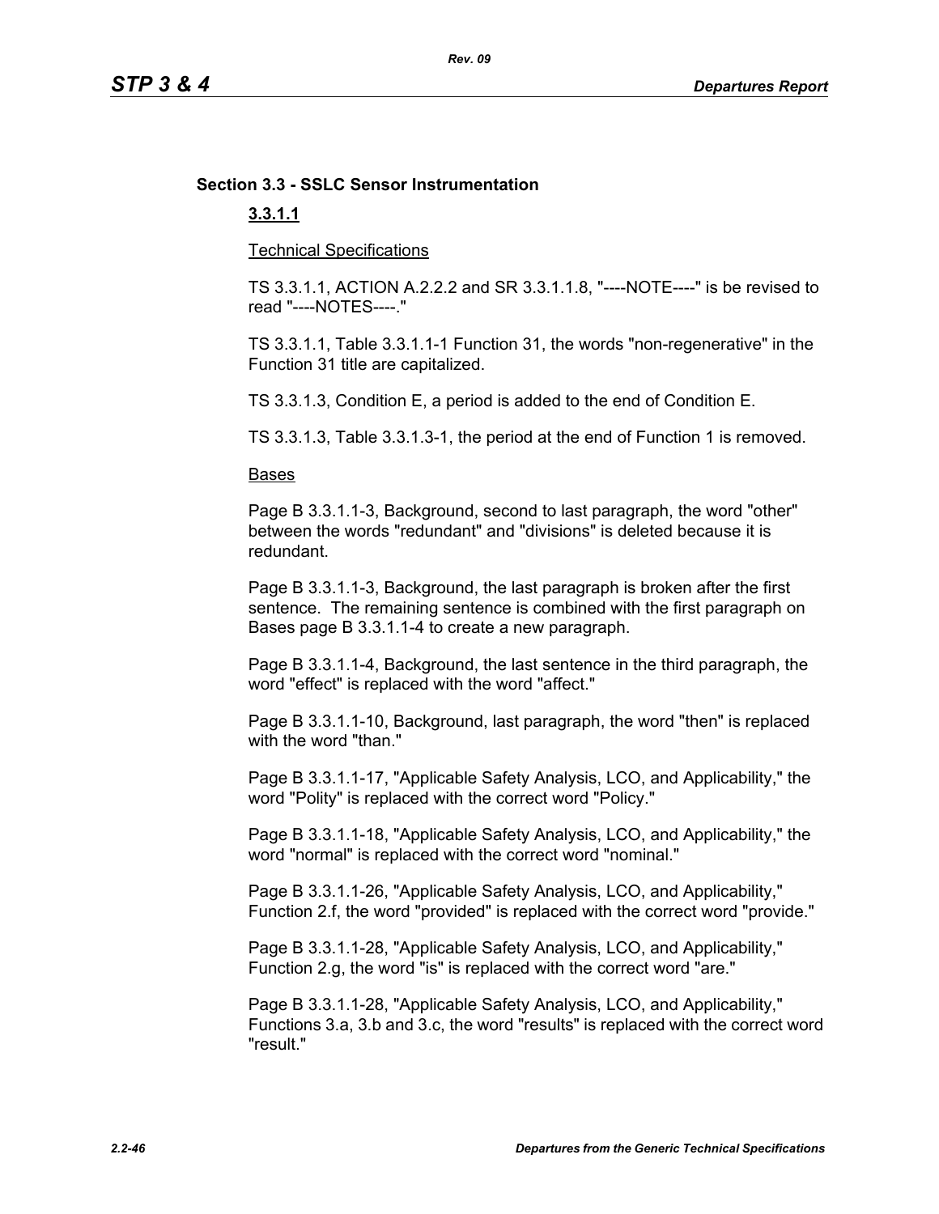## Section 3.3 - SSLC Sensor Instrumentation

### 3.3.1.1

Technical Specifications

TS 3.3.1.1, ACTION A.2.2.2 and SR 3.3.1.1.8, "----NOTE----" is be revised to read "----NOTES----."

TS 3.3.1.1, Table 3.3.1.1-1 Function 31, the words "non-regenerative" in the Function 31 title are capitalized.

TS 3.3.1.3, Condition E, a period is added to the end of Condition E.

TS 3.3.1.3, Table 3.3.1.3-1, the period at the end of Function 1 is removed.

Bases

Page B 3.3.1.1-3, Background, second to last paragraph, the word "other" between the words "redundant" and "divisions" is deleted because it is redundant.

Page B 3.3.1.1-3, Background, the last paragraph is broken after the first sentence. The remaining sentence is combined with the first paragraph on Bases page B 3.3.1.1-4 to create a new paragraph.

Page B 3.3.1.1-4, Background, the last sentence in the third paragraph, the word "effect" is replaced with the word "affect."

Page B 3.3.1.1-10, Background, last paragraph, the word "then" is replaced with the word "than."

Page B 3.3.1.1-17, "Applicable Safety Analysis, LCO, and Applicability," the word "Polity" is replaced with the correct word "Policy."

Page B 3.3.1.1-18, "Applicable Safety Analysis, LCO, and Applicability," the word "normal" is replaced with the correct word "nominal."

Page B 3.3.1.1-26, "Applicable Safety Analysis, LCO, and Applicability," Function 2.f, the word "provided" is replaced with the correct word "provide."

Page B 3.3.1.1-28, "Applicable Safety Analysis, LCO, and Applicability," Function 2.g, the word "is" is replaced with the correct word "are."

Page B 3.3.1.1-28, "Applicable Safety Analysis, LCO, and Applicability," Functions 3.a, 3.b and 3.c, the word "results" is replaced with the correct word "result."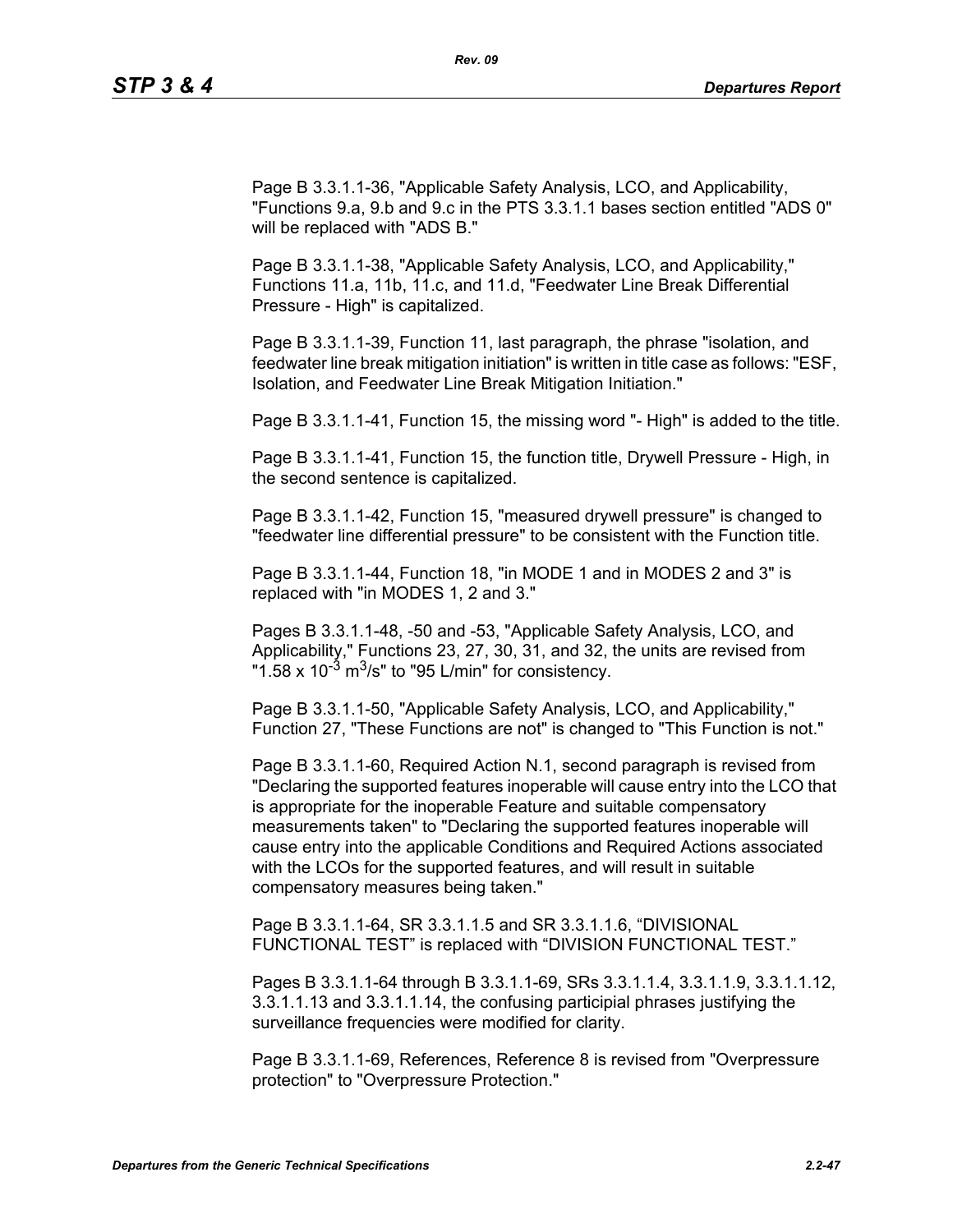Page B 3.3.1.1-36, "Applicable Safety Analysis, LCO, and Applicability, "Functions 9.a, 9.b and 9.c in the PTS 3.3.1.1 bases section entitled "ADS 0" will be replaced with "ADS B."

Page B 3.3.1.1-38, "Applicable Safety Analysis, LCO, and Applicability," Functions 11.a, 11b, 11.c, and 11.d, "Feedwater Line Break Differential Pressure - High" is capitalized.

Page B 3.3.1.1-39, Function 11, last paragraph, the phrase "isolation, and feedwater line break mitigation initiation" is written in title case as follows: "ESF, Isolation, and Feedwater Line Break Mitigation Initiation."

Page B 3.3.1.1-41, Function 15, the missing word "- High" is added to the title.

Page B 3.3.1.1-41, Function 15, the function title, Drywell Pressure - High, in the second sentence is capitalized.

Page B 3.3.1.1-42, Function 15, "measured drywell pressure" is changed to "feedwater line differential pressure" to be consistent with the Function title.

Page B 3.3.1.1-44, Function 18, "in MODE 1 and in MODES 2 and 3" is replaced with "in MODES 1, 2 and 3."

Pages B 3.3.1.1-48, -50 and -53, "Applicable Safety Analysis, LCO, and Applicability," Functions 23, 27, 30, 31, and 32, the units are revised from "$1.58 \times 10^{-3}$ $m^3/s$" to "95 L/min" for consistency.

Page B 3.3.1.1-50, "Applicable Safety Analysis, LCO, and Applicability," Function 27, "These Functions are not" is changed to "This Function is not."

Page B 3.3.1.1-60, Required Action N.1, second paragraph is revised from "Declaring the supported features inoperable will cause entry into the LCO that is appropriate for the inoperable Feature and suitable compensatory measurements taken" to "Declaring the supported features inoperable will cause entry into the applicable Conditions and Required Actions associated with the LCOs for the supported features, and will result in suitable compensatory measures being taken."

Page B 3.3.1.1-64, SR 3.3.1.1.5 and SR 3.3.1.1.6, "DIVISIONAL FUNCTIONAL TEST" is replaced with "DIVISION FUNCTIONAL TEST."

Pages B 3.3.1.1-64 through B 3.3.1.1-69, SRs 3.3.1.1.4, 3.3.1.1.9, 3.3.1.1.12, 3.3.1.1.13 and 3.3.1.1.14, the confusing participial phrases justifying the surveillance frequencies were modified for clarity.

Page B 3.3.1.1-69, References, Reference 8 is revised from "Overpressure protection" to "Overpressure Protection."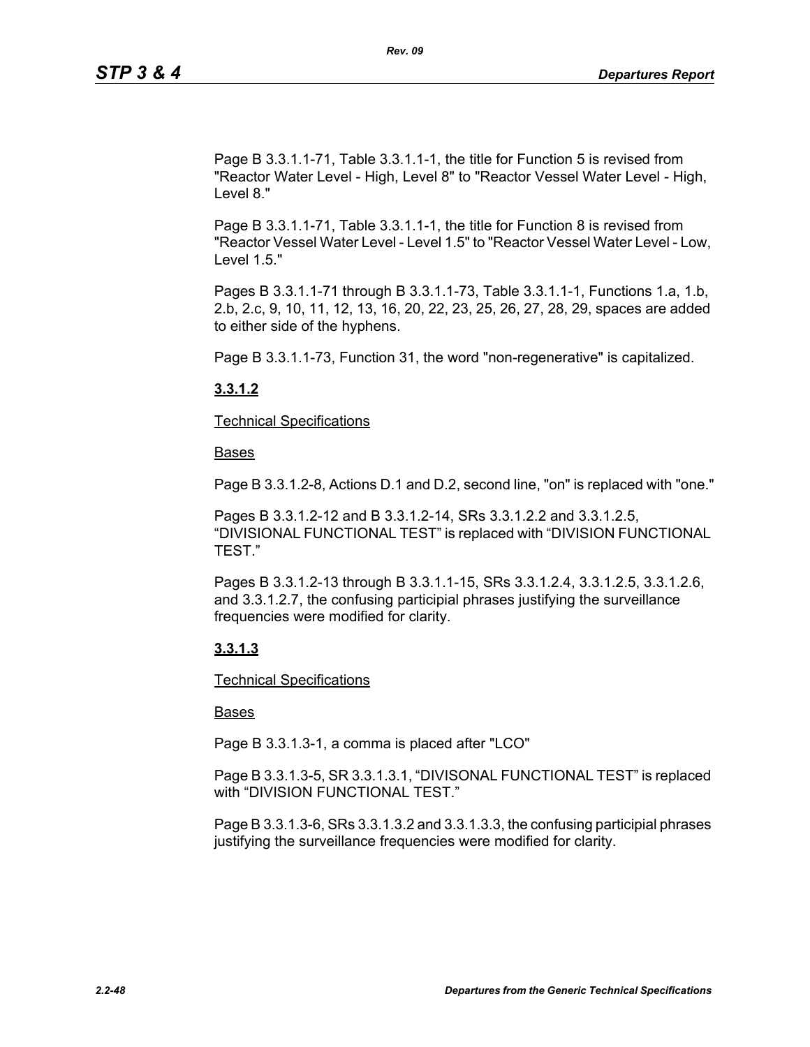Page B 3.3.1.1-71, Table 3.3.1.1-1, the title for Function 5 is revised from "Reactor Water Level - High, Level 8" to "Reactor Vessel Water Level - High, Level 8."

Page B 3.3.1.1-71, Table 3.3.1.1-1, the title for Function 8 is revised from "Reactor Vessel Water Level - Level 1.5" to "Reactor Vessel Water Level - Low, Level 1.5."

Pages B 3.3.1.1-71 through B 3.3.1.1-73, Table 3.3.1.1-1, Functions 1.a, 1.b, 2.b, 2.c, 9, 10, 11, 12, 13, 16, 20, 22, 23, 25, 26, 27, 28, 29, spaces are added to either side of the hyphens.

Page B 3.3.1.1-73, Function 31, the word "non-regenerative" is capitalized.

**3.3.1.2**

Technical Specifications

Bases

Page B 3.3.1.2-8, Actions D.1 and D.2, second line, "on" is replaced with "one."

Pages B 3.3.1.2-12 and B 3.3.1.2-14, SRs 3.3.1.2.2 and 3.3.1.2.5, “DIVISIONAL FUNCTIONAL TEST” is replaced with “DIVISION FUNCTIONAL TEST.”

Pages B 3.3.1.2-13 through B 3.3.1.1-15, SRs 3.3.1.2.4, 3.3.1.2.5, 3.3.1.2.6, and 3.3.1.2.7, the confusing participial phrases justifying the surveillance frequencies were modified for clarity.

**3.3.1.3**

Technical Specifications

Bases

Page B 3.3.1.3-1, a comma is placed after "LCO"

Page B 3.3.1.3-5, SR 3.3.1.3.1, “DIVISONAL FUNCTIONAL TEST” is replaced with “DIVISION FUNCTIONAL TEST.”

Page B 3.3.1.3-6, SRs 3.3.1.3.2 and 3.3.1.3.3, the confusing participial phrases justifying the surveillance frequencies were modified for clarity.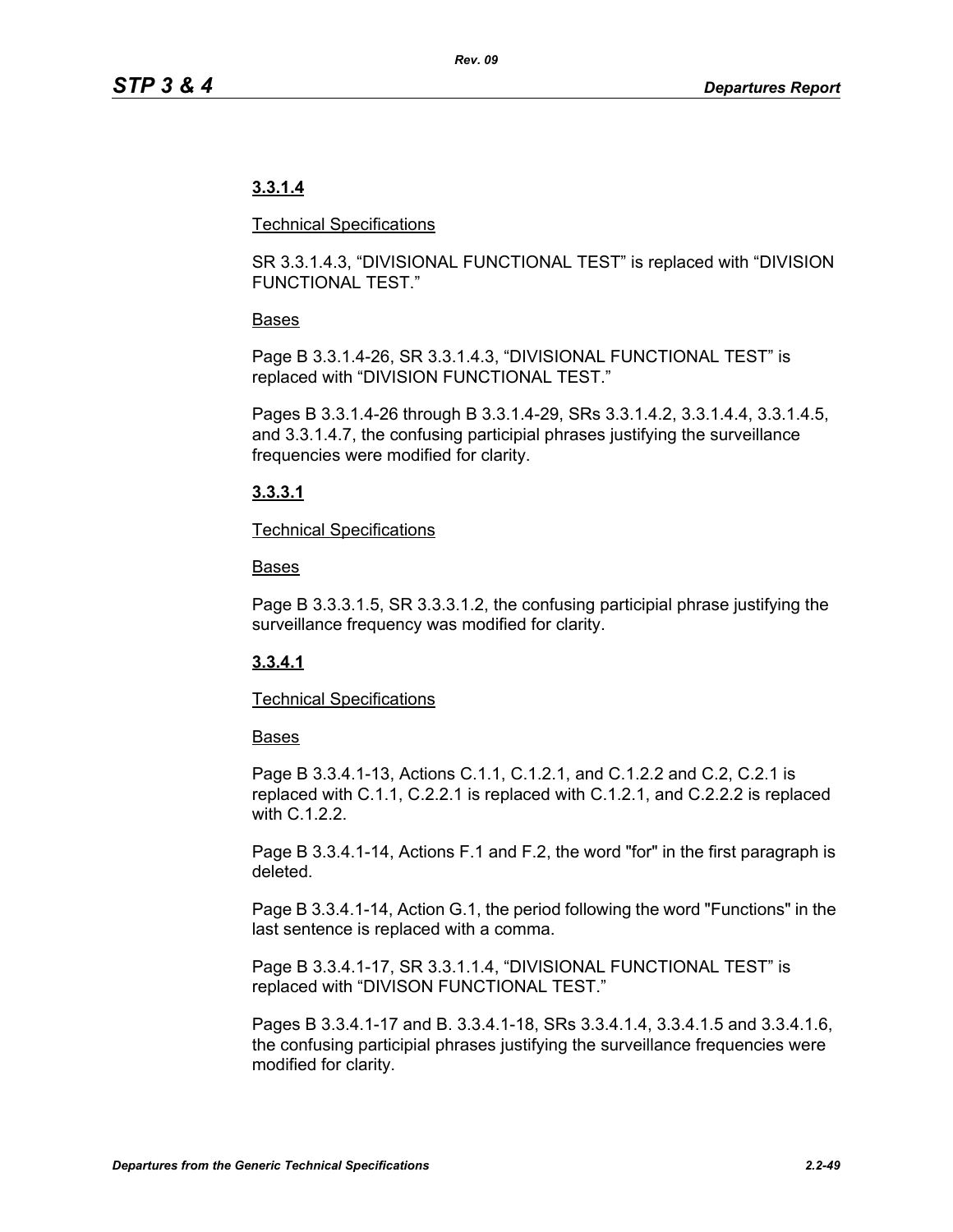**3.3.1.4**

Technical Specifications

SR 3.3.1.4.3, “DIVISIONAL FUNCTIONAL TEST” is replaced with “DIVISION FUNCTIONAL TEST.”

Bases

Page B 3.3.1.4-26, SR 3.3.1.4.3, “DIVISIONAL FUNCTIONAL TEST” is replaced with “DIVISION FUNCTIONAL TEST.”

Pages B 3.3.1.4-26 through B 3.3.1.4-29, SRs 3.3.1.4.2, 3.3.1.4.4, 3.3.1.4.5, and 3.3.1.4.7, the confusing participial phrases justifying the surveillance frequencies were modified for clarity.

**3.3.3.1**

Technical Specifications

Bases

Page B 3.3.3.1.5, SR 3.3.3.1.2, the confusing participial phrase justifying the surveillance frequency was modified for clarity.

**3.3.4.1**

Technical Specifications

Bases

Page B 3.3.4.1-13, Actions C.1.1, C.1.2.1, and C.1.2.2 and C.2, C.2.1 is replaced with C.1.1, C.2.2.1 is replaced with C.1.2.1, and C.2.2.2 is replaced with C.1.2.2.

Page B 3.3.4.1-14, Actions F.1 and F.2, the word "for" in the first paragraph is deleted.

Page B 3.3.4.1-14, Action G.1, the period following the word "Functions" in the last sentence is replaced with a comma.

Page B 3.3.4.1-17, SR 3.3.1.1.4, “DIVISIONAL FUNCTIONAL TEST” is replaced with “DIVISON FUNCTIONAL TEST.”

Pages B 3.3.4.1-17 and B. 3.3.4.1-18, SRs 3.3.4.1.4, 3.3.4.1.5 and 3.3.4.1.6, the confusing participial phrases justifying the surveillance frequencies were modified for clarity.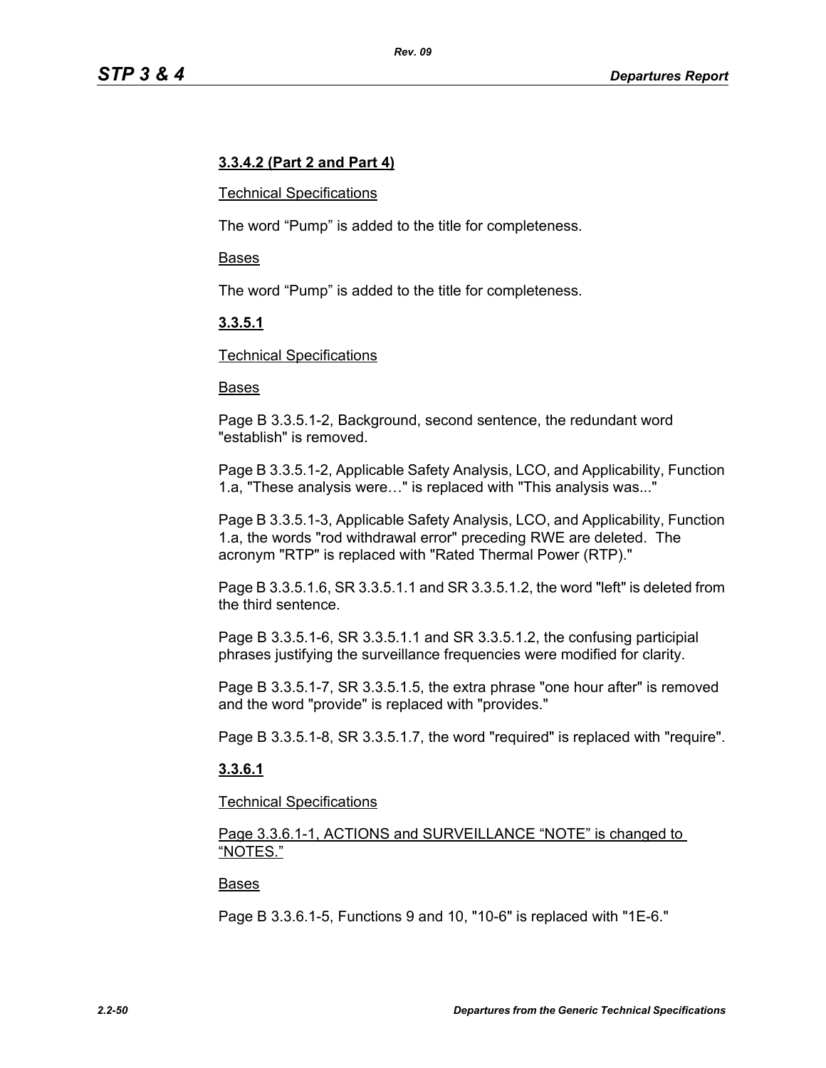**3.3.4.2 (Part 2 and Part 4)**

Technical Specifications

The word “Pump” is added to the title for completeness.

Bases

The word “Pump” is added to the title for completeness.

**3.3.5.1**

Technical Specifications

Bases

Page B 3.3.5.1-2, Background, second sentence, the redundant word "establish" is removed.

Page B 3.3.5.1-2, Applicable Safety Analysis, LCO, and Applicability, Function 1.a, "These analysis were…" is replaced with "This analysis was..."

Page B 3.3.5.1-3, Applicable Safety Analysis, LCO, and Applicability, Function 1.a, the words "rod withdrawal error" preceding RWE are deleted. The acronym "RTP" is replaced with "Rated Thermal Power (RTP)."

Page B 3.3.5.1.6, SR 3.3.5.1.1 and SR 3.3.5.1.2, the word "left" is deleted from the third sentence.

Page B 3.3.5.1-6, SR 3.3.5.1.1 and SR 3.3.5.1.2, the confusing participial phrases justifying the surveillance frequencies were modified for clarity.

Page B 3.3.5.1-7, SR 3.3.5.1.5, the extra phrase "one hour after" is removed and the word "provide" is replaced with "provides."

Page B 3.3.5.1-8, SR 3.3.5.1.7, the word "required" is replaced with "require".

**3.3.6.1**

Technical Specifications

Page 3.3.6.1-1, ACTIONS and SURVEILLANCE “NOTE” is changed to “NOTES.”

Bases

Page B 3.3.6.1-5, Functions 9 and 10, "10-6" is replaced with "1E-6."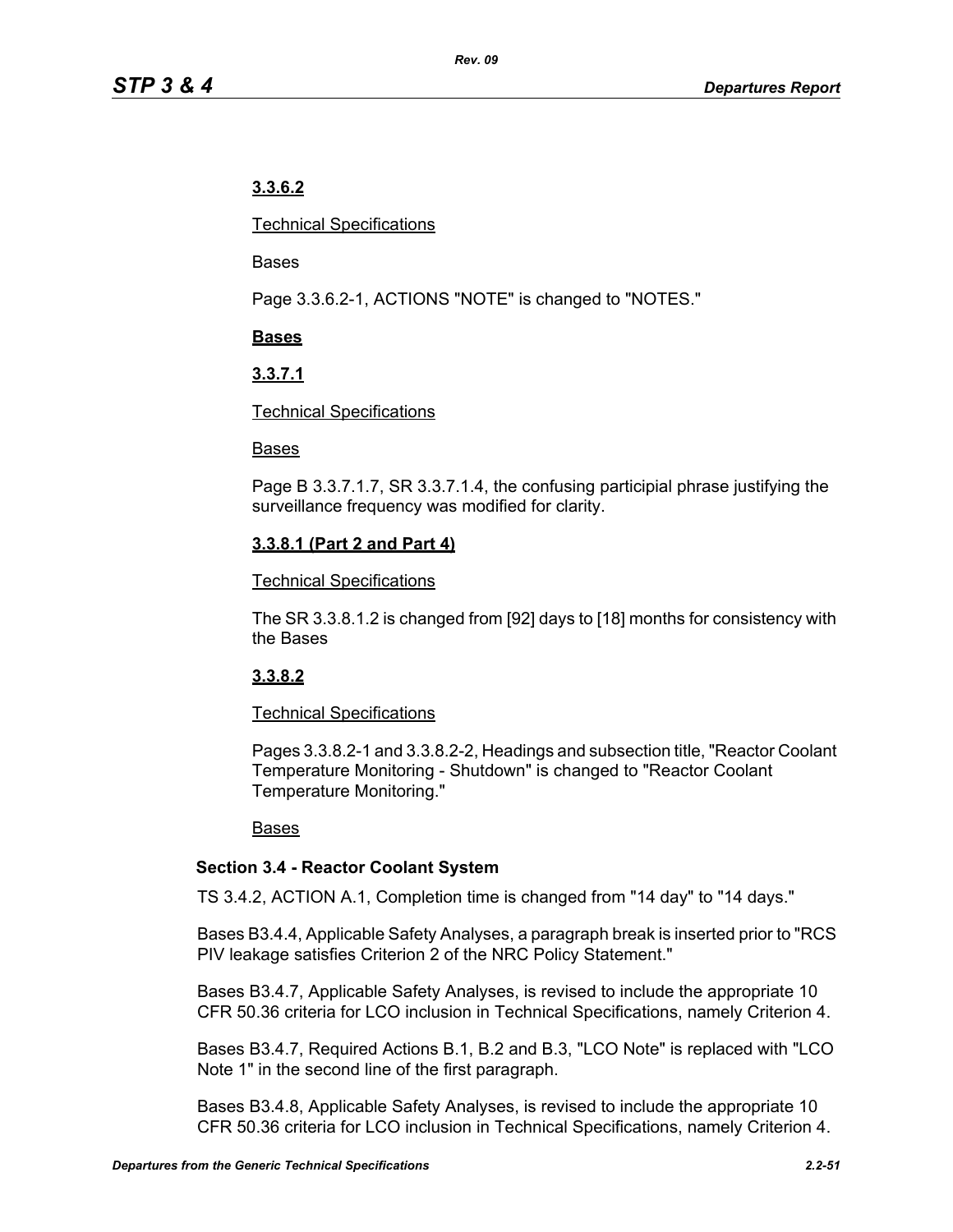**3.3.6.2**

Technical Specifications

Bases

Page 3.3.6.2-1, ACTIONS "NOTE" is changed to "NOTES."

**Bases**

**3.3.7.1**

Technical Specifications

Bases

Page B 3.3.7.1.7, SR 3.3.7.1.4, the confusing participial phrase justifying the surveillance frequency was modified for clarity.

**3.3.8.1 (Part 2 and Part 4)**

Technical Specifications

The SR 3.3.8.1.2 is changed from [92] days to [18] months for consistency with the Bases

**3.3.8.2**

Technical Specifications

Pages 3.3.8.2-1 and 3.3.8.2-2, Headings and subsection title, "Reactor Coolant Temperature Monitoring - Shutdown" is changed to "Reactor Coolant Temperature Monitoring."

Bases

**Section 3.4 - Reactor Coolant System**

TS 3.4.2, ACTION A.1, Completion time is changed from "14 day" to "14 days."

Bases B3.4.4, Applicable Safety Analyses, a paragraph break is inserted prior to "RCS PIV leakage satisfies Criterion 2 of the NRC Policy Statement."

Bases B3.4.7, Applicable Safety Analyses, is revised to include the appropriate 10 CFR 50.36 criteria for LCO inclusion in Technical Specifications, namely Criterion 4.

Bases B3.4.7, Required Actions B.1, B.2 and B.3, "LCO Note" is replaced with "LCO Note 1" in the second line of the first paragraph.

Bases B3.4.8, Applicable Safety Analyses, is revised to include the appropriate 10 CFR 50.36 criteria for LCO inclusion in Technical Specifications, namely Criterion 4.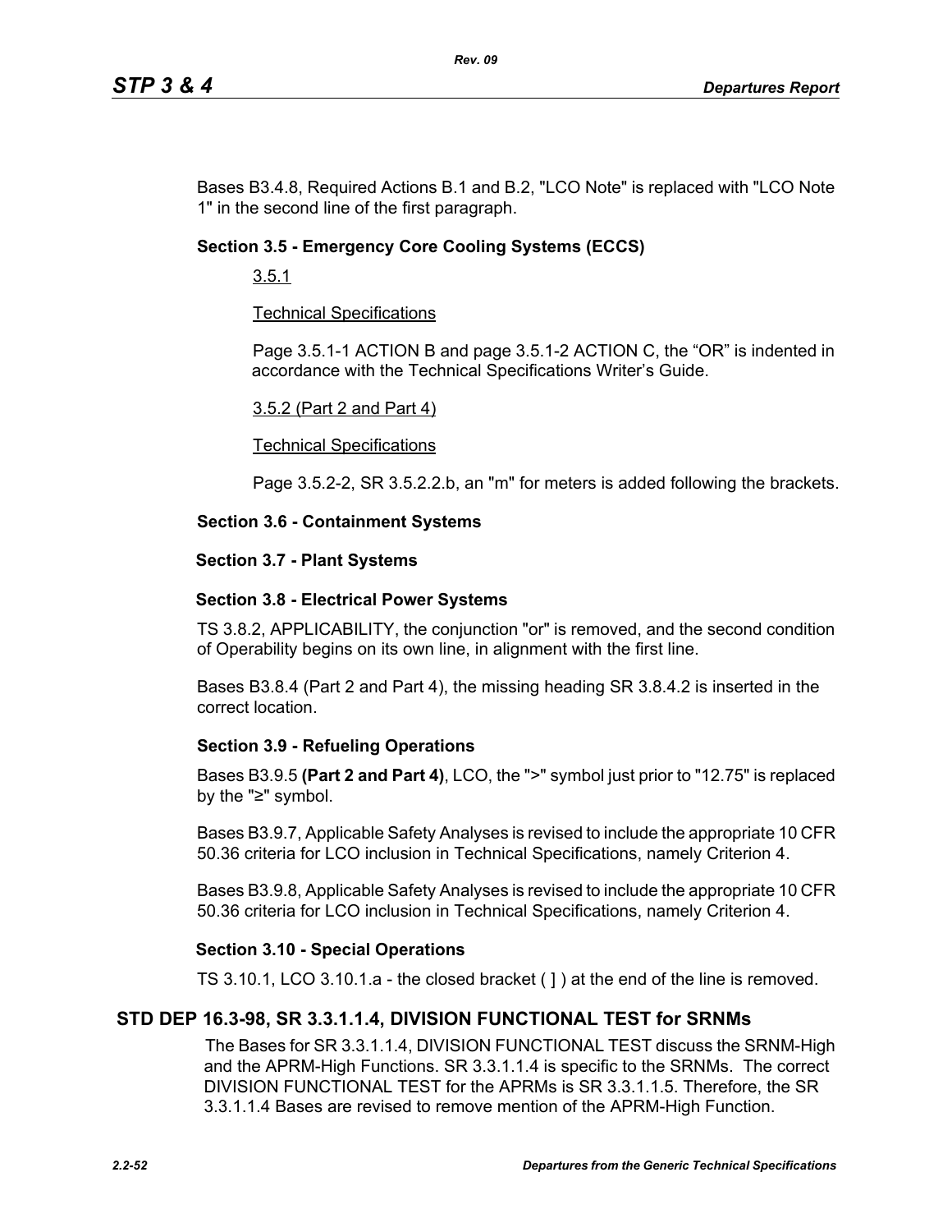Bases B3.4.8, Required Actions B.1 and B.2, "LCO Note" is replaced with "LCO Note 1" in the second line of the first paragraph.

### Section 3.5 - Emergency Core Cooling Systems (ECCS)

3.5.1

Technical Specifications

Page 3.5.1-1 ACTION B and page 3.5.1-2 ACTION C, the "OR" is indented in accordance with the Technical Specifications Writer's Guide.

3.5.2 (Part 2 and Part 4)

Technical Specifications

Page 3.5.2-2, SR 3.5.2.2.b, an "m" for meters is added following the brackets.

### Section 3.6 - Containment Systems

### Section 3.7 - Plant Systems

### Section 3.8 - Electrical Power Systems

TS 3.8.2, APPLICABILITY, the conjunction "or" is removed, and the second condition of Operability begins on its own line, in alignment with the first line.

Bases B3.8.4 (Part 2 and Part 4), the missing heading SR 3.8.4.2 is inserted in the correct location.

### Section 3.9 - Refueling Operations

Bases B3.9.5 **(Part 2 and Part 4)**, LCO, the ">" symbol just prior to "12.75" is replaced by the "≥" symbol.

Bases B3.9.7, Applicable Safety Analyses is revised to include the appropriate 10 CFR 50.36 criteria for LCO inclusion in Technical Specifications, namely Criterion 4.

Bases B3.9.8, Applicable Safety Analyses is revised to include the appropriate 10 CFR 50.36 criteria for LCO inclusion in Technical Specifications, namely Criterion 4.

### Section 3.10 - Special Operations

TS 3.10.1, LCO 3.10.1.a - the closed bracket ( ] ) at the end of the line is removed.

## STD DEP 16.3-98, SR 3.3.1.1.4, DIVISION FUNCTIONAL TEST for SRNMs

The Bases for SR 3.3.1.1.4, DIVISION FUNCTIONAL TEST discuss the SRNM-High and the APRM-High Functions. SR 3.3.1.1.4 is specific to the SRNMs. The correct DIVISION FUNCTIONAL TEST for the APRMs is SR 3.3.1.1.5. Therefore, the SR 3.3.1.1.4 Bases are revised to remove mention of the APRM-High Function.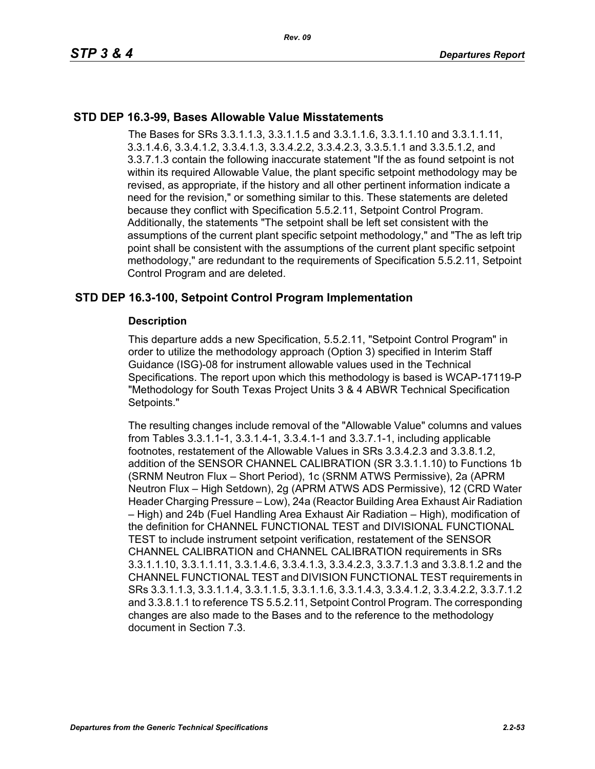## STD DEP 16.3-99, Bases Allowable Value Misstatements

The Bases for SRs 3.3.1.1.3, 3.3.1.1.5 and 3.3.1.1.6, 3.3.1.1.10 and 3.3.1.1.11, 3.3.1.4.6, 3.3.4.1.2, 3.3.4.1.3, 3.3.4.2.2, 3.3.4.2.3, 3.3.5.1.1 and 3.3.5.1.2, and 3.3.7.1.3 contain the following inaccurate statement "If the as found setpoint is not within its required Allowable Value, the plant specific setpoint methodology may be revised, as appropriate, if the history and all other pertinent information indicate a need for the revision," or something similar to this. These statements are deleted because they conflict with Specification 5.5.2.11, Setpoint Control Program. Additionally, the statements "The setpoint shall be left set consistent with the assumptions of the current plant specific setpoint methodology," and "The as left trip point shall be consistent with the assumptions of the current plant specific setpoint methodology," are redundant to the requirements of Specification 5.5.2.11, Setpoint Control Program and are deleted.

## STD DEP 16.3-100, Setpoint Control Program Implementation

### Description

This departure adds a new Specification, 5.5.2.11, "Setpoint Control Program" in order to utilize the methodology approach (Option 3) specified in Interim Staff Guidance (ISG)-08 for instrument allowable values used in the Technical Specifications. The report upon which this methodology is based is WCAP-17119-P "Methodology for South Texas Project Units 3 & 4 ABWR Technical Specification Setpoints."

The resulting changes include removal of the "Allowable Value" columns and values from Tables 3.3.1.1-1, 3.3.1.4-1, 3.3.4.1-1 and 3.3.7.1-1, including applicable footnotes, restatement of the Allowable Values in SRs 3.3.4.2.3 and 3.3.8.1.2, addition of the SENSOR CHANNEL CALIBRATION (SR 3.3.1.1.10) to Functions 1b (SRNM Neutron Flux – Short Period), 1c (SRNM ATWS Permissive), 2a (APRM Neutron Flux – High Setdown), 2g (APRM ATWS ADS Permissive), 12 (CRD Water Header Charging Pressure – Low), 24a (Reactor Building Area Exhaust Air Radiation – High) and 24b (Fuel Handling Area Exhaust Air Radiation – High), modification of the definition for CHANNEL FUNCTIONAL TEST and DIVISIONAL FUNCTIONAL TEST to include instrument setpoint verification, restatement of the SENSOR CHANNEL CALIBRATION and CHANNEL CALIBRATION requirements in SRs 3.3.1.1.10, 3.3.1.1.11, 3.3.1.4.6, 3.3.4.1.3, 3.3.4.2.3, 3.3.7.1.3 and 3.3.8.1.2 and the CHANNEL FUNCTIONAL TEST and DIVISION FUNCTIONAL TEST requirements in SRs 3.3.1.1.3, 3.3.1.1.4, 3.3.1.1.5, 3.3.1.1.6, 3.3.1.4.3, 3.3.4.1.2, 3.3.4.2.2, 3.3.7.1.2 and 3.3.8.1.1 to reference TS 5.5.2.11, Setpoint Control Program. The corresponding changes are also made to the Bases and to the reference to the methodology document in Section 7.3.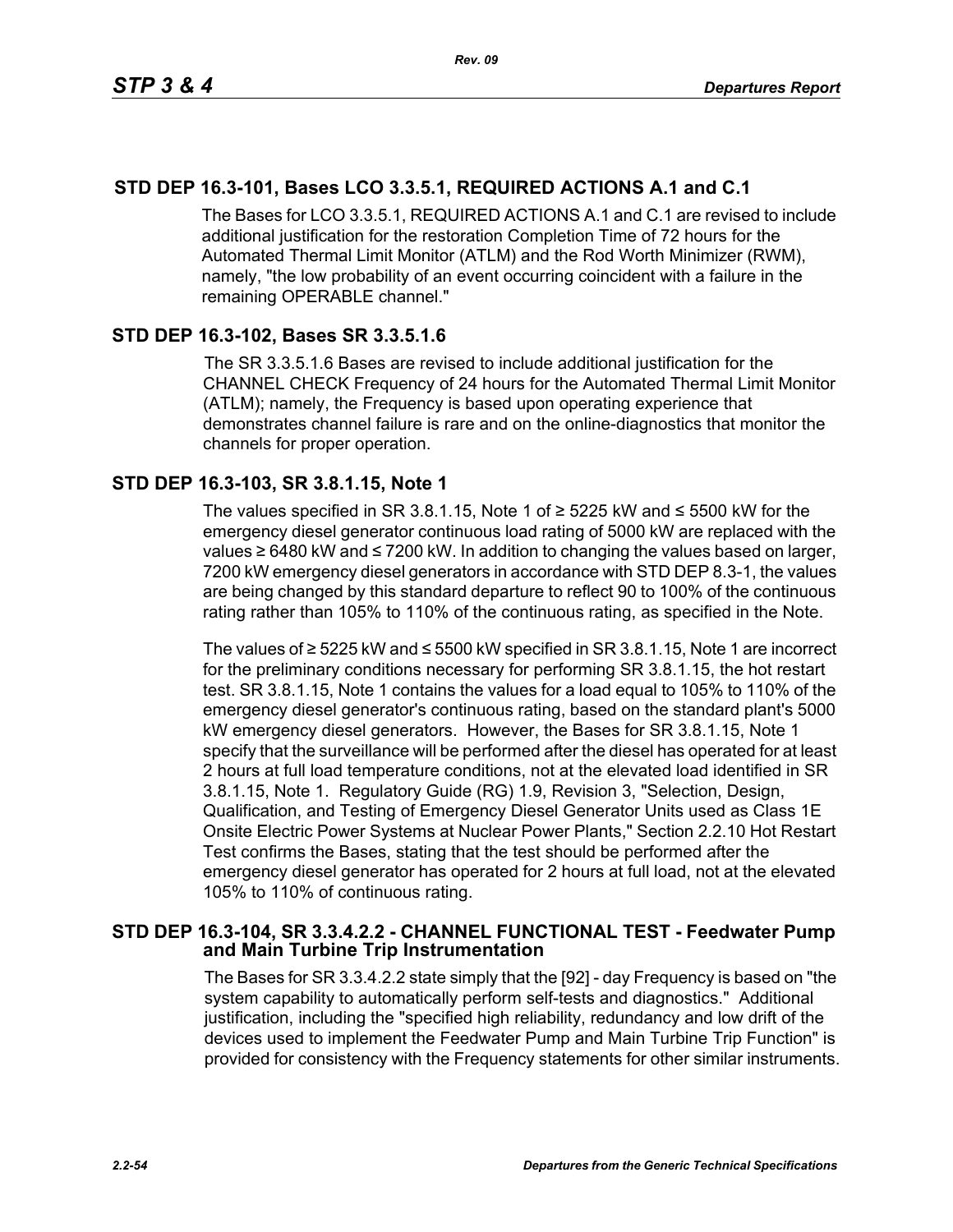## STD DEP 16.3-101, Bases LCO 3.3.5.1, REQUIRED ACTIONS A.1 and C.1

The Bases for LCO 3.3.5.1, REQUIRED ACTIONS A.1 and C.1 are revised to include additional justification for the restoration Completion Time of 72 hours for the Automated Thermal Limit Monitor (ATLM) and the Rod Worth Minimizer (RWM), namely, "the low probability of an event occurring coincident with a failure in the remaining OPERABLE channel."

## STD DEP 16.3-102, Bases SR 3.3.5.1.6

The SR 3.3.5.1.6 Bases are revised to include additional justification for the CHANNEL CHECK Frequency of 24 hours for the Automated Thermal Limit Monitor (ATLM); namely, the Frequency is based upon operating experience that demonstrates channel failure is rare and on the online-diagnostics that monitor the channels for proper operation.

## STD DEP 16.3-103, SR 3.8.1.15, Note 1

The values specified in SR 3.8.1.15, Note 1 of ≥ 5225 kW and ≤ 5500 kW for the emergency diesel generator continuous load rating of 5000 kW are replaced with the values ≥ 6480 kW and ≤ 7200 kW. In addition to changing the values based on larger, 7200 kW emergency diesel generators in accordance with STD DEP 8.3-1, the values are being changed by this standard departure to reflect 90 to 100% of the continuous rating rather than 105% to 110% of the continuous rating, as specified in the Note.

The values of ≥ 5225 kW and ≤ 5500 kW specified in SR 3.8.1.15, Note 1 are incorrect for the preliminary conditions necessary for performing SR 3.8.1.15, the hot restart test. SR 3.8.1.15, Note 1 contains the values for a load equal to 105% to 110% of the emergency diesel generator's continuous rating, based on the standard plant's 5000 kW emergency diesel generators. However, the Bases for SR 3.8.1.15, Note 1 specify that the surveillance will be performed after the diesel has operated for at least 2 hours at full load temperature conditions, not at the elevated load identified in SR 3.8.1.15, Note 1. Regulatory Guide (RG) 1.9, Revision 3, "Selection, Design, Qualification, and Testing of Emergency Diesel Generator Units used as Class 1E Onsite Electric Power Systems at Nuclear Power Plants," Section 2.2.10 Hot Restart Test confirms the Bases, stating that the test should be performed after the emergency diesel generator has operated for 2 hours at full load, not at the elevated 105% to 110% of continuous rating.

## STD DEP 16.3-104, SR 3.3.4.2.2 - CHANNEL FUNCTIONAL TEST - Feedwater Pump and Main Turbine Trip Instrumentation

The Bases for SR 3.3.4.2.2 state simply that the [92] - day Frequency is based on "the system capability to automatically perform self-tests and diagnostics." Additional justification, including the "specified high reliability, redundancy and low drift of the devices used to implement the Feedwater Pump and Main Turbine Trip Function" is provided for consistency with the Frequency statements for other similar instruments.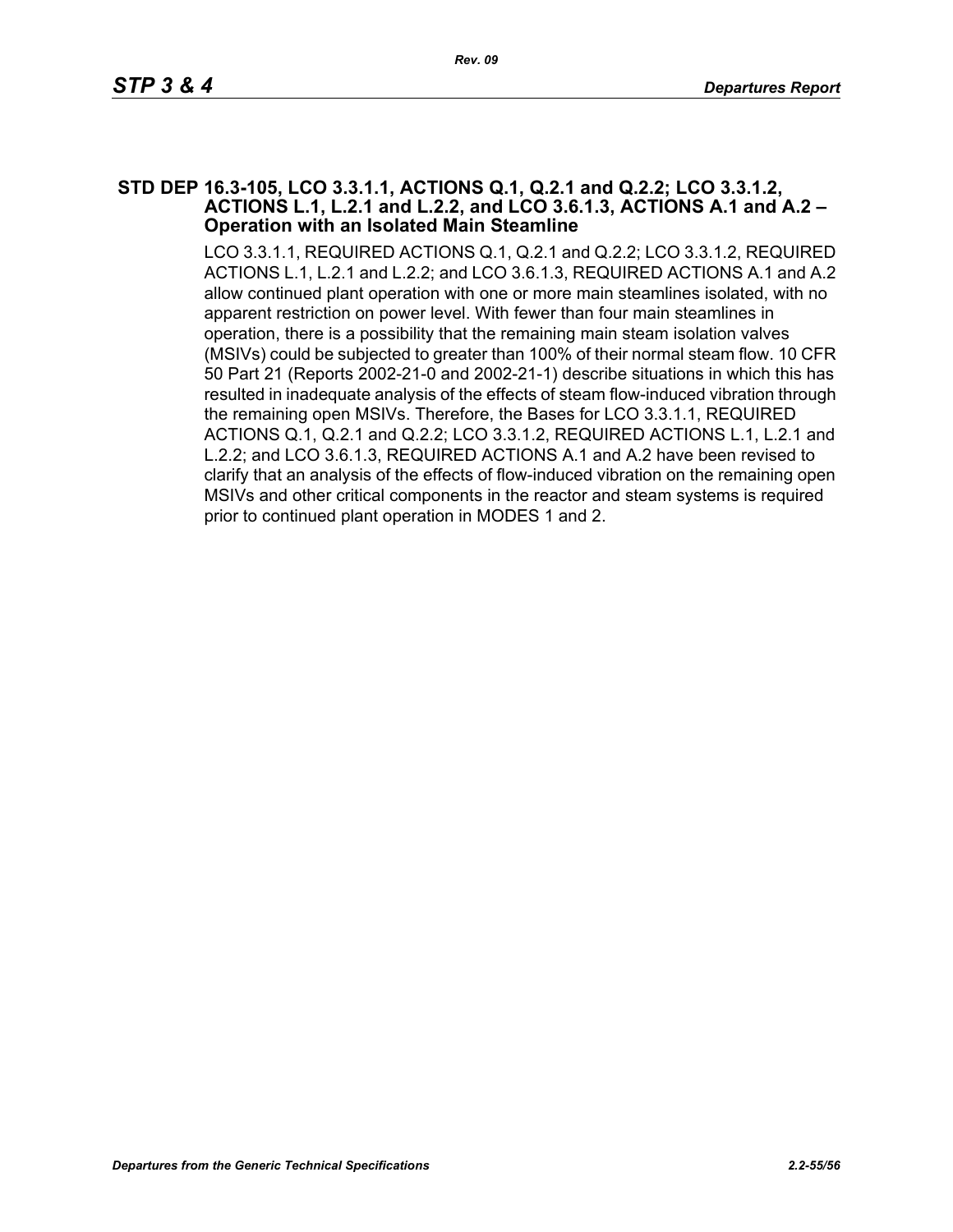### STD DEP 16.3-105, LCO 3.3.1.1, ACTIONS Q.1, Q.2.1 and Q.2.2; LCO 3.3.1.2, ACTIONS L.1, L.2.1 and L.2.2, and LCO 3.6.1.3, ACTIONS A.1 and A.2 – Operation with an Isolated Main Steamline

LCO 3.3.1.1, REQUIRED ACTIONS Q.1, Q.2.1 and Q.2.2; LCO 3.3.1.2, REQUIRED ACTIONS L.1, L.2.1 and L.2.2; and LCO 3.6.1.3, REQUIRED ACTIONS A.1 and A.2 allow continued plant operation with one or more main steamlines isolated, with no apparent restriction on power level. With fewer than four main steamlines in operation, there is a possibility that the remaining main steam isolation valves (MSIVs) could be subjected to greater than 100% of their normal steam flow. 10 CFR 50 Part 21 (Reports 2002-21-0 and 2002-21-1) describe situations in which this has resulted in inadequate analysis of the effects of steam flow-induced vibration through the remaining open MSIVs. Therefore, the Bases for LCO 3.3.1.1, REQUIRED ACTIONS Q.1, Q.2.1 and Q.2.2; LCO 3.3.1.2, REQUIRED ACTIONS L.1, L.2.1 and L.2.2; and LCO 3.6.1.3, REQUIRED ACTIONS A.1 and A.2 have been revised to clarify that an analysis of the effects of flow-induced vibration on the remaining open MSIVs and other critical components in the reactor and steam systems is required prior to continued plant operation in MODES 1 and 2.